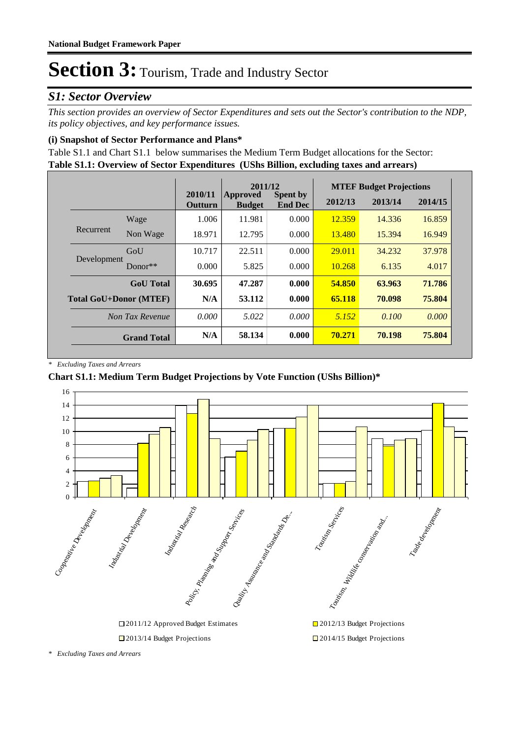**National Budget Framework Paper**

# Section 3: Tourism, Trade and Industry Sector

## *S1: Sector Overview*

*This section provides an overview of Sector Expenditures and sets out the Sector's contribution to the NDP, its policy objectives, and key performance issues.*

### (i) Snapshot of Sector Performance and Plans*

Table S1.1 and Chart S1.1 below summarises the Medium Term Budget allocations for the Sector:

**Table S1.1: Overview of Sector Expenditures (UShs Billion, excluding taxes and arrears)**

| | | 2010/11 Outturn | 2011/12 Approved Budget | 2011/12 Spent by End Dec | MTEF Budget Projections 2012/13 | 2013/14 | 2014/15 |
|---|---|---|---|---|---|---|---|
| Recurrent | Wage | 1.006 | 11.981 | 0.000 | 12.359 | 14.336 | 16.859 |
| | Non Wage | 18.971 | 12.795 | 0.000 | 13.480 | 15.394 | 16.949 |
| Development | GoU | 10.717 | 22.511 | 0.000 | 29.011 | 34.232 | 37.978 |
| | Donor** | 0.000 | 5.825 | 0.000 | 10.268 | 6.135 | 4.017 |
| | **GoU Total** | **30.695** | **47.287** | **0.000** | **54.850** | **63.963** | **71.786** |
| **Total GoU+Donor (MTEF)** | | **N/A** | **53.112** | **0.000** | **65.118** | **70.098** | **75.804** |
| | *Non Tax Revenue* | *0.000* | *5.022* | *0.000* | *5.152* | *0.100* | *0.000* |
| | **Grand Total** | **N/A** | **58.134** | **0.000** | **70.271** | **70.198** | **75.804** |

\* *Excluding Taxes and Arrears*

**Chart S1.1: Medium Term Budget Projections by Vote Function (UShs Billion)***

\* *Excluding Taxes and Arrears*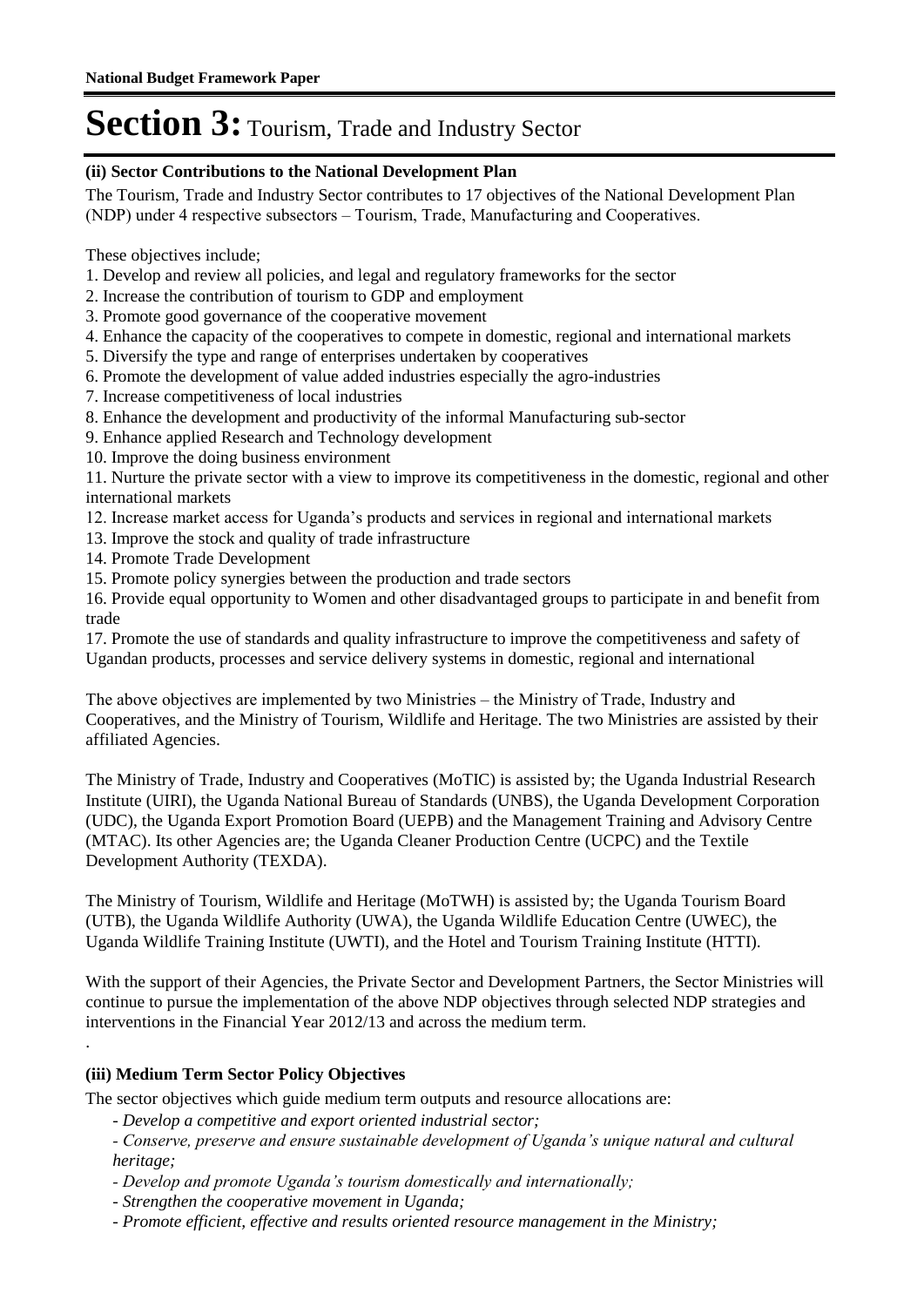# Section 3: Tourism, Trade and Industry Sector

**(ii) Sector Contributions to the National Development Plan**

The Tourism, Trade and Industry Sector contributes to 17 objectives of the National Development Plan (NDP) under 4 respective subsectors – Tourism, Trade, Manufacturing and Cooperatives.

These objectives include;

1. Develop and review all policies, and legal and regulatory frameworks for the sector
2. Increase the contribution of tourism to GDP and employment
3. Promote good governance of the cooperative movement
4. Enhance the capacity of the cooperatives to compete in domestic, regional and international markets
5. Diversify the type and range of enterprises undertaken by cooperatives
6. Promote the development of value added industries especially the agro-industries
7. Increase competitiveness of local industries
8. Enhance the development and productivity of the informal Manufacturing sub-sector
9. Enhance applied Research and Technology development
10. Improve the doing business environment
11. Nurture the private sector with a view to improve its competitiveness in the domestic, regional and other international markets
12. Increase market access for Uganda's products and services in regional and international markets
13. Improve the stock and quality of trade infrastructure
14. Promote Trade Development
15. Promote policy synergies between the production and trade sectors
16. Provide equal opportunity to Women and other disadvantaged groups to participate in and benefit from trade
17. Promote the use of standards and quality infrastructure to improve the competitiveness and safety of Ugandan products, processes and service delivery systems in domestic, regional and international

The above objectives are implemented by two Ministries – the Ministry of Trade, Industry and Cooperatives, and the Ministry of Tourism, Wildlife and Heritage. The two Ministries are assisted by their affiliated Agencies.

The Ministry of Trade, Industry and Cooperatives (MoTIC) is assisted by; the Uganda Industrial Research Institute (UIRI), the Uganda National Bureau of Standards (UNBS), the Uganda Development Corporation (UDC), the Uganda Export Promotion Board (UEPB) and the Management Training and Advisory Centre (MTAC). Its other Agencies are; the Uganda Cleaner Production Centre (UCPC) and the Textile Development Authority (TEXDA).

The Ministry of Tourism, Wildlife and Heritage (MoTWH) is assisted by; the Uganda Tourism Board (UTB), the Uganda Wildlife Authority (UWA), the Uganda Wildlife Education Centre (UWEC), the Uganda Wildlife Training Institute (UWTI), and the Hotel and Tourism Training Institute (HTTI).

With the support of their Agencies, the Private Sector and Development Partners, the Sector Ministries will continue to pursue the implementation of the above NDP objectives through selected NDP strategies and interventions in the Financial Year 2012/13 and across the medium term.

.

**(iii) Medium Term Sector Policy Objectives**

The sector objectives which guide medium term outputs and resource allocations are:

- *Develop a competitive and export oriented industrial sector;*
- *Conserve, preserve and ensure sustainable development of Uganda's unique natural and cultural heritage;*
- *Develop and promote Uganda's tourism domestically and internationally;*
- *Strengthen the cooperative movement in Uganda;*
- *Promote efficient, effective and results oriented resource management in the Ministry;*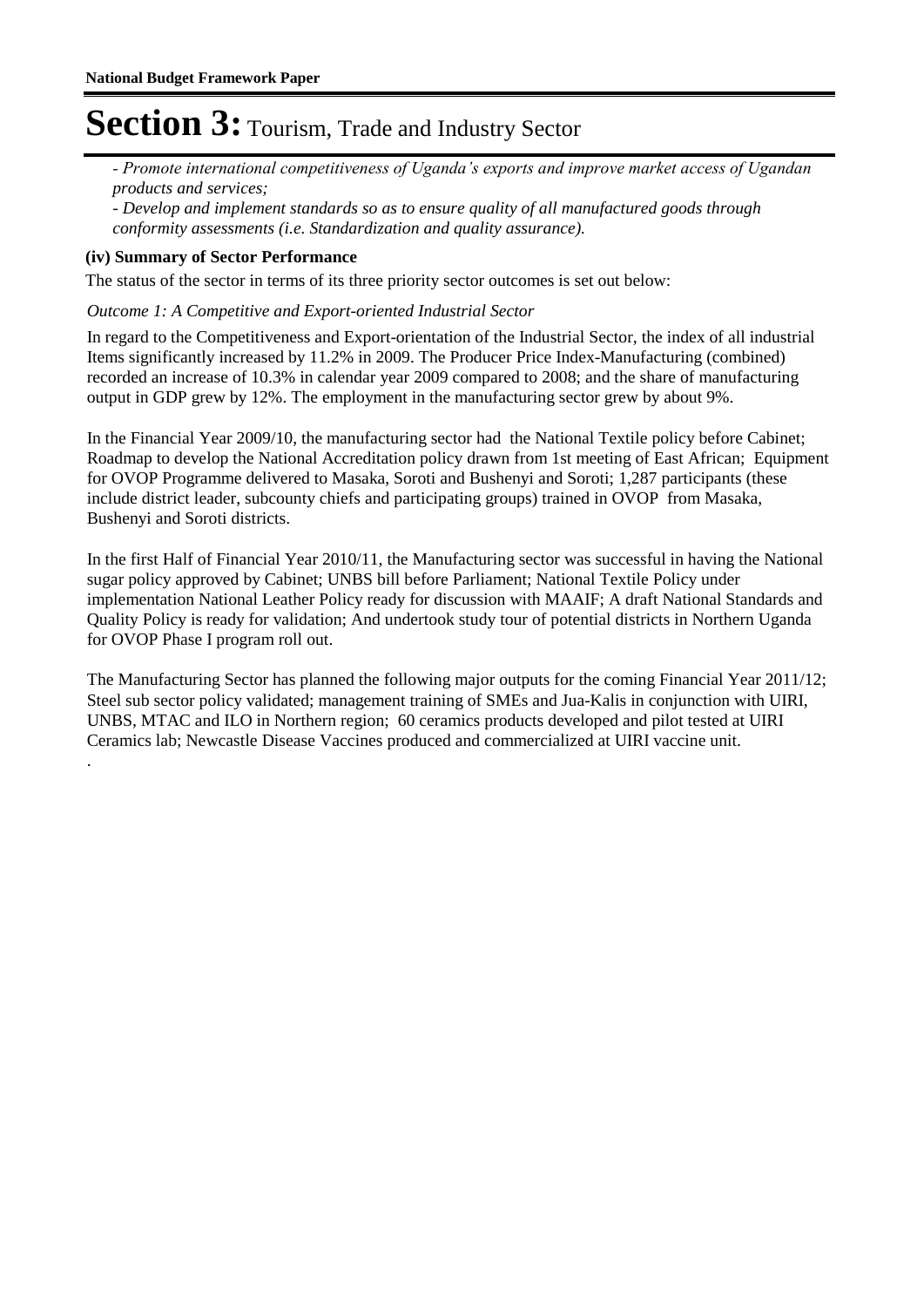# Section 3: Tourism, Trade and Industry Sector

*- Promote international competitiveness of Uganda's exports and improve market access of Ugandan products and services;*

*- Develop and implement standards so as to ensure quality of all manufactured goods through conformity assessments (i.e. Standardization and quality assurance).*

**(iv) Summary of Sector Performance**

The status of the sector in terms of its three priority sector outcomes is set out below:

*Outcome 1: A Competitive and Export-oriented Industrial Sector*

In regard to the Competitiveness and Export-orientation of the Industrial Sector, the index of all industrial Items significantly increased by 11.2% in 2009. The Producer Price Index-Manufacturing (combined) recorded an increase of 10.3% in calendar year 2009 compared to 2008; and the share of manufacturing output in GDP grew by 12%. The employment in the manufacturing sector grew by about 9%.

In the Financial Year 2009/10, the manufacturing sector had the National Textile policy before Cabinet; Roadmap to develop the National Accreditation policy drawn from 1st meeting of East African; Equipment for OVOP Programme delivered to Masaka, Soroti and Bushenyi and Soroti; 1,287 participants (these include district leader, subcounty chiefs and participating groups) trained in OVOP from Masaka, Bushenyi and Soroti districts.

In the first Half of Financial Year 2010/11, the Manufacturing sector was successful in having the National sugar policy approved by Cabinet; UNBS bill before Parliament; National Textile Policy under implementation National Leather Policy ready for discussion with MAAIF; A draft National Standards and Quality Policy is ready for validation; And undertook study tour of potential districts in Northern Uganda for OVOP Phase I program roll out.

The Manufacturing Sector has planned the following major outputs for the coming Financial Year 2011/12; Steel sub sector policy validated; management training of SMEs and Jua-Kalis in conjunction with UIRI, UNBS, MTAC and ILO in Northern region; 60 ceramics products developed and pilot tested at UIRI Ceramics lab; Newcastle Disease Vaccines produced and commercialized at UIRI vaccine unit.

.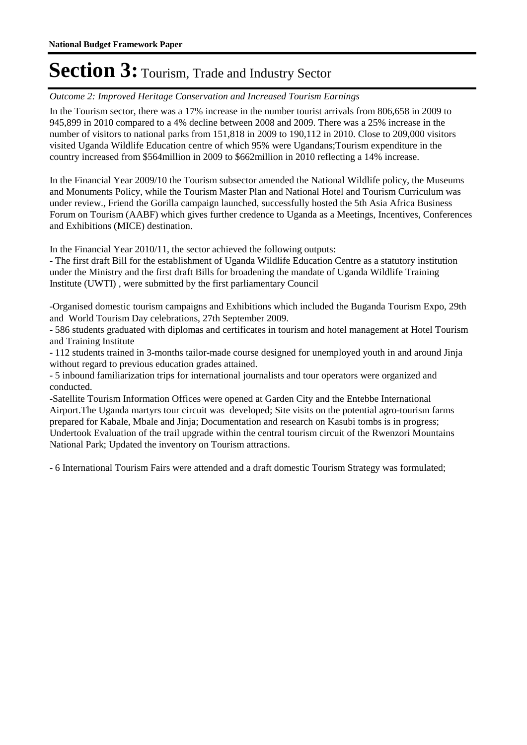# Section 3: Tourism, Trade and Industry Sector

*Outcome 2: Improved Heritage Conservation and Increased Tourism Earnings*

In the Tourism sector, there was a 17% increase in the number tourist arrivals from 806,658 in 2009 to 945,899 in 2010 compared to a 4% decline between 2008 and 2009. There was a 25% increase in the number of visitors to national parks from 151,818 in 2009 to 190,112 in 2010. Close to 209,000 visitors visited Uganda Wildlife Education centre of which 95% were Ugandans;Tourism expenditure in the country increased from $564million in 2009 to $662million in 2010 reflecting a 14% increase.

In the Financial Year 2009/10 the Tourism subsector amended the National Wildlife policy, the Museums and Monuments Policy, while the Tourism Master Plan and National Hotel and Tourism Curriculum was under review., Friend the Gorilla campaign launched, successfully hosted the 5th Asia Africa Business Forum on Tourism (AABF) which gives further credence to Uganda as a Meetings, Incentives, Conferences and Exhibitions (MICE) destination.

In the Financial Year 2010/11, the sector achieved the following outputs:

- The first draft Bill for the establishment of Uganda Wildlife Education Centre as a statutory institution under the Ministry and the first draft Bills for broadening the mandate of Uganda Wildlife Training Institute (UWTI) , were submitted by the first parliamentary Council

-Organised domestic tourism campaigns and Exhibitions which included the Buganda Tourism Expo, 29th and World Tourism Day celebrations, 27th September 2009.

- 586 students graduated with diplomas and certificates in tourism and hotel management at Hotel Tourism and Training Institute

- 112 students trained in 3-months tailor-made course designed for unemployed youth in and around Jinja without regard to previous education grades attained.

- 5 inbound familiarization trips for international journalists and tour operators were organized and conducted.

-Satellite Tourism Information Offices were opened at Garden City and the Entebbe International Airport.The Uganda martyrs tour circuit was developed; Site visits on the potential agro-tourism farms prepared for Kabale, Mbale and Jinja; Documentation and research on Kasubi tombs is in progress; Undertook Evaluation of the trail upgrade within the central tourism circuit of the Rwenzori Mountains National Park; Updated the inventory on Tourism attractions.

- 6 International Tourism Fairs were attended and a draft domestic Tourism Strategy was formulated;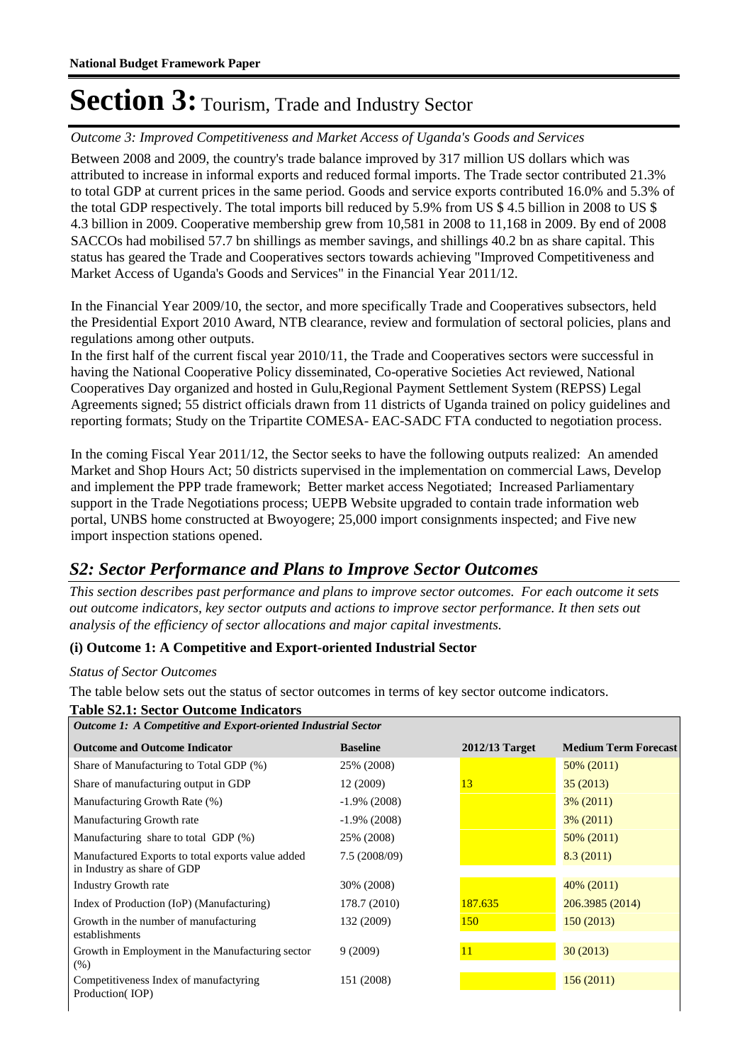# Section 3: Tourism, Trade and Industry Sector

*Outcome 3: Improved Competitiveness and Market Access of Uganda's Goods and Services*

Between 2008 and 2009, the country's trade balance improved by 317 million US dollars which was attributed to increase in informal exports and reduced formal imports. The Trade sector contributed 21.3% to total GDP at current prices in the same period. Goods and service exports contributed 16.0% and 5.3% of the total GDP respectively. The total imports bill reduced by 5.9% from US $ 4.5 billion in 2008 to US $ 4.3 billion in 2009. Cooperative membership grew from 10,581 in 2008 to 11,168 in 2009. By end of 2008 SACCOs had mobilised 57.7 bn shillings as member savings, and shillings 40.2 bn as share capital. This status has geared the Trade and Cooperatives sectors towards achieving "Improved Competitiveness and Market Access of Uganda's Goods and Services" in the Financial Year 2011/12.

In the Financial Year 2009/10, the sector, and more specifically Trade and Cooperatives subsectors, held the Presidential Export 2010 Award, NTB clearance, review and formulation of sectoral policies, plans and regulations among other outputs.
In the first half of the current fiscal year 2010/11, the Trade and Cooperatives sectors were successful in having the National Cooperative Policy disseminated, Co-operative Societies Act reviewed, National Cooperatives Day organized and hosted in Gulu,Regional Payment Settlement System (REPSS) Legal Agreements signed; 55 district officials drawn from 11 districts of Uganda trained on policy guidelines and reporting formats; Study on the Tripartite COMESA- EAC-SADC FTA conducted to negotiation process.

In the coming Fiscal Year 2011/12, the Sector seeks to have the following outputs realized: An amended Market and Shop Hours Act; 50 districts supervised in the implementation on commercial Laws, Develop and implement the PPP trade framework; Better market access Negotiated; Increased Parliamentary support in the Trade Negotiations process; UEPB Website upgraded to contain trade information web portal, UNBS home constructed at Bwoyogere; 25,000 import consignments inspected; and Five new import inspection stations opened.

## S2: Sector Performance and Plans to Improve Sector Outcomes

*This section describes past performance and plans to improve sector outcomes. For each outcome it sets out outcome indicators, key sector outputs and actions to improve sector performance. It then sets out analysis of the efficiency of sector allocations and major capital investments.*

### (i) Outcome 1: A Competitive and Export-oriented Industrial Sector

*Status of Sector Outcomes*

The table below sets out the status of sector outcomes in terms of key sector outcome indicators.

**Table S2.1: Sector Outcome Indicators**

| *Outcome 1: A Competitive and Export-oriented Industrial Sector* | | | |
|---|---|---|---|
| **Outcome and Outcome Indicator** | **Baseline** | **2012/13 Target** | **Medium Term Forecast** |
| Share of Manufacturing to Total GDP (%) | 25% (2008) | | 50% (2011) |
| Share of manufacturing output in GDP | 12 (2009) | 13 | 35 (2013) |
| Manufacturing Growth Rate (%) | -1.9% (2008) | | 3% (2011) |
| Manufacturing Growth rate | -1.9% (2008) | | 3% (2011) |
| Manufacturing share to total GDP (%) | 25% (2008) | | 50% (2011) |
| Manufactured Exports to total exports value added in Industry as share of GDP | 7.5 (2008/09) | | 8.3 (2011) |
| Industry Growth rate | 30% (2008) | | 40% (2011) |
| Index of Production (IoP) (Manufacturing) | 178.7 (2010) | 187.635 | 206.3985 (2014) |
| Growth in the number of manufacturing establishments | 132 (2009) | 150 | 150 (2013) |
| Growth in Employment in the Manufacturing sector (%) | 9 (2009) | 11 | 30 (2013) |
| Competitiveness Index of manufactyring Production( IOP) | 151 (2008) | | 156 (2011) |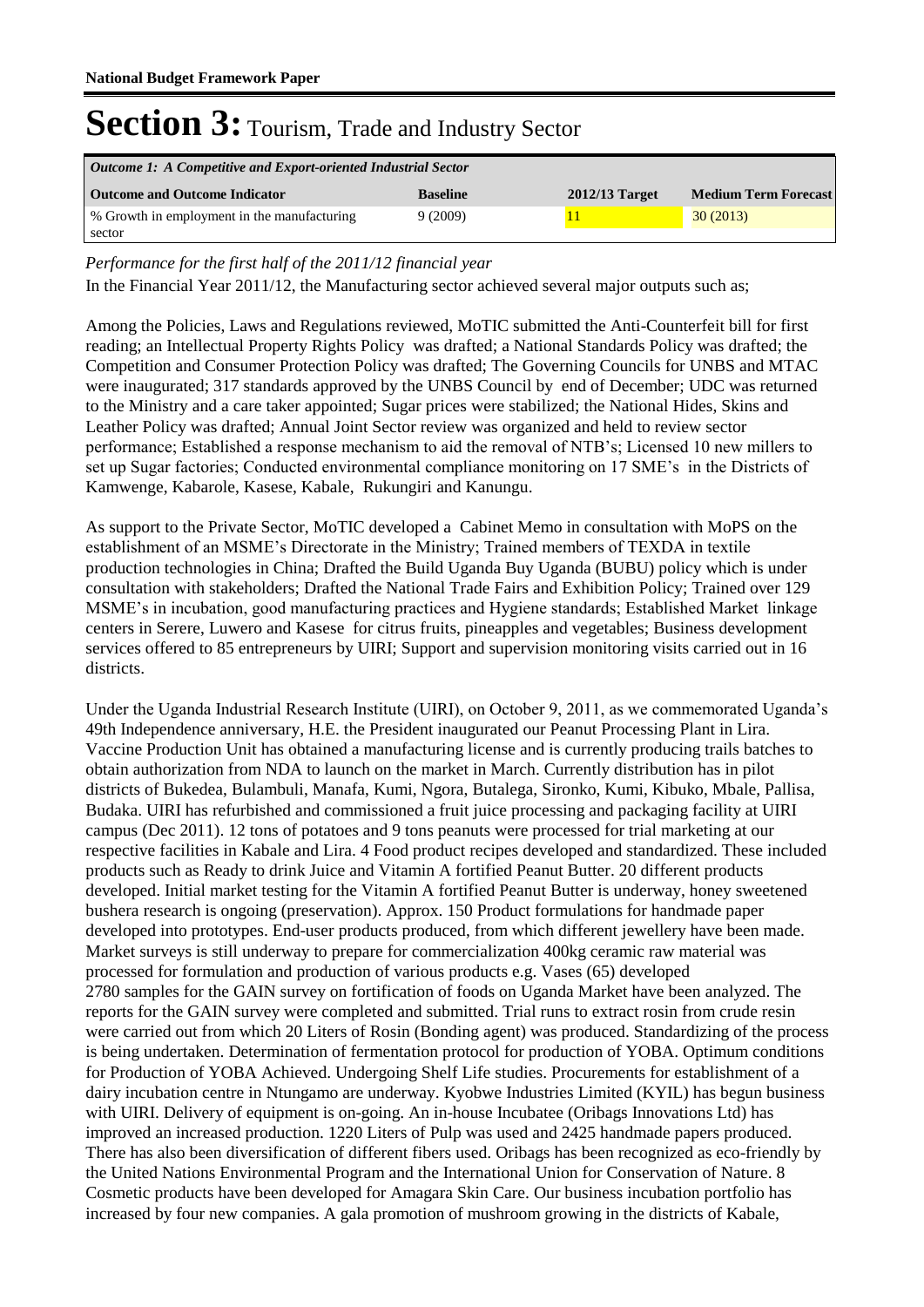# Section 3: Tourism, Trade and Industry Sector

| *Outcome 1: A Competitive and Export-oriented Industrial Sector* | | | |
|---|---|---|---|
| **Outcome and Outcome Indicator** | **Baseline** | **2012/13 Target** | **Medium Term Forecast** |
| % Growth in employment in the manufacturing sector | 9 (2009) | 11 | 30 (2013) |

*Performance for the first half of the 2011/12 financial year*

In the Financial Year 2011/12, the Manufacturing sector achieved several major outputs such as;

Among the Policies, Laws and Regulations reviewed, MoTIC submitted the Anti-Counterfeit bill for first reading; an Intellectual Property Rights Policy was drafted; a National Standards Policy was drafted; the Competition and Consumer Protection Policy was drafted; The Governing Councils for UNBS and MTAC were inaugurated; 317 standards approved by the UNBS Council by end of December; UDC was returned to the Ministry and a care taker appointed; Sugar prices were stabilized; the National Hides, Skins and Leather Policy was drafted; Annual Joint Sector review was organized and held to review sector performance; Established a response mechanism to aid the removal of NTB's; Licensed 10 new millers to set up Sugar factories; Conducted environmental compliance monitoring on 17 SME's in the Districts of Kamwenge, Kabarole, Kasese, Kabale, Rukungiri and Kanungu.

As support to the Private Sector, MoTIC developed a Cabinet Memo in consultation with MoPS on the establishment of an MSME's Directorate in the Ministry; Trained members of TEXDA in textile production technologies in China; Drafted the Build Uganda Buy Uganda (BUBU) policy which is under consultation with stakeholders; Drafted the National Trade Fairs and Exhibition Policy; Trained over 129 MSME's in incubation, good manufacturing practices and Hygiene standards; Established Market linkage centers in Serere, Luwero and Kasese for citrus fruits, pineapples and vegetables; Business development services offered to 85 entrepreneurs by UIRI; Support and supervision monitoring visits carried out in 16 districts.

Under the Uganda Industrial Research Institute (UIRI), on October 9, 2011, as we commemorated Uganda's 49th Independence anniversary, H.E. the President inaugurated our Peanut Processing Plant in Lira. Vaccine Production Unit has obtained a manufacturing license and is currently producing trails batches to obtain authorization from NDA to launch on the market in March. Currently distribution has in pilot districts of Bukedea, Bulambuli, Manafa, Kumi, Ngora, Butalega, Sironko, Kumi, Kibuko, Mbale, Pallisa, Budaka. UIRI has refurbished and commissioned a fruit juice processing and packaging facility at UIRI campus (Dec 2011). 12 tons of potatoes and 9 tons peanuts were processed for trial marketing at our respective facilities in Kabale and Lira. 4 Food product recipes developed and standardized. These included products such as Ready to drink Juice and Vitamin A fortified Peanut Butter. 20 different products developed. Initial market testing for the Vitamin A fortified Peanut Butter is underway, honey sweetened bushera research is ongoing (preservation). Approx. 150 Product formulations for handmade paper developed into prototypes. End-user products produced, from which different jewellery have been made. Market surveys is still underway to prepare for commercialization 400kg ceramic raw material was processed for formulation and production of various products e.g. Vases (65) developed
2780 samples for the GAIN survey on fortification of foods on Uganda Market have been analyzed. The reports for the GAIN survey were completed and submitted. Trial runs to extract rosin from crude resin were carried out from which 20 Liters of Rosin (Bonding agent) was produced. Standardizing of the process is being undertaken. Determination of fermentation protocol for production of YOBA. Optimum conditions for Production of YOBA Achieved. Undergoing Shelf Life studies. Procurements for establishment of a dairy incubation centre in Ntungamo are underway. Kyobwe Industries Limited (KYIL) has begun business with UIRI. Delivery of equipment is on-going. An in-house Incubatee (Oribags Innovations Ltd) has improved an increased production. 1220 Liters of Pulp was used and 2425 handmade papers produced. There has also been diversification of different fibers used. Oribags has been recognized as eco-friendly by the United Nations Environmental Program and the International Union for Conservation of Nature. 8 Cosmetic products have been developed for Amagara Skin Care. Our business incubation portfolio has increased by four new companies. A gala promotion of mushroom growing in the districts of Kabale,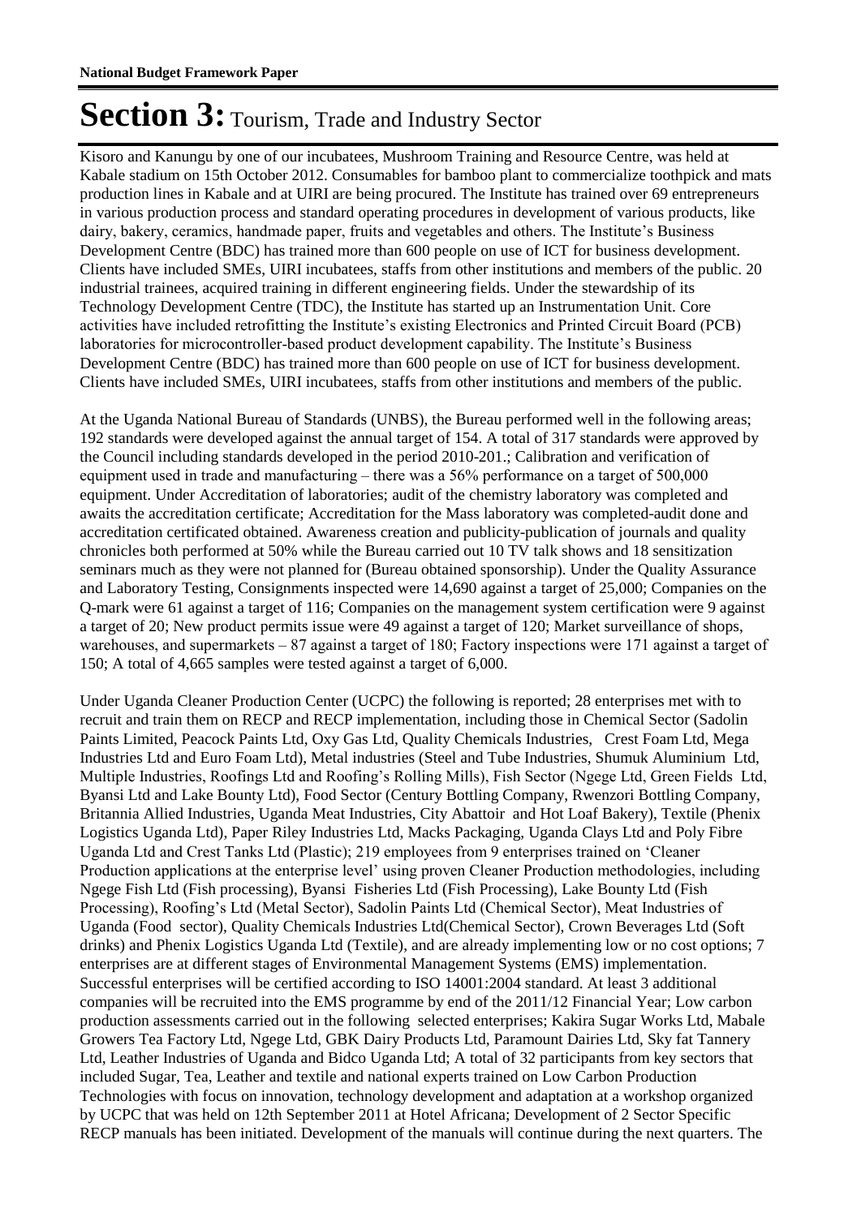# Section 3: Tourism, Trade and Industry Sector

Kisoro and Kanungu by one of our incubatees, Mushroom Training and Resource Centre, was held at Kabale stadium on 15th October 2012. Consumables for bamboo plant to commercialize toothpick and mats production lines in Kabale and at UIRI are being procured. The Institute has trained over 69 entrepreneurs in various production process and standard operating procedures in development of various products, like dairy, bakery, ceramics, handmade paper, fruits and vegetables and others. The Institute's Business Development Centre (BDC) has trained more than 600 people on use of ICT for business development. Clients have included SMEs, UIRI incubatees, staffs from other institutions and members of the public. 20 industrial trainees, acquired training in different engineering fields. Under the stewardship of its Technology Development Centre (TDC), the Institute has started up an Instrumentation Unit. Core activities have included retrofitting the Institute's existing Electronics and Printed Circuit Board (PCB) laboratories for microcontroller-based product development capability. The Institute's Business Development Centre (BDC) has trained more than 600 people on use of ICT for business development. Clients have included SMEs, UIRI incubatees, staffs from other institutions and members of the public.

At the Uganda National Bureau of Standards (UNBS), the Bureau performed well in the following areas; 192 standards were developed against the annual target of 154. A total of 317 standards were approved by the Council including standards developed in the period 2010-201.; Calibration and verification of equipment used in trade and manufacturing – there was a 56% performance on a target of 500,000 equipment. Under Accreditation of laboratories; audit of the chemistry laboratory was completed and awaits the accreditation certificate; Accreditation for the Mass laboratory was completed-audit done and accreditation certificated obtained. Awareness creation and publicity-publication of journals and quality chronicles both performed at 50% while the Bureau carried out 10 TV talk shows and 18 sensitization seminars much as they were not planned for (Bureau obtained sponsorship). Under the Quality Assurance and Laboratory Testing, Consignments inspected were 14,690 against a target of 25,000; Companies on the Q-mark were 61 against a target of 116; Companies on the management system certification were 9 against a target of 20; New product permits issue were 49 against a target of 120; Market surveillance of shops, warehouses, and supermarkets – 87 against a target of 180; Factory inspections were 171 against a target of 150; A total of 4,665 samples were tested against a target of 6,000.

Under Uganda Cleaner Production Center (UCPC) the following is reported; 28 enterprises met with to recruit and train them on RECP and RECP implementation, including those in Chemical Sector (Sadolin Paints Limited, Peacock Paints Ltd, Oxy Gas Ltd, Quality Chemicals Industries, Crest Foam Ltd, Mega Industries Ltd and Euro Foam Ltd), Metal industries (Steel and Tube Industries, Shumuk Aluminium Ltd, Multiple Industries, Roofings Ltd and Roofing's Rolling Mills), Fish Sector (Ngege Ltd, Green Fields Ltd, Byansi Ltd and Lake Bounty Ltd), Food Sector (Century Bottling Company, Rwenzori Bottling Company, Britannia Allied Industries, Uganda Meat Industries, City Abattoir and Hot Loaf Bakery), Textile (Phenix Logistics Uganda Ltd), Paper Riley Industries Ltd, Macks Packaging, Uganda Clays Ltd and Poly Fibre Uganda Ltd and Crest Tanks Ltd (Plastic); 219 employees from 9 enterprises trained on 'Cleaner Production applications at the enterprise level' using proven Cleaner Production methodologies, including Ngege Fish Ltd (Fish processing), Byansi Fisheries Ltd (Fish Processing), Lake Bounty Ltd (Fish Processing), Roofing's Ltd (Metal Sector), Sadolin Paints Ltd (Chemical Sector), Meat Industries of Uganda (Food sector), Quality Chemicals Industries Ltd(Chemical Sector), Crown Beverages Ltd (Soft drinks) and Phenix Logistics Uganda Ltd (Textile), and are already implementing low or no cost options; 7 enterprises are at different stages of Environmental Management Systems (EMS) implementation. Successful enterprises will be certified according to ISO 14001:2004 standard. At least 3 additional companies will be recruited into the EMS programme by end of the 2011/12 Financial Year; Low carbon production assessments carried out in the following selected enterprises; Kakira Sugar Works Ltd, Mabale Growers Tea Factory Ltd, Ngege Ltd, GBK Dairy Products Ltd, Paramount Dairies Ltd, Sky fat Tannery Ltd, Leather Industries of Uganda and Bidco Uganda Ltd; A total of 32 participants from key sectors that included Sugar, Tea, Leather and textile and national experts trained on Low Carbon Production Technologies with focus on innovation, technology development and adaptation at a workshop organized by UCPC that was held on 12th September 2011 at Hotel Africana; Development of 2 Sector Specific RECP manuals has been initiated. Development of the manuals will continue during the next quarters. The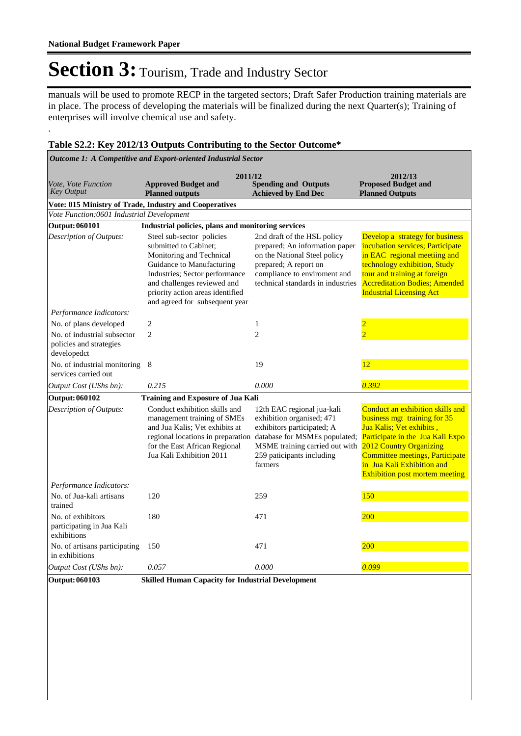manuals will be used to promote RECP in the targeted sectors; Draft Safer Production training materials are in place. The process of developing the materials will be finalized during the next Quarter(s); Training of enterprises will involve chemical use and safety.

.

**Table S2.2: Key 2012/13 Outputs Contributing to the Sector Outcome***

*Outcome 1: A Competitive and Export-oriented Industrial Sector*

| *Vote, Vote Function Key Output* | 2011/12 **Approved Budget and Planned outputs** | **Spending and Outputs Achieved by End Dec** | 2012/13 **Proposed Budget and Planned Outputs** |
|---|---|---|---|
| **Vote: 015 Ministry of Trade, Industry and Cooperatives** | | | |
| *Vote Function:0601 Industrial Development* | | | |
| **Output: 060101** | **Industrial policies, plans and monitoring services** | | |
| *Description of Outputs:* | Steel sub-sector policies submitted to Cabinet; Monitoring and Technical Guidance to Manufacturing Industries; Sector performance and challenges reviewed and priority action areas identified and agreed for subsequent year | 2nd draft of the HSL policy prepared; An information paper on the National Steel policy prepared; A report on compliance to enviroment and technical standards in industries | Develop a strategy for business incubation services; Participate in EAC regional meetiing and technology exhibition, Study tour and training at foreign Accreditation Bodies; Amended Industrial Licensing Act |
| *Performance Indicators:* | | | |
| No. of plans developed | 2 | 1 | 2 |
| No. of industrial subsector policies and strategies developedct | 2 | 2 | 2 |
| No. of industrial monitoring services carried out | 8 | 19 | 12 |
| *Output Cost (UShs bn):* | *0.215* | *0.000* | *0.392* |
| **Output: 060102** | **Training and Exposure of Jua Kali** | | |
| *Description of Outputs:* | Conduct exhibition skills and management training of SMEs and Jua Kalis; Vet exhibits at regional locations in preparation for the East African Regional Jua Kali Exhibition 2011 | 12th EAC regional jua-kali exhibition organised; 471 exhibitors participated; A database for MSMEs populated; MSME training carried out with 259 paticipants including farmers | Conduct an exhibition skills and business mgt training for 35 Jua Kalis; Vet exhibits , Participate in the Jua Kali Expo 2012 Country Organizing Committee meetings, Participate in Jua Kali Exhibition and Exhibition post mortem meeting |
| *Performance Indicators:* | | | |
| No. of Jua-kali artisans trained | 120 | 259 | 150 |
| No. of exhibitors participating in Jua Kali exhibitions | 180 | 471 | 200 |
| No. of artisans participating in exhibitions | 150 | 471 | 200 |
| *Output Cost (UShs bn):* | *0.057* | *0.000* | *0.099* |
| **Output: 060103** | **Skilled Human Capacity for Industrial Development** | | |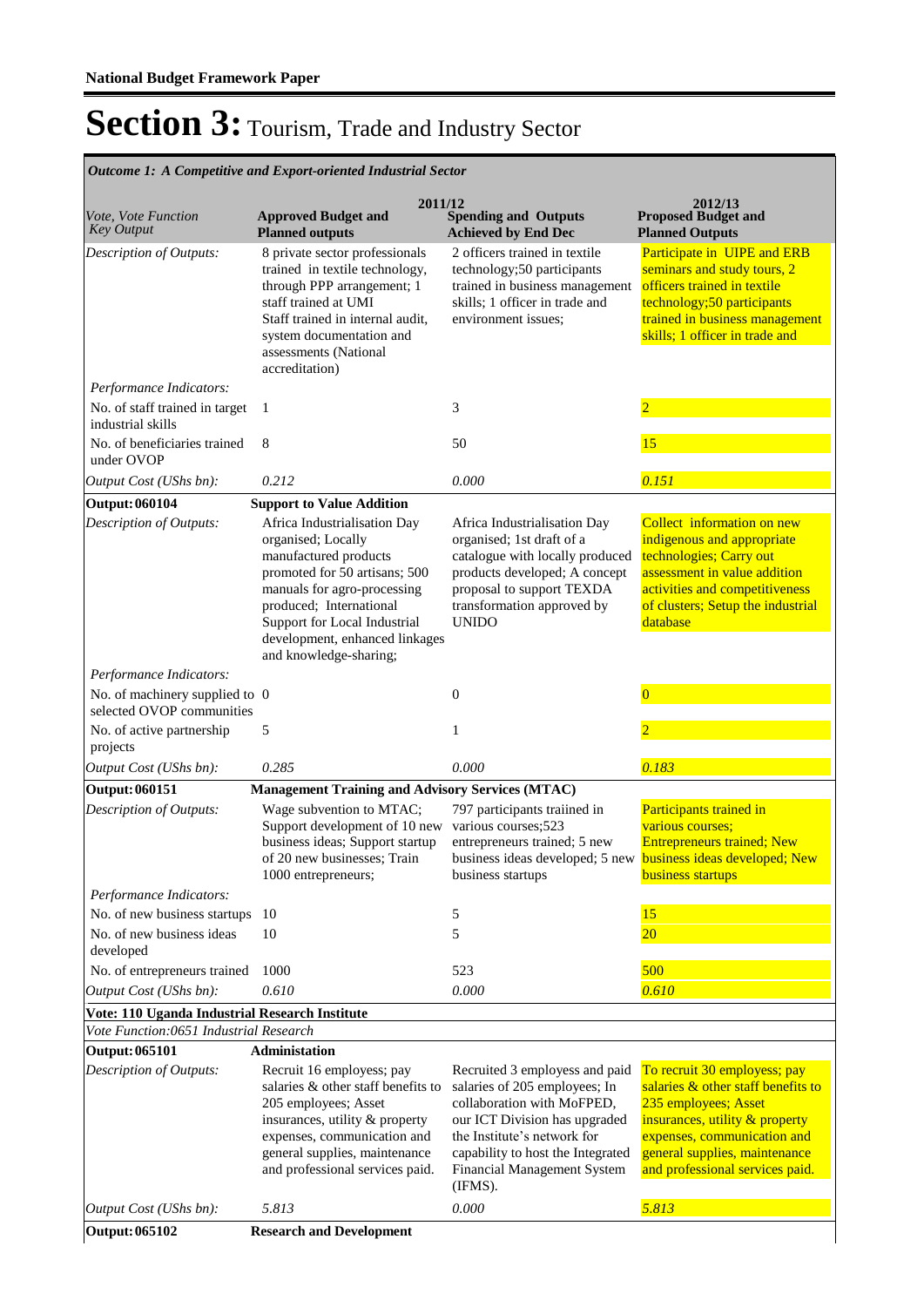**National Budget Framework Paper**

# Section 3: Tourism, Trade and Industry Sector

*Outcome 1: A Competitive and Export-oriented Industrial Sector*

| *Vote, Vote Function Key Output* | 2011/12 Approved Budget and Planned outputs | 2011/12 Spending and Outputs Achieved by End Dec | 2012/13 Proposed Budget and Planned Outputs |
|---|---|---|---|
| *Description of Outputs:* | 8 private sector professionals trained in textile technology, through PPP arrangement; 1 staff trained at UMI Staff trained in internal audit, system documentation and assessments (National accreditation) | 2 officers trained in textile technology;50 participants trained in business management skills; 1 officer in trade and environment issues; | Participate in UIPE and ERB seminars and study tours, 2 officers trained in textile technology;50 participants trained in business management skills; 1 officer in trade and |
| *Performance Indicators:* | | | |
| No. of staff trained in target industrial skills | 1 | 3 | 2 |
| No. of beneficiaries trained under OVOP | 8 | 50 | 15 |
| *Output Cost (UShs bn):* | *0.212* | *0.000* | *0.151* |
| **Output: 060104** | **Support to Value Addition** | | |
| *Description of Outputs:* | Africa Industrialisation Day organised; Locally manufactured products promoted for 50 artisans; 500 manuals for agro-processing produced; International Support for Local Industrial development, enhanced linkages and knowledge-sharing; | Africa Industrialisation Day organised; 1st draft of a catalogue with locally produced products developed; A concept proposal to support TEXDA transformation approved by UNIDO | Collect information on new indigenous and appropriate technologies; Carry out assessment in value addition activities and competitiveness of clusters; Setup the industrial database |
| *Performance Indicators:* | | | |
| No. of machinery supplied to selected OVOP communities | 0 | 0 | 0 |
| No. of active partnership projects | 5 | 1 | 2 |
| *Output Cost (UShs bn):* | *0.285* | *0.000* | *0.183* |
| **Output: 060151** | **Management Training and Advisory Services (MTAC)** | | |
| *Description of Outputs:* | Wage subvention to MTAC; Support development of 10 new business ideas; Support startup of 20 new businesses; Train 1000 entrepreneurs; | 797 participants traiined in various courses;523 entrepreneurs trained; 5 new business ideas developed; 5 new business startups | Participants trained in various courses; Entrepreneurs trained; New business ideas developed; New business startups |
| *Performance Indicators:* | | | |
| No. of new business startups | 10 | 5 | 15 |
| No. of new business ideas developed | 10 | 5 | 20 |
| No. of entrepreneurs trained | 1000 | 523 | 500 |
| *Output Cost (UShs bn):* | *0.610* | *0.000* | *0.610* |
| **Vote: 110 Uganda Industrial Research Institute** | | | |
| *Vote Function:0651 Industrial Research* | | | |
| **Output: 065101** | **Administation** | | |
| *Description of Outputs:* | Recruit 16 employess; pay salaries & other staff benefits to 205 employees; Asset insurances, utility & property expenses, communication and general supplies, maintenance and professional services paid. | Recruited 3 employess and paid salaries of 205 employees; In collaboration with MoFPED, our ICT Division has upgraded the Institute's network for capability to host the Integrated Financial Management System (IFMS). | To recruit 30 employess; pay salaries & other staff benefits to 235 employees; Asset insurances, utility & property expenses, communication and general supplies, maintenance and professional services paid. |
| *Output Cost (UShs bn):* | *5.813* | *0.000* | *5.813* |
| **Output: 065102** | **Research and Development** | | |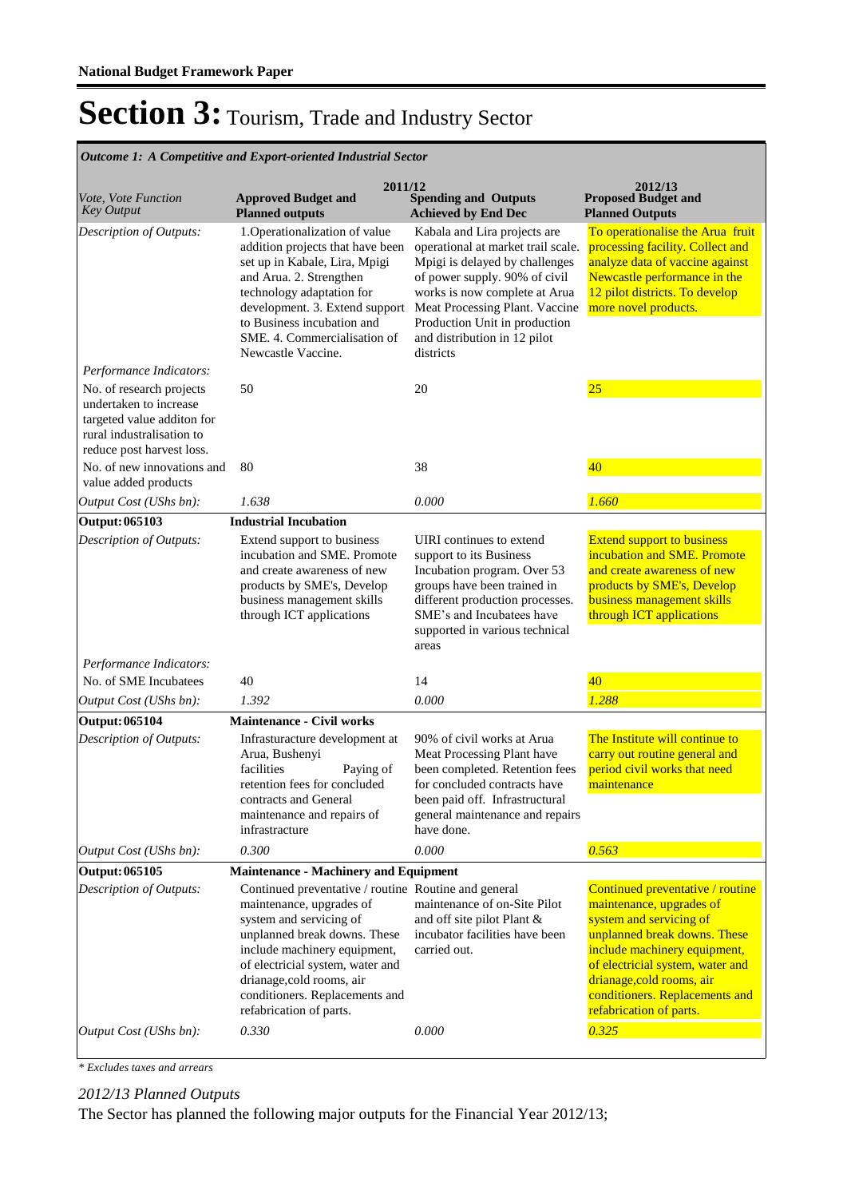# Section 3: Tourism, Trade and Industry Sector

*Outcome 1: A Competitive and Export-oriented Industrial Sector*

| *Vote, Vote Function Key Output* | 2011/12 Approved Budget and Planned outputs | 2011/12 Spending and Outputs Achieved by End Dec | 2012/13 Proposed Budget and Planned Outputs |
|---|---|---|---|
| *Description of Outputs:* | 1.Operationalization of value addition projects that have been set up in Kabale, Lira, Mpigi and Arua. 2. Strengthen technology adaptation for development. 3. Extend support to Business incubation and SME. 4. Commercialisation of Newcastle Vaccine. | Kabala and Lira projects are operational at market trail scale. Mpigi is delayed by challenges of power supply. 90% of civil works is now complete at Arua Meat Processing Plant. Vaccine Production Unit in production and distribution in 12 pilot districts | To operationalise the Arua fruit processing facility. Collect and analyze data of vaccine against Newcastle performance in the 12 pilot districts. To develop more novel products. |
| *Performance Indicators:* | | | |
| No. of research projects undertaken to increase targeted value additon for rural industrialisation to reduce post harvest loss. | 50 | 20 | 25 |
| No. of new innovations and value added products | 80 | 38 | 40 |
| *Output Cost (UShs bn):* | *1.638* | *0.000* | *1.660* |
| **Output: 065103** | **Industrial Incubation** | | |
| *Description of Outputs:* | Extend support to business incubation and SME. Promote and create awareness of new products by SME's, Develop business management skills through ICT applications | UIRI continues to extend support to its Business Incubation program. Over 53 groups have been trained in different production processes. SME's and Incubatees have supported in various technical areas | Extend support to business incubation and SME. Promote and create awareness of new products by SME's, Develop business management skills through ICT applications |
| *Performance Indicators:* | | | |
| No. of SME Incubatees | 40 | 14 | 40 |
| *Output Cost (UShs bn):* | *1.392* | *0.000* | *1.288* |
| **Output: 065104** | **Maintenance - Civil works** | | |
| *Description of Outputs:* | Infrasturacture development at Arua, Bushenyi facilities Paying of retention fees for concluded contracts and General maintenance and repairs of infrastracture | 90% of civil works at Arua Meat Processing Plant have been completed. Retention fees for concluded contracts have been paid off. Infrastructural general maintenance and repairs have done. | The Institute will continue to carry out routine general and period civil works that need maintenance |
| *Output Cost (UShs bn):* | *0.300* | *0.000* | *0.563* |
| **Output: 065105** | **Maintenance - Machinery and Equipment** | | |
| *Description of Outputs:* | Continued preventative / routine maintenance, upgrades of system and servicing of unplanned break downs. These include machinery equipment, of electricial system, water and drianage,cold rooms, air conditioners. Replacements and refabrication of parts. | Routine and general maintenance of on-Site Pilot and off site pilot Plant & incubator facilities have been carried out. | Continued preventative / routine maintenance, upgrades of system and servicing of unplanned break downs. These include machinery equipment, of electricial system, water and drianage,cold rooms, air conditioners. Replacements and refabrication of parts. |
| *Output Cost (UShs bn):* | *0.330* | *0.000* | *0.325* |

*\* Excludes taxes and arrears*

*2012/13 Planned Outputs*

The Sector has planned the following major outputs for the Financial Year 2012/13;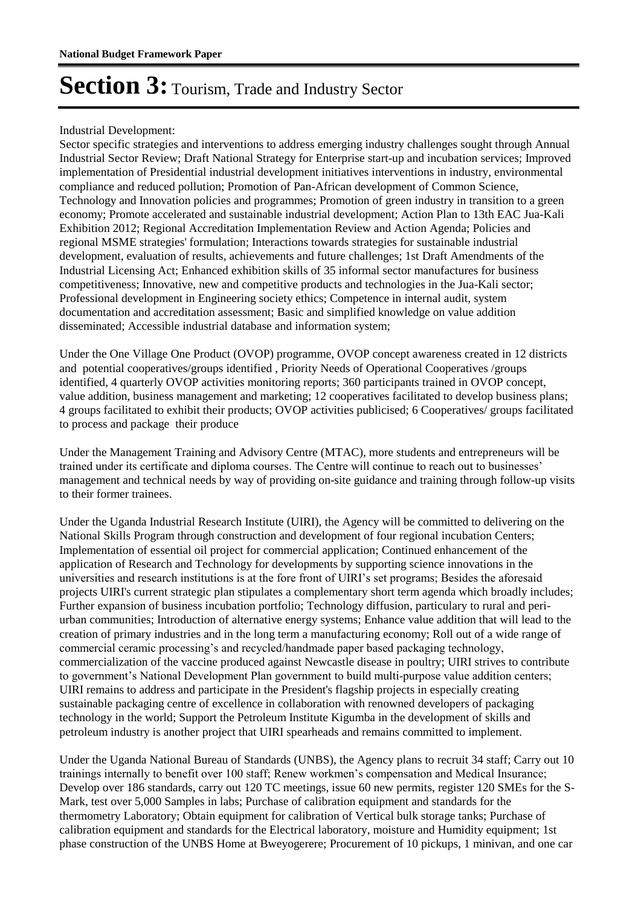Industrial Development:

Sector specific strategies and interventions to address emerging industry challenges sought through Annual Industrial Sector Review; Draft National Strategy for Enterprise start-up and incubation services; Improved implementation of Presidential industrial development initiatives interventions in industry, environmental compliance and reduced pollution; Promotion of Pan-African development of Common Science, Technology and Innovation policies and programmes; Promotion of green industry in transition to a green economy; Promote accelerated and sustainable industrial development; Action Plan to 13th EAC Jua-Kali Exhibition 2012; Regional Accreditation Implementation Review and Action Agenda; Policies and regional MSME strategies' formulation; Interactions towards strategies for sustainable industrial development, evaluation of results, achievements and future challenges; 1st Draft Amendments of the Industrial Licensing Act; Enhanced exhibition skills of 35 informal sector manufactures for business competitiveness; Innovative, new and competitive products and technologies in the Jua-Kali sector; Professional development in Engineering society ethics; Competence in internal audit, system documentation and accreditation assessment; Basic and simplified knowledge on value addition disseminated; Accessible industrial database and information system;

Under the One Village One Product (OVOP) programme, OVOP concept awareness created in 12 districts and potential cooperatives/groups identified , Priority Needs of Operational Cooperatives /groups identified, 4 quarterly OVOP activities monitoring reports; 360 participants trained in OVOP concept, value addition, business management and marketing; 12 cooperatives facilitated to develop business plans; 4 groups facilitated to exhibit their products; OVOP activities publicised; 6 Cooperatives/ groups facilitated to process and package their produce

Under the Management Training and Advisory Centre (MTAC), more students and entrepreneurs will be trained under its certificate and diploma courses. The Centre will continue to reach out to businesses' management and technical needs by way of providing on-site guidance and training through follow-up visits to their former trainees.

Under the Uganda Industrial Research Institute (UIRI), the Agency will be committed to delivering on the National Skills Program through construction and development of four regional incubation Centers; Implementation of essential oil project for commercial application; Continued enhancement of the application of Research and Technology for developments by supporting science innovations in the universities and research institutions is at the fore front of UIRI's set programs; Besides the aforesaid projects UIRI's current strategic plan stipulates a complementary short term agenda which broadly includes; Further expansion of business incubation portfolio; Technology diffusion, particulary to rural and peri-urban communities; Introduction of alternative energy systems; Enhance value addition that will lead to the creation of primary industries and in the long term a manufacturing economy; Roll out of a wide range of commercial ceramic processing's and recycled/handmade paper based packaging technology, commercialization of the vaccine produced against Newcastle disease in poultry; UIRI strives to contribute to government's National Development Plan government to build multi-purpose value addition centers; UIRI remains to address and participate in the President's flagship projects in especially creating sustainable packaging centre of excellence in collaboration with renowned developers of packaging technology in the world; Support the Petroleum Institute Kigumba in the development of skills and petroleum industry is another project that UIRI spearheads and remains committed to implement.

Under the Uganda National Bureau of Standards (UNBS), the Agency plans to recruit 34 staff; Carry out 10 trainings internally to benefit over 100 staff; Renew workmen's compensation and Medical Insurance; Develop over 186 standards, carry out 120 TC meetings, issue 60 new permits, register 120 SMEs for the S-Mark, test over 5,000 Samples in labs; Purchase of calibration equipment and standards for the thermometry Laboratory; Obtain equipment for calibration of Vertical bulk storage tanks; Purchase of calibration equipment and standards for the Electrical laboratory, moisture and Humidity equipment; 1st phase construction of the UNBS Home at Bweyogerere; Procurement of 10 pickups, 1 minivan, and one car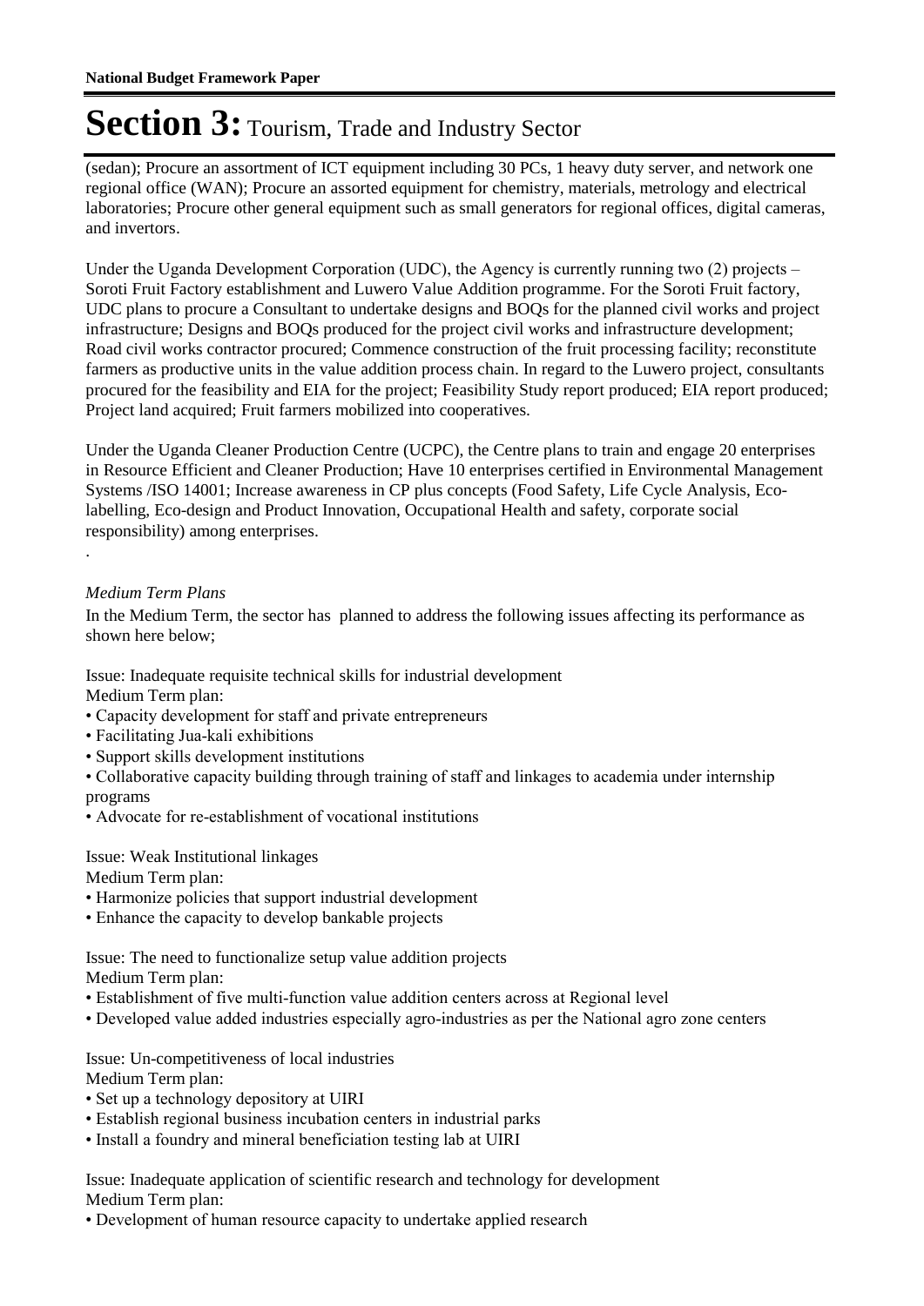# Section 3: Tourism, Trade and Industry Sector

(sedan); Procure an assortment of ICT equipment including 30 PCs, 1 heavy duty server, and network one regional office (WAN); Procure an assorted equipment for chemistry, materials, metrology and electrical laboratories; Procure other general equipment such as small generators for regional offices, digital cameras, and invertors.

Under the Uganda Development Corporation (UDC), the Agency is currently running two (2) projects – Soroti Fruit Factory establishment and Luwero Value Addition programme. For the Soroti Fruit factory, UDC plans to procure a Consultant to undertake designs and BOQs for the planned civil works and project infrastructure; Designs and BOQs produced for the project civil works and infrastructure development; Road civil works contractor procured; Commence construction of the fruit processing facility; reconstitute farmers as productive units in the value addition process chain. In regard to the Luwero project, consultants procured for the feasibility and EIA for the project; Feasibility Study report produced; EIA report produced; Project land acquired; Fruit farmers mobilized into cooperatives.

Under the Uganda Cleaner Production Centre (UCPC), the Centre plans to train and engage 20 enterprises in Resource Efficient and Cleaner Production; Have 10 enterprises certified in Environmental Management Systems /ISO 14001; Increase awareness in CP plus concepts (Food Safety, Life Cycle Analysis, Eco-labelling, Eco-design and Product Innovation, Occupational Health and safety, corporate social responsibility) among enterprises.

.

*Medium Term Plans*

In the Medium Term, the sector has planned to address the following issues affecting its performance as shown here below;

Issue: Inadequate requisite technical skills for industrial development
Medium Term plan:
- Capacity development for staff and private entrepreneurs
- Facilitating Jua-kali exhibitions
- Support skills development institutions
- Collaborative capacity building through training of staff and linkages to academia under internship programs
- Advocate for re-establishment of vocational institutions

Issue: Weak Institutional linkages
Medium Term plan:
- Harmonize policies that support industrial development
- Enhance the capacity to develop bankable projects

Issue: The need to functionalize setup value addition projects
Medium Term plan:
- Establishment of five multi-function value addition centers across at Regional level
- Developed value added industries especially agro-industries as per the National agro zone centers

Issue: Un-competitiveness of local industries
Medium Term plan:
- Set up a technology depository at UIRI
- Establish regional business incubation centers in industrial parks
- Install a foundry and mineral beneficiation testing lab at UIRI

Issue: Inadequate application of scientific research and technology for development
Medium Term plan:
- Development of human resource capacity to undertake applied research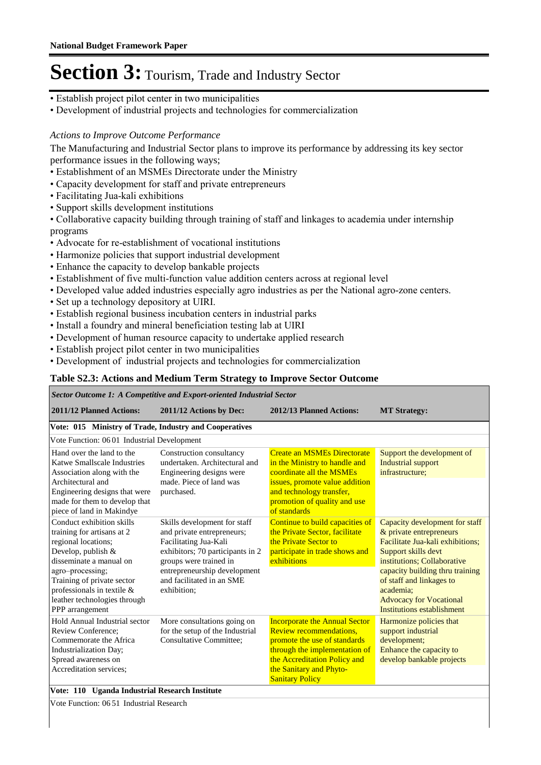# Section 3: Tourism, Trade and Industry Sector

- Establish project pilot center in two municipalities
- Development of industrial projects and technologies for commercialization

*Actions to Improve Outcome Performance*

The Manufacturing and Industrial Sector plans to improve its performance by addressing its key sector performance issues in the following ways;

- Establishment of an MSMEs Directorate under the Ministry
- Capacity development for staff and private entrepreneurs
- Facilitating Jua-kali exhibitions
- Support skills development institutions
- Collaborative capacity building through training of staff and linkages to academia under internship programs
- Advocate for re-establishment of vocational institutions
- Harmonize policies that support industrial development
- Enhance the capacity to develop bankable projects
- Establishment of five multi-function value addition centers across at regional level
- Developed value added industries especially agro industries as per the National agro-zone centers.
- Set up a technology depository at UIRI.
- Establish regional business incubation centers in industrial parks
- Install a foundry and mineral beneficiation testing lab at UIRI
- Development of human resource capacity to undertake applied research
- Establish project pilot center in two municipalities
- Development of industrial projects and technologies for commercialization

**Table S2.3: Actions and Medium Term Strategy to Improve Sector Outcome**

| ***Sector Outcome 1: A Competitive and Export-oriented Industrial Sector*** | | | |
|---|---|---|---|
| **2011/12 Planned Actions:** | **2011/12 Actions by Dec:** | **2012/13 Planned Actions:** | **MT Strategy:** |
| **Vote: 015 Ministry of Trade, Industry and Cooperatives** | | | |
| Vote Function: 06 01 Industrial Development | | | |
| Hand over the land to the Katwe Smallscale Industries Association along with the Architectural and Engineering designs that were made for them to develop that piece of land in Makindye | Construction consultancy undertaken. Architectural and Engineering designs were made. Piece of land was purchased. | Create an MSMEs Directorate in the Ministry to handle and coordinate all the MSMEs issues, promote value addition and technology transfer, promotion of quality and use of standards | Support the development of Industrial support infrastructure; |
| Conduct exhibition skills training for artisans at 2 regional locations;<br>Develop, publish & disseminate a manual on agro–processing;<br>Training of private sector professionals in textile & leather technologies through PPP arrangement | Skills development for staff and private entrepreneurs;<br>Facilitating Jua-Kali exhibitors; 70 participants in 2 groups were trained in entrepreneurship development and facilitated in an SME exhibition; | Continue to build capacities of the Private Sector, facilitate the Private Sector to participate in trade shows and exhibitions | Capacity development for staff & private entrepreneurs<br>Facilitate Jua-kali exhibitions;<br>Support skills devt institutions; Collaborative capacity building thru training of staff and linkages to academia;<br>Advocacy for Vocational Institutions establishment |
| Hold Annual Industrial sector Review Conference;<br>Commemorate the Africa Industrialization Day;<br>Spread awareness on Accreditation services; | More consultations going on for the setup of the Industrial Consultative Committee; | Incorporate the Annual Sector Review recommendations, promote the use of standards through the implementation of the Accreditation Policy and the Sanitary and Phyto-Sanitary Policy | Harmonize policies that support industrial development;<br>Enhance the capacity to develop bankable projects |
| **Vote: 110 Uganda Industrial Research Institute** | | | |
| Vote Function: 06 51 Industrial Research | | | |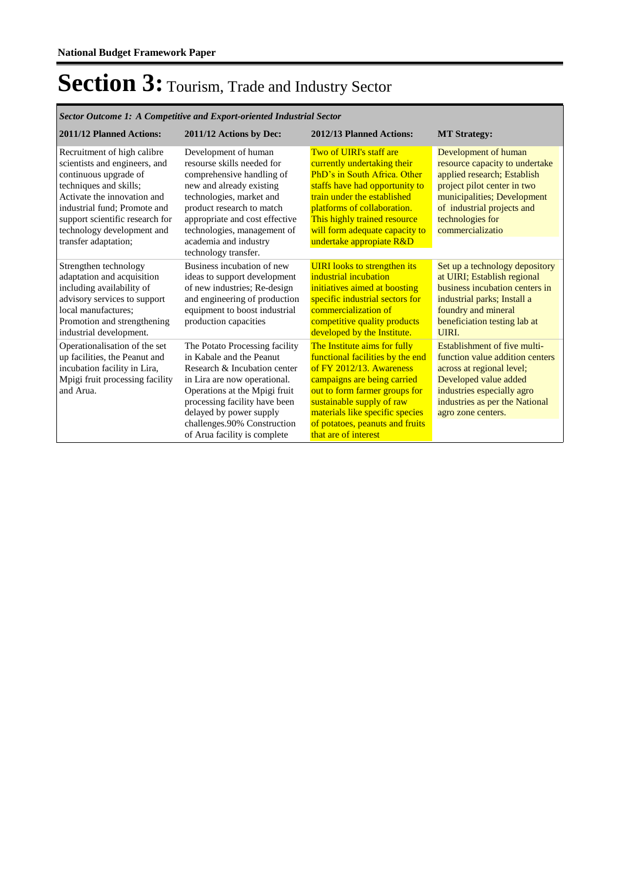# Section 3: Tourism, Trade and Industry Sector

*Sector Outcome 1: A Competitive and Export-oriented Industrial Sector*

| 2011/12 Planned Actions: | 2011/12 Actions by Dec: | 2012/13 Planned Actions: | MT Strategy: |
|---|---|---|---|
| Recruitment of high calibre scientists and engineers, and continuous upgrade of techniques and skills; Activate the innovation and industrial fund; Promote and support scientific research for technology development and transfer adaptation; | Development of human resourse skills needed for comprehensive handling of new and already existing technologies, market and product research to match appropriate and cost effective technologies, management of academia and industry technology transfer. | Two of UIRI's staff are currently undertaking their PhD's in South Africa. Other staffs have had opportunity to train under the established platforms of collaboration. This highly trained resource will form adequate capacity to undertake appropiate R&D | Development of human resource capacity to undertake applied research; Establish project pilot center in two municipalities; Development of industrial projects and technologies for commercializatio |
| Strengthen technology adaptation and acquisition including availability of advisory services to support local manufactures; Promotion and strengthening industrial development. | Business incubation of new ideas to support development of new industries; Re-design and engineering of production equipment to boost industrial production capacities | UIRI looks to strengthen its industrial incubation initiatives aimed at boosting specific industrial sectors for commercialization of competitive quality products developed by the Institute. | Set up a technology depository at UIRI; Establish regional business incubation centers in industrial parks; Install a foundry and mineral beneficiation testing lab at UIRI. |
| Operationalisation of the set up facilities, the Peanut and incubation facility in Lira, Mpigi fruit processing facility and Arua. | The Potato Processing facility in Kabale and the Peanut Research & Incubation center in Lira are now operational. Operations at the Mpigi fruit processing facility have been delayed by power supply challenges.90% Construction of Arua facility is complete | The Institute aims for fully functional facilities by the end of FY 2012/13. Awareness campaigns are being carried out to form farmer groups for sustainable supply of raw materials like specific species of potatoes, peanuts and fruits that are of interest | Establishment of five multi-function value addition centers across at regional level; Developed value added industries especially agro industries as per the National agro zone centers. |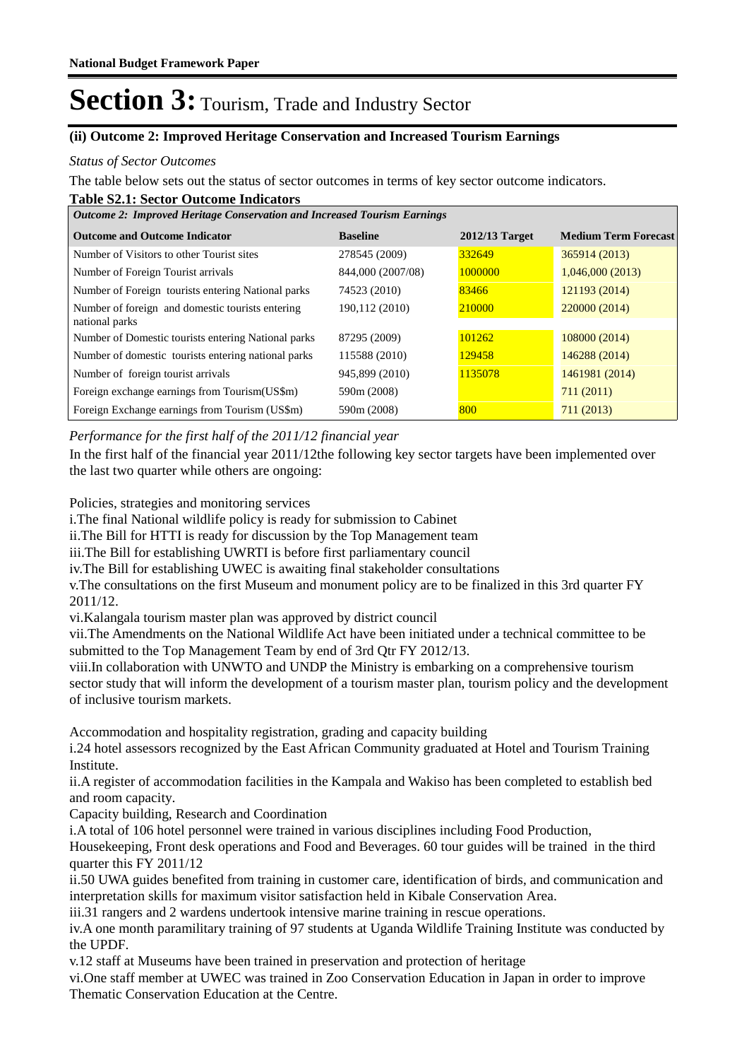# Section 3: Tourism, Trade and Industry Sector

### (ii) Outcome 2: Improved Heritage Conservation and Increased Tourism Earnings

*Status of Sector Outcomes*

The table below sets out the status of sector outcomes in terms of key sector outcome indicators.

**Table S2.1: Sector Outcome Indicators**

| *Outcome 2: Improved Heritage Conservation and Increased Tourism Earnings* | | | |
|---|---|---|---|
| **Outcome and Outcome Indicator** | **Baseline** | **2012/13 Target** | **Medium Term Forecast** |
| Number of Visitors to other Tourist sites | 278545 (2009) | 332649 | 365914 (2013) |
| Number of Foreign Tourist arrivals | 844,000 (2007/08) | 1000000 | 1,046,000 (2013) |
| Number of Foreign tourists entering National parks | 74523 (2010) | 83466 | 121193 (2014) |
| Number of foreign and domestic tourists entering national parks | 190,112 (2010) | 210000 | 220000 (2014) |
| Number of Domestic tourists entering National parks | 87295 (2009) | 101262 | 108000 (2014) |
| Number of domestic tourists entering national parks | 115588 (2010) | 129458 | 146288 (2014) |
| Number of foreign tourist arrivals | 945,899 (2010) | 1135078 | 1461981 (2014) |
| Foreign exchange earnings from Tourism(US$m) | 590m (2008) | | 711 (2011) |
| Foreign Exchange earnings from Tourism (US$m) | 590m (2008) | 800 | 711 (2013) |

*Performance for the first half of the 2011/12 financial year*

In the first half of the financial year 2011/12the following key sector targets have been implemented over the last two quarter while others are ongoing:

Policies, strategies and monitoring services

i.The final National wildlife policy is ready for submission to Cabinet
ii.The Bill for HTTI is ready for discussion by the Top Management team
iii.The Bill for establishing UWRTI is before first parliamentary council
iv.The Bill for establishing UWEC is awaiting final stakeholder consultations
v.The consultations on the first Museum and monument policy are to be finalized in this 3rd quarter FY 2011/12.
vi.Kalangala tourism master plan was approved by district council
vii.The Amendments on the National Wildlife Act have been initiated under a technical committee to be submitted to the Top Management Team by end of 3rd Qtr FY 2012/13.
viii.In collaboration with UNWTO and UNDP the Ministry is embarking on a comprehensive tourism sector study that will inform the development of a tourism master plan, tourism policy and the development of inclusive tourism markets.

Accommodation and hospitality registration, grading and capacity building
i.24 hotel assessors recognized by the East African Community graduated at Hotel and Tourism Training Institute.
ii.A register of accommodation facilities in the Kampala and Wakiso has been completed to establish bed and room capacity.
Capacity building, Research and Coordination
i.A total of 106 hotel personnel were trained in various disciplines including Food Production, Housekeeping, Front desk operations and Food and Beverages. 60 tour guides will be trained in the third quarter this FY 2011/12
ii.50 UWA guides benefited from training in customer care, identification of birds, and communication and interpretation skills for maximum visitor satisfaction held in Kibale Conservation Area.
iii.31 rangers and 2 wardens undertook intensive marine training in rescue operations.
iv.A one month paramilitary training of 97 students at Uganda Wildlife Training Institute was conducted by the UPDF.
v.12 staff at Museums have been trained in preservation and protection of heritage
vi.One staff member at UWEC was trained in Zoo Conservation Education in Japan in order to improve Thematic Conservation Education at the Centre.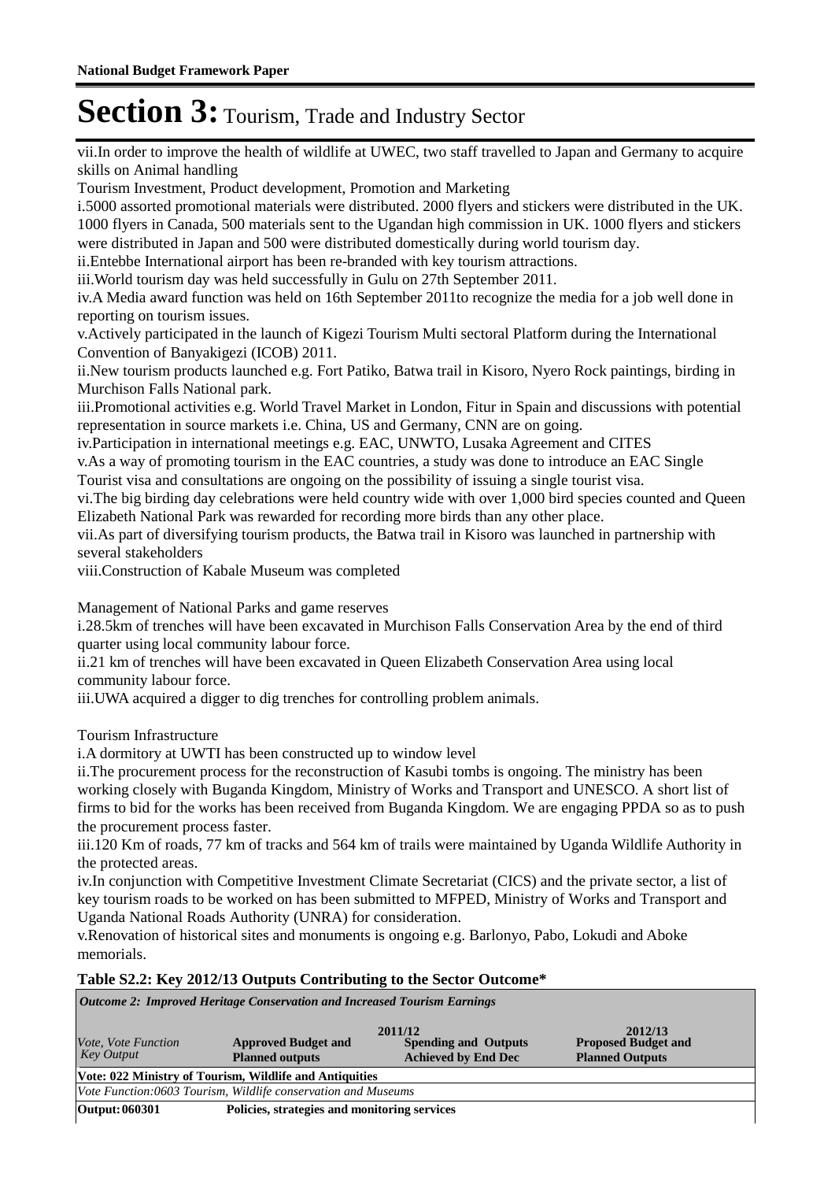# Section 3: Tourism, Trade and Industry Sector

vii.In order to improve the health of wildlife at UWEC, two staff travelled to Japan and Germany to acquire skills on Animal handling

Tourism Investment, Product development, Promotion and Marketing

i.5000 assorted promotional materials were distributed. 2000 flyers and stickers were distributed in the UK. 1000 flyers in Canada, 500 materials sent to the Ugandan high commission in UK. 1000 flyers and stickers were distributed in Japan and 500 were distributed domestically during world tourism day.

ii.Entebbe International airport has been re-branded with key tourism attractions.

iii.World tourism day was held successfully in Gulu on 27th September 2011.

iv.A Media award function was held on 16th September 2011to recognize the media for a job well done in reporting on tourism issues.

v.Actively participated in the launch of Kigezi Tourism Multi sectoral Platform during the International Convention of Banyakigezi (ICOB) 2011.

ii.New tourism products launched e.g. Fort Patiko, Batwa trail in Kisoro, Nyero Rock paintings, birding in Murchison Falls National park.

iii.Promotional activities e.g. World Travel Market in London, Fitur in Spain and discussions with potential representation in source markets i.e. China, US and Germany, CNN are on going.

iv.Participation in international meetings e.g. EAC, UNWTO, Lusaka Agreement and CITES

v.As a way of promoting tourism in the EAC countries, a study was done to introduce an EAC Single Tourist visa and consultations are ongoing on the possibility of issuing a single tourist visa.

vi.The big birding day celebrations were held country wide with over 1,000 bird species counted and Queen Elizabeth National Park was rewarded for recording more birds than any other place.

vii.As part of diversifying tourism products, the Batwa trail in Kisoro was launched in partnership with several stakeholders

viii.Construction of Kabale Museum was completed

Management of National Parks and game reserves

i.28.5km of trenches will have been excavated in Murchison Falls Conservation Area by the end of third quarter using local community labour force.

ii.21 km of trenches will have been excavated in Queen Elizabeth Conservation Area using local community labour force.

iii.UWA acquired a digger to dig trenches for controlling problem animals.

Tourism Infrastructure

i.A dormitory at UWTI has been constructed up to window level

ii.The procurement process for the reconstruction of Kasubi tombs is ongoing. The ministry has been working closely with Buganda Kingdom, Ministry of Works and Transport and UNESCO. A short list of firms to bid for the works has been received from Buganda Kingdom. We are engaging PPDA so as to push the procurement process faster.

iii.120 Km of roads, 77 km of tracks and 564 km of trails were maintained by Uganda Wildlife Authority in the protected areas.

iv.In conjunction with Competitive Investment Climate Secretariat (CICS) and the private sector, a list of key tourism roads to be worked on has been submitted to MFPED, Ministry of Works and Transport and Uganda National Roads Authority (UNRA) for consideration.

v.Renovation of historical sites and monuments is ongoing e.g. Barlonyo, Pabo, Lokudi and Aboke memorials.

**Table S2.2: Key 2012/13 Outputs Contributing to the Sector Outcome\***

| *Outcome 2: Improved Heritage Conservation and Increased Tourism Earnings* | | | |
|---|---|---|---|
| *Vote, Vote Function Key Output* | 2011/12 **Approved Budget and Planned outputs** | **Spending and Outputs Achieved by End Dec** | 2012/13 **Proposed Budget and Planned Outputs** |
| **Vote: 022 Ministry of Tourism, Wildlife and Antiquities** | | | |
| *Vote Function:0603 Tourism, Wildlife conservation and Museums* | | | |
| **Output: 060301** | **Policies, strategies and monitoring services** | | |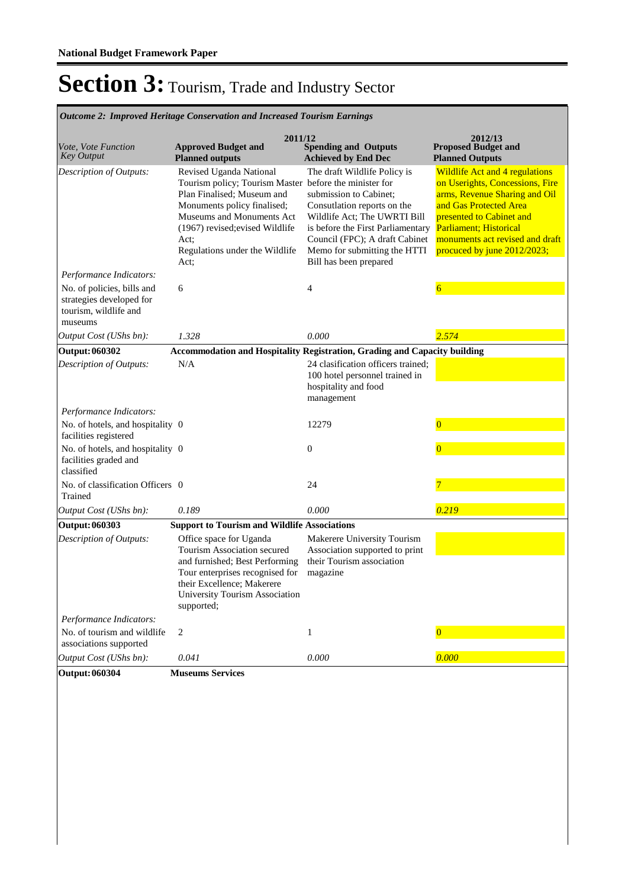**National Budget Framework Paper**

# Section 3: Tourism, Trade and Industry Sector

*Outcome 2: Improved Heritage Conservation and Increased Tourism Earnings*

| Vote, Vote Function Key Output | 2011/12 Approved Budget and Planned outputs | 2011/12 Spending and Outputs Achieved by End Dec | 2012/13 Proposed Budget and Planned Outputs |
|---|---|---|---|
| *Description of Outputs:* | Revised Uganda National Tourism policy; Tourism Master Plan Finalised; Museum and Monuments policy finalised; Museums and Monuments Act (1967) revised;evised Wildlife Act; Regulations under the Wildlife Act; | The draft Wildlife Policy is before the minister for submission to Cabinet; Consutlation reports on the Wildlife Act; The UWRTI Bill is before the First Parliamentary Council (FPC); A draft Cabinet Memo for submitting the HTTI Bill has been prepared | Wildlife Act and 4 regulations on Userights, Concessions, Fire arms, Revenue Sharing and Oil and Gas Protected Area presented to Cabinet and Parliament; Historical monuments act revised and draft procuced by june 2012/2023; |
| *Performance Indicators:* | | | |
| No. of policies, bills and strategies developed for tourism, wildlife and museums | 6 | 4 | 6 |
| *Output Cost (UShs bn):* | *1.328* | *0.000* | *2.574* |
| **Output: 060302** | **Accommodation and Hospitality Registration, Grading and Capacity building** | | |
| *Description of Outputs:* | N/A | 24 clasification officers trained; 100 hotel personnel trained in hospitality and food management | |
| *Performance Indicators:* | | | |
| No. of hotels, and hospitality facilities registered | 0 | 12279 | 0 |
| No. of hotels, and hospitality facilities graded and classified | 0 | 0 | 0 |
| No. of classification Officers Trained | 0 | 24 | 7 |
| *Output Cost (UShs bn):* | *0.189* | *0.000* | *0.219* |
| **Output: 060303** | **Support to Tourism and Wildlife Associations** | | |
| *Description of Outputs:* | Office space for Uganda Tourism Association secured and furnished; Best Performing Tour enterprises recognised for their Excellence; Makerere University Tourism Association supported; | Makerere University Tourism Association supported to print their Tourism association magazine | |
| *Performance Indicators:* | | | |
| No. of tourism and wildlife associations supported | 2 | 1 | 0 |
| *Output Cost (UShs bn):* | *0.041* | *0.000* | *0.000* |
| **Output: 060304** | **Museums Services** | | |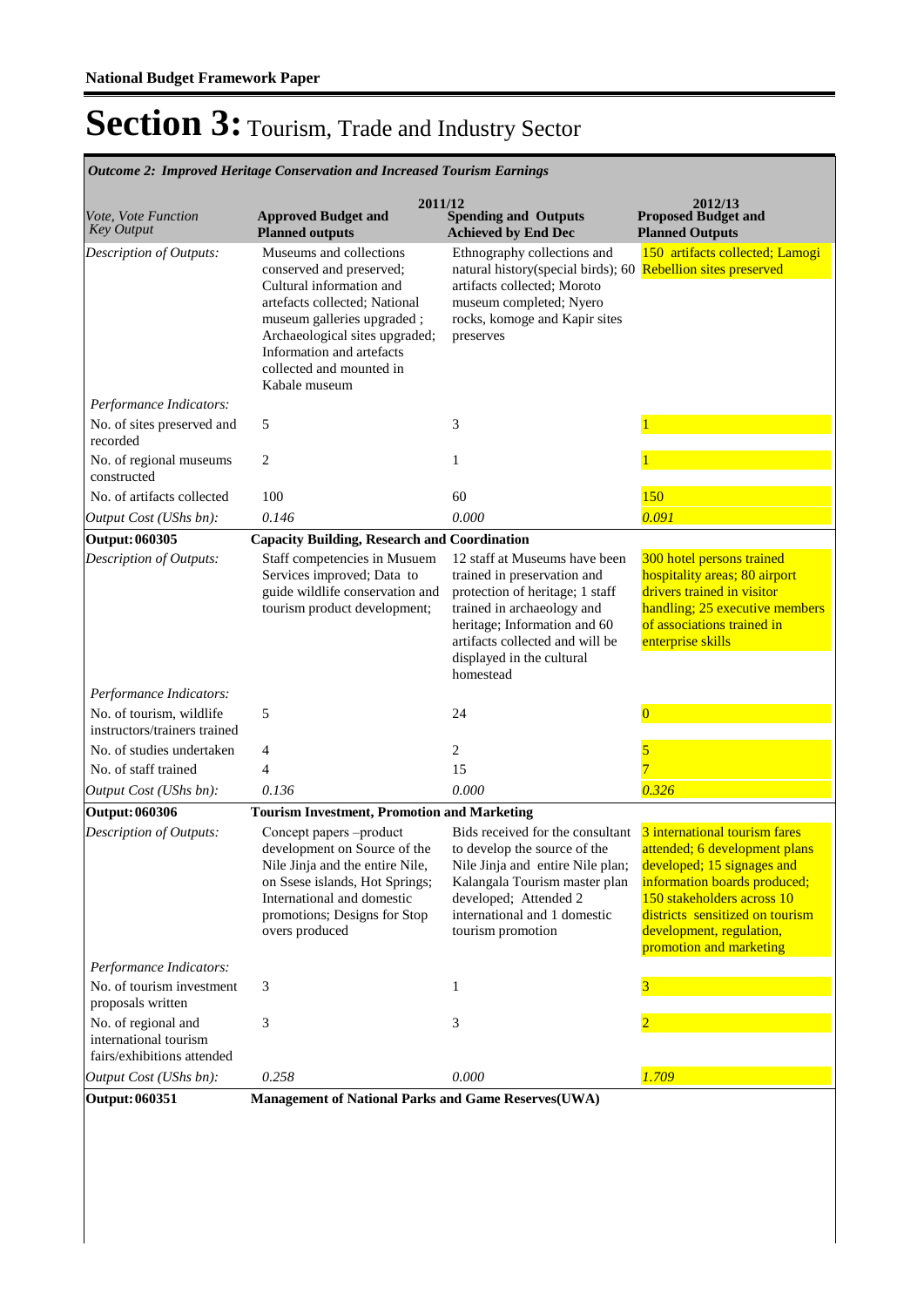**National Budget Framework Paper**

# Section 3: Tourism, Trade and Industry Sector

*Outcome 2: Improved Heritage Conservation and Increased Tourism Earnings*

| *Vote, Vote Function Key Output* | 2011/12 **Approved Budget and Planned outputs** | **Spending and Outputs Achieved by End Dec** | 2012/13 **Proposed Budget and Planned Outputs** |
|---|---|---|---|
| *Description of Outputs:* | Museums and collections conserved and preserved; Cultural information and artefacts collected; National museum galleries upgraded ; Archaeological sites upgraded; Information and artefacts collected and mounted in Kabale museum | Ethnography collections and natural history(special birds); 60 artifacts collected; Moroto museum completed; Nyero rocks, komoge and Kapir sites preserves | 150 artifacts collected; Lamogi Rebellion sites preserved |
| *Performance Indicators:* | | | |
| No. of sites preserved and recorded | 5 | 3 | 1 |
| No. of regional museums constructed | 2 | 1 | 1 |
| No. of artifacts collected | 100 | 60 | 150 |
| *Output Cost (UShs bn):* | *0.146* | *0.000* | *0.091* |
| **Output: 060305** | **Capacity Building, Research and Coordination** | | |
| *Description of Outputs:* | Staff competencies in Musuem Services improved; Data to guide wildlife conservation and tourism product development; | 12 staff at Museums have been trained in preservation and protection of heritage; 1 staff trained in archaeology and heritage; Information and 60 artifacts collected and will be displayed in the cultural homestead | 300 hotel persons trained hospitality areas; 80 airport drivers trained in visitor handling; 25 executive members of associations trained in enterprise skills |
| *Performance Indicators:* | | | |
| No. of tourism, wildlife instructors/trainers trained | 5 | 24 | 0 |
| No. of studies undertaken | 4 | 2 | 5 |
| No. of staff trained | 4 | 15 | 7 |
| *Output Cost (UShs bn):* | *0.136* | *0.000* | *0.326* |
| **Output: 060306** | **Tourism Investment, Promotion and Marketing** | | |
| *Description of Outputs:* | Concept papers –product development on Source of the Nile Jinja and the entire Nile, on Ssese islands, Hot Springs; International and domestic promotions; Designs for Stop overs produced | Bids received for the consultant to develop the source of the Nile Jinja and entire Nile plan; Kalangala Tourism master plan developed; Attended 2 international and 1 domestic tourism promotion | 3 international tourism fares attended; 6 development plans developed; 15 signages and information boards produced; 150 stakeholders across 10 districts sensitized on tourism development, regulation, promotion and marketing |
| *Performance Indicators:* | | | |
| No. of tourism investment proposals written | 3 | 1 | 3 |
| No. of regional and international tourism fairs/exhibitions attended | 3 | 3 | 2 |
| *Output Cost (UShs bn):* | *0.258* | *0.000* | *1.709* |
| **Output: 060351** | **Management of National Parks and Game Reserves(UWA)** | | |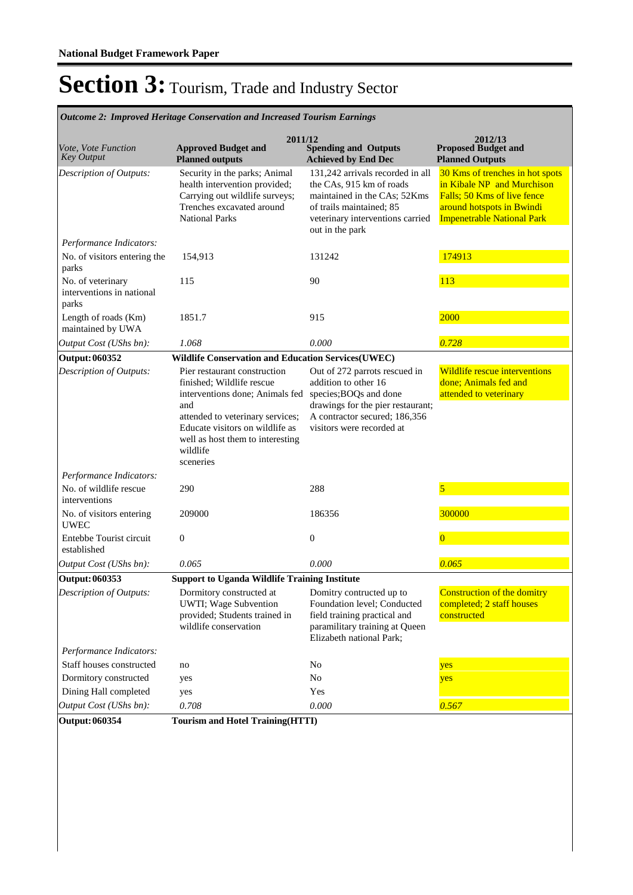**National Budget Framework Paper**

# Section 3: Tourism, Trade and Industry Sector

*Outcome 2: Improved Heritage Conservation and Increased Tourism Earnings*

| *Vote, Vote Function Key Output* | 2011/12 **Approved Budget and Planned outputs** | **Spending and Outputs Achieved by End Dec** | 2012/13 **Proposed Budget and Planned Outputs** |
|---|---|---|---|
| *Description of Outputs:* | Security in the parks; Animal health intervention provided; Carrying out wildlife surveys; Trenches excavated around National Parks | 131,242 arrivals recorded in all the CAs, 915 km of roads maintained in the CAs; 52Kms of trails maintained; 85 veterinary interventions carried out in the park | 30 Kms of trenches in hot spots in Kibale NP and Murchison Falls; 50 Kms of live fence around hotspots in Bwindi Impenetrable National Park |
| *Performance Indicators:* | | | |
| No. of visitors entering the parks | 154,913 | 131242 | 174913 |
| No. of veterinary interventions in national parks | 115 | 90 | 113 |
| Length of roads (Km) maintained by UWA | 1851.7 | 915 | 2000 |
| *Output Cost (UShs bn):* | *1.068* | *0.000* | *0.728* |
| **Output: 060352** | **Wildlife Conservation and Education Services(UWEC)** | | |
| *Description of Outputs:* | Pier restaurant construction finished; Wildlife rescue interventions done; Animals fed and attended to veterinary services; Educate visitors on wildlife as well as host them to interesting wildlife sceneries | Out of 272 parrots rescued in addition to other 16 species;BOQs and done drawings for the pier restaurant; A contractor secured; 186,356 visitors were recorded at | Wildlife rescue interventions done; Animals fed and attended to veterinary |
| *Performance Indicators:* | | | |
| No. of wildlife rescue interventions | 290 | 288 | 5 |
| No. of visitors entering UWEC | 209000 | 186356 | 300000 |
| Entebbe Tourist circuit established | 0 | 0 | 0 |
| *Output Cost (UShs bn):* | *0.065* | *0.000* | *0.065* |
| **Output: 060353** | **Support to Uganda Wildlife Training Institute** | | |
| *Description of Outputs:* | Dormitory constructed at UWTI; Wage Subvention provided; Students trained in wildlife conservation | Domitry contructed up to Foundation level; Conducted field training practical and paramilitary training at Queen Elizabeth national Park; | Construction of the domitry completed; 2 staff houses constructed |
| *Performance Indicators:* | | | |
| Staff houses constructed | no | No | yes |
| Dormitory constructed | yes | No | yes |
| Dining Hall completed | yes | Yes | |
| *Output Cost (UShs bn):* | *0.708* | *0.000* | *0.567* |
| **Output: 060354** | **Tourism and Hotel Training(HTTI)** | | |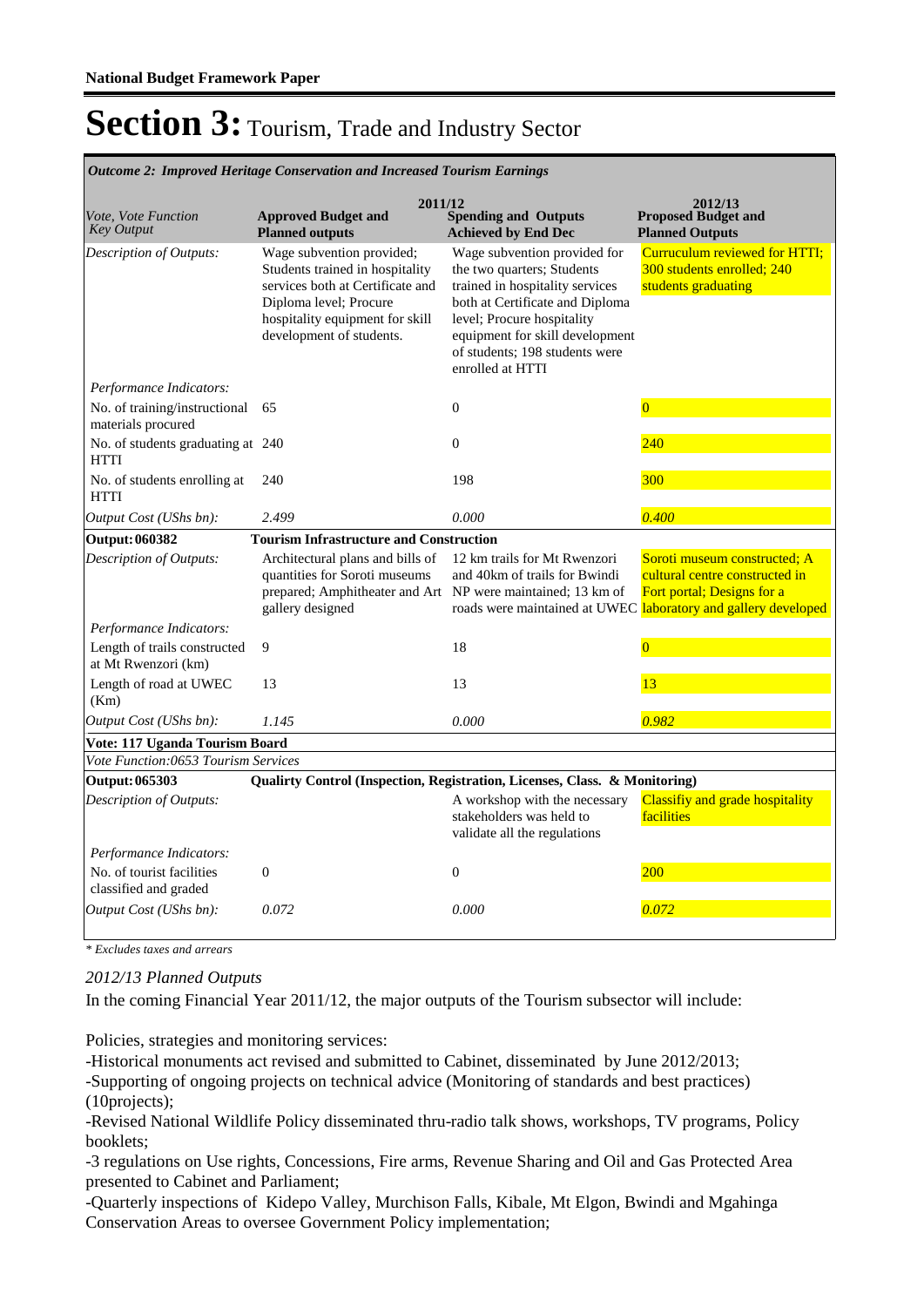# Section 3: Tourism, Trade and Industry Sector

| *Outcome 2: Improved Heritage Conservation and Increased Tourism Earnings* | | | |
|---|---|---|---|
| | 2011/12 | | 2012/13 |
| *Vote, Vote Function Key Output* | **Approved Budget and Planned outputs** | **Spending and Outputs Achieved by End Dec** | **Proposed Budget and Planned Outputs** |
| *Description of Outputs:* | Wage subvention provided; Students trained in hospitality services both at Certificate and Diploma level; Procure hospitality equipment for skill development of students. | Wage subvention provided for the two quarters; Students trained in hospitality services both at Certificate and Diploma level; Procure hospitality equipment for skill development of students; 198 students were enrolled at HTTI | Curruculum reviewed for HTTI; 300 students enrolled; 240 students graduating |
| *Performance Indicators:* | | | |
| No. of training/instructional materials procured | 65 | 0 | 0 |
| No. of students graduating at HTTI | 240 | 0 | 240 |
| No. of students enrolling at HTTI | 240 | 198 | 300 |
| *Output Cost (UShs bn):* | *2.499* | *0.000* | *0.400* |
| **Output: 060382** | **Tourism Infrastructure and Construction** | | |
| *Description of Outputs:* | Architectural plans and bills of quantities for Soroti museums prepared; Amphitheater and Art gallery designed | 12 km trails for Mt Rwenzori and 40km of trails for Bwindi NP were maintained; 13 km of roads were maintained at UWEC | Soroti museum constructed; A cultural centre constructed in Fort portal; Designs for a laboratory and gallery developed |
| *Performance Indicators:* | | | |
| Length of trails constructed at Mt Rwenzori (km) | 9 | 18 | 0 |
| Length of road at UWEC (Km) | 13 | 13 | 13 |
| *Output Cost (UShs bn):* | *1.145* | *0.000* | *0.982* |
| **Vote: 117 Uganda Tourism Board** | | | |
| *Vote Function:0653 Tourism Services* | | | |
| **Output: 065303** | **Qualirty Control (Inspection, Registration, Licenses, Class. & Monitoring)** | | |
| *Description of Outputs:* | | A workshop with the necessary stakeholders was held to validate all the regulations | Classifiy and grade hospitality facilities |
| *Performance Indicators:* | | | |
| No. of tourist facilities classified and graded | 0 | 0 | 200 |
| *Output Cost (UShs bn):* | *0.072* | *0.000* | *0.072* |

*\* Excludes taxes and arrears*

*2012/13 Planned Outputs*

In the coming Financial Year 2011/12, the major outputs of the Tourism subsector will include:

Policies, strategies and monitoring services:

-Historical monuments act revised and submitted to Cabinet, disseminated by June 2012/2013;

-Supporting of ongoing projects on technical advice (Monitoring of standards and best practices) (10projects);

-Revised National Wildlife Policy disseminated thru-radio talk shows, workshops, TV programs, Policy booklets;

-3 regulations on Use rights, Concessions, Fire arms, Revenue Sharing and Oil and Gas Protected Area presented to Cabinet and Parliament;

-Quarterly inspections of Kidepo Valley, Murchison Falls, Kibale, Mt Elgon, Bwindi and Mgahinga Conservation Areas to oversee Government Policy implementation;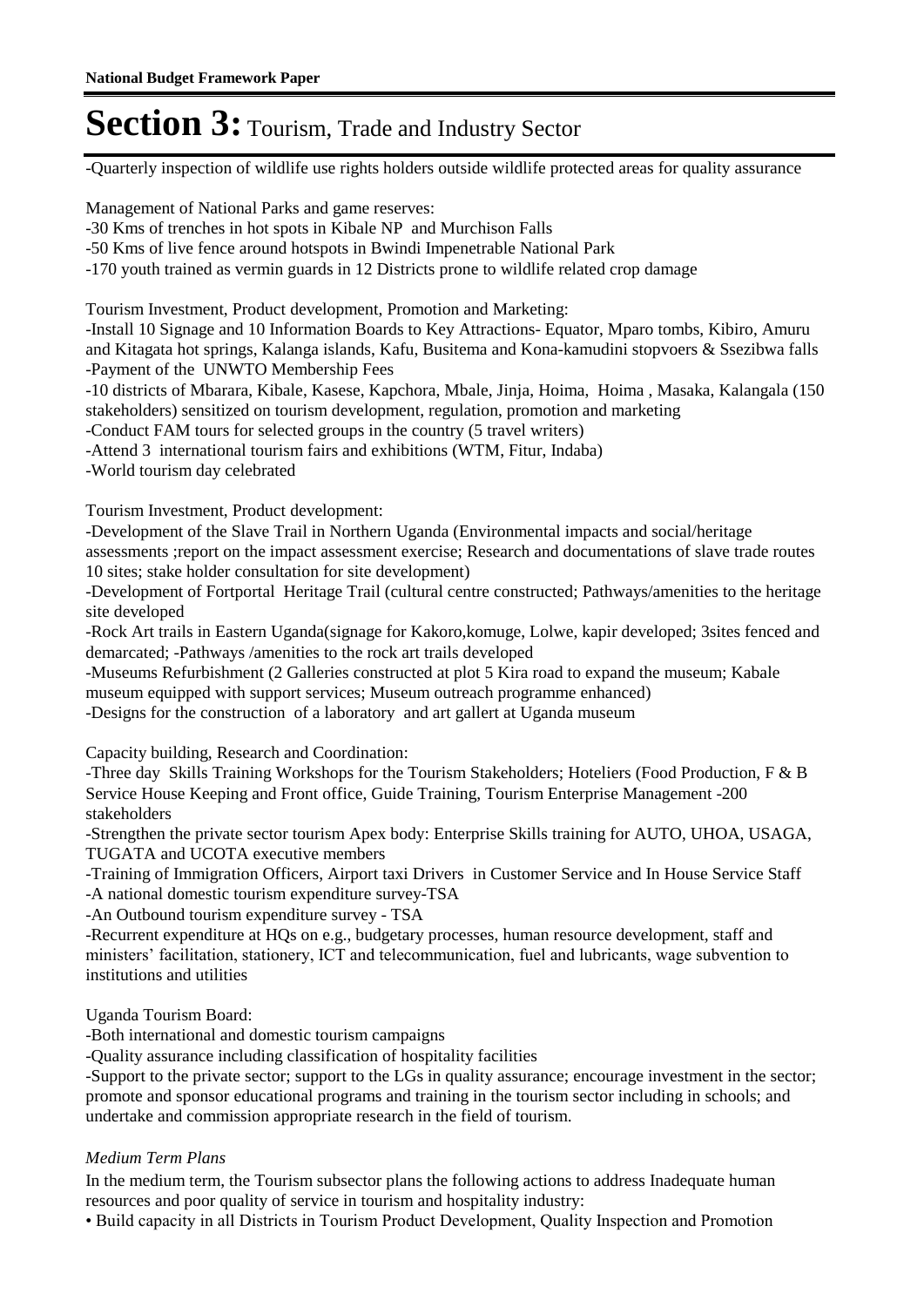-Quarterly inspection of wildlife use rights holders outside wildlife protected areas for quality assurance

Management of National Parks and game reserves:
-30 Kms of trenches in hot spots in Kibale NP and Murchison Falls
-50 Kms of live fence around hotspots in Bwindi Impenetrable National Park
-170 youth trained as vermin guards in 12 Districts prone to wildlife related crop damage

Tourism Investment, Product development, Promotion and Marketing:
-Install 10 Signage and 10 Information Boards to Key Attractions- Equator, Mparo tombs, Kibiro, Amuru and Kitagata hot springs, Kalanga islands, Kafu, Busitema and Kona-kamudini stopvoers & Ssezibwa falls
-Payment of the UNWTO Membership Fees
-10 districts of Mbarara, Kibale, Kasese, Kapchora, Mbale, Jinja, Hoima, Hoima , Masaka, Kalangala (150 stakeholders) sensitized on tourism development, regulation, promotion and marketing
-Conduct FAM tours for selected groups in the country (5 travel writers)
-Attend 3 international tourism fairs and exhibitions (WTM, Fitur, Indaba)
-World tourism day celebrated

Tourism Investment, Product development:
-Development of the Slave Trail in Northern Uganda (Environmental impacts and social/heritage assessments ;report on the impact assessment exercise; Research and documentations of slave trade routes 10 sites; stake holder consultation for site development)
-Development of Fortportal Heritage Trail (cultural centre constructed; Pathways/amenities to the heritage site developed
-Rock Art trails in Eastern Uganda(signage for Kakoro,komuge, Lolwe, kapir developed; 3sites fenced and demarcated; -Pathways /amenities to the rock art trails developed
-Museums Refurbishment (2 Galleries constructed at plot 5 Kira road to expand the museum; Kabale museum equipped with support services; Museum outreach programme enhanced)
-Designs for the construction of a laboratory and art gallert at Uganda museum

Capacity building, Research and Coordination:
-Three day Skills Training Workshops for the Tourism Stakeholders; Hoteliers (Food Production, F & B Service House Keeping and Front office, Guide Training, Tourism Enterprise Management -200 stakeholders
-Strengthen the private sector tourism Apex body: Enterprise Skills training for AUTO, UHOA, USAGA, TUGATA and UCOTA executive members
-Training of Immigration Officers, Airport taxi Drivers in Customer Service and In House Service Staff
-A national domestic tourism expenditure survey-TSA
-An Outbound tourism expenditure survey - TSA
-Recurrent expenditure at HQs on e.g., budgetary processes, human resource development, staff and ministers' facilitation, stationery, ICT and telecommunication, fuel and lubricants, wage subvention to institutions and utilities

Uganda Tourism Board:
-Both international and domestic tourism campaigns
-Quality assurance including classification of hospitality facilities
-Support to the private sector; support to the LGs in quality assurance; encourage investment in the sector; promote and sponsor educational programs and training in the tourism sector including in schools; and undertake and commission appropriate research in the field of tourism.

*Medium Term Plans*

In the medium term, the Tourism subsector plans the following actions to address Inadequate human resources and poor quality of service in tourism and hospitality industry:

• Build capacity in all Districts in Tourism Product Development, Quality Inspection and Promotion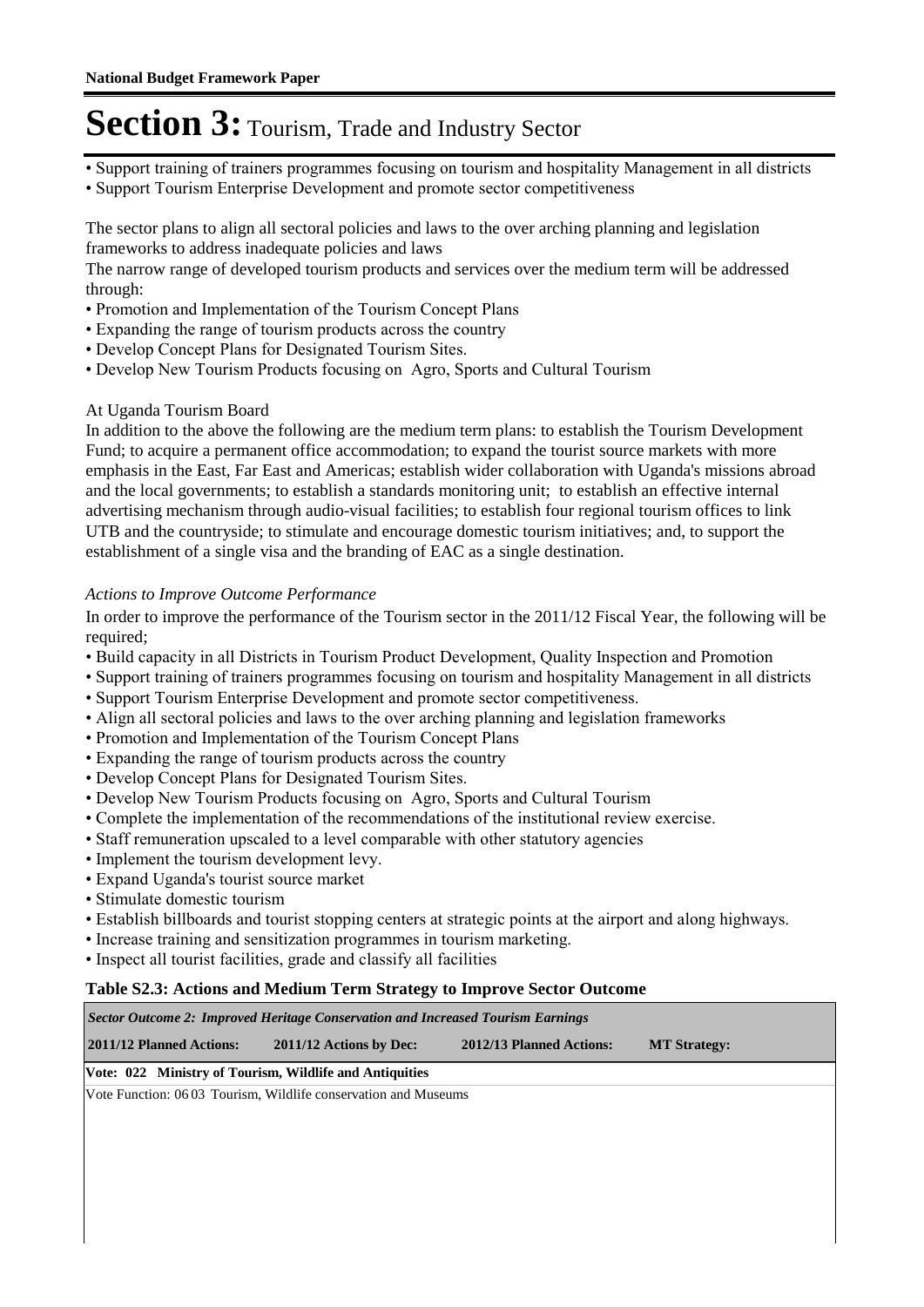# Section 3: Tourism, Trade and Industry Sector

- Support training of trainers programmes focusing on tourism and hospitality Management in all districts
- Support Tourism Enterprise Development and promote sector competitiveness

The sector plans to align all sectoral policies and laws to the over arching planning and legislation frameworks to address inadequate policies and laws

The narrow range of developed tourism products and services over the medium term will be addressed through:

- Promotion and Implementation of the Tourism Concept Plans
- Expanding the range of tourism products across the country
- Develop Concept Plans for Designated Tourism Sites.
- Develop New Tourism Products focusing on Agro, Sports and Cultural Tourism

At Uganda Tourism Board

In addition to the above the following are the medium term plans: to establish the Tourism Development Fund; to acquire a permanent office accommodation; to expand the tourist source markets with more emphasis in the East, Far East and Americas; establish wider collaboration with Uganda's missions abroad and the local governments; to establish a standards monitoring unit; to establish an effective internal advertising mechanism through audio-visual facilities; to establish four regional tourism offices to link UTB and the countryside; to stimulate and encourage domestic tourism initiatives; and, to support the establishment of a single visa and the branding of EAC as a single destination.

*Actions to Improve Outcome Performance*

In order to improve the performance of the Tourism sector in the 2011/12 Fiscal Year, the following will be required;

- Build capacity in all Districts in Tourism Product Development, Quality Inspection and Promotion
- Support training of trainers programmes focusing on tourism and hospitality Management in all districts
- Support Tourism Enterprise Development and promote sector competitiveness.
- Align all sectoral policies and laws to the over arching planning and legislation frameworks
- Promotion and Implementation of the Tourism Concept Plans
- Expanding the range of tourism products across the country
- Develop Concept Plans for Designated Tourism Sites.
- Develop New Tourism Products focusing on Agro, Sports and Cultural Tourism
- Complete the implementation of the recommendations of the institutional review exercise.
- Staff remuneration upscaled to a level comparable with other statutory agencies
- Implement the tourism development levy.
- Expand Uganda's tourist source market
- Stimulate domestic tourism
- Establish billboards and tourist stopping centers at strategic points at the airport and along highways.
- Increase training and sensitization programmes in tourism marketing.
- Inspect all tourist facilities, grade and classify all facilities

**Table S2.3: Actions and Medium Term Strategy to Improve Sector Outcome**

| *Sector Outcome 2: Improved Heritage Conservation and Increased Tourism Earnings* | | | |
|---|---|---|---|
| **2011/12 Planned Actions:** | **2011/12 Actions by Dec:** | **2012/13 Planned Actions:** | **MT Strategy:** |
| **Vote: 022 Ministry of Tourism, Wildlife and Antiquities** | | | |
| Vote Function: 06 03 Tourism, Wildlife conservation and Museums | | | |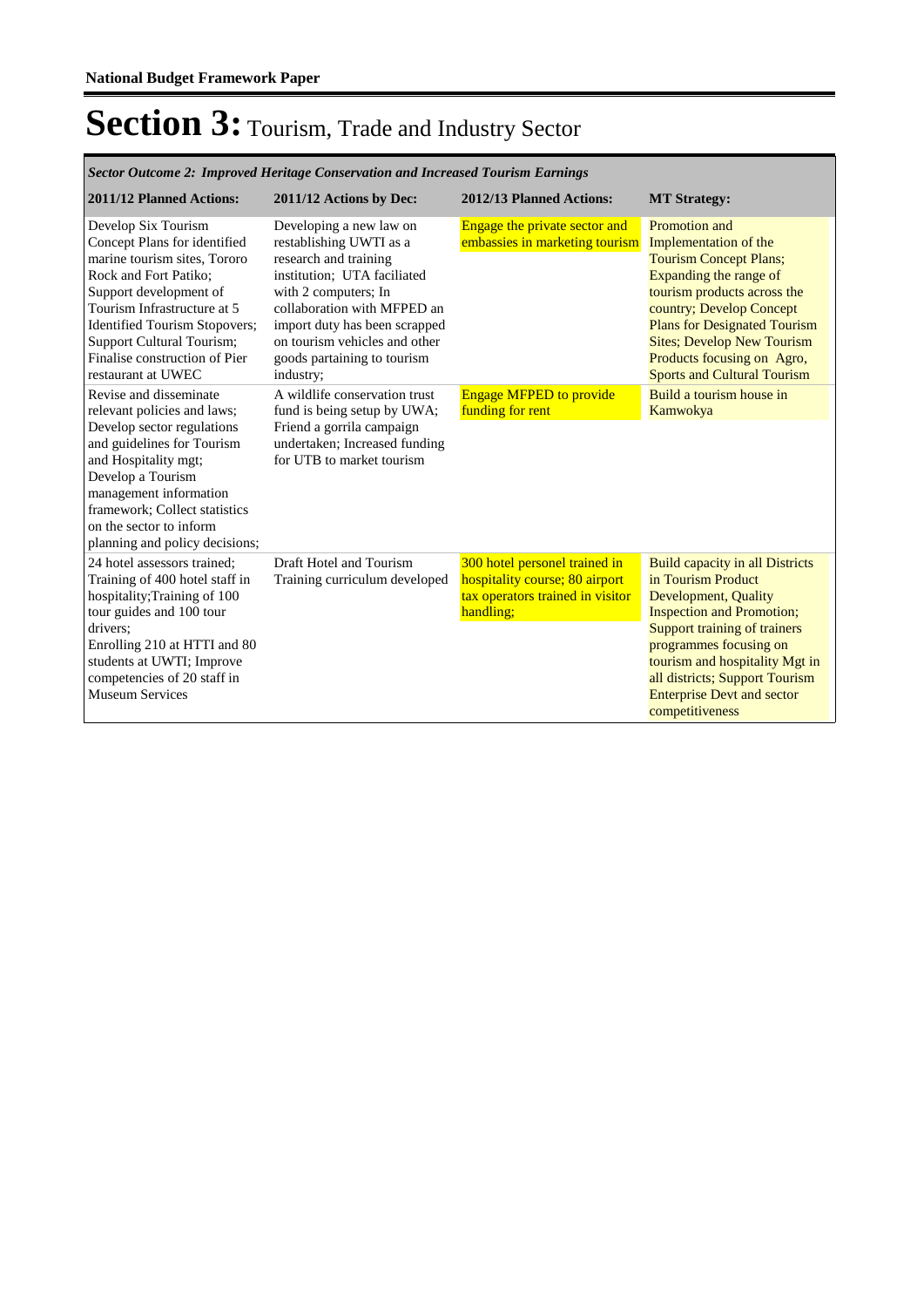# Section 3: Tourism, Trade and Industry Sector

*Sector Outcome 2: Improved Heritage Conservation and Increased Tourism Earnings*

| 2011/12 Planned Actions: | 2011/12 Actions by Dec: | 2012/13 Planned Actions: | MT Strategy: |
|---|---|---|---|
| Develop Six Tourism Concept Plans for identified marine tourism sites, Tororo Rock and Fort Patiko; Support development of Tourism Infrastructure at 5 Identified Tourism Stopovers; Support Cultural Tourism; Finalise construction of Pier restaurant at UWEC | Developing a new law on restablishing UWTI as a research and training institution; UTA faciliated with 2 computers; In collaboration with MFPED an import duty has been scrapped on tourism vehicles and other goods partaining to tourism industry; | Engage the private sector and embassies in marketing tourism | Promotion and Implementation of the Tourism Concept Plans; Expanding the range of tourism products across the country; Develop Concept Plans for Designated Tourism Sites; Develop New Tourism Products focusing on Agro, Sports and Cultural Tourism |
| Revise and disseminate relevant policies and laws; Develop sector regulations and guidelines for Tourism and Hospitality mgt; Develop a Tourism management information framework; Collect statistics on the sector to inform planning and policy decisions; | A wildlife conservation trust fund is being setup by UWA; Friend a gorrila campaign undertaken; Increased funding for UTB to market tourism | Engage MFPED to provide funding for rent | Build a tourism house in Kamwokya |
| 24 hotel assessors trained; Training of 400 hotel staff in hospitality;Training of 100 tour guides and 100 tour drivers; Enrolling 210 at HTTI and 80 students at UWTI; Improve competencies of 20 staff in Museum Services | Draft Hotel and Tourism Training curriculum developed | 300 hotel personel trained in hospitality course; 80 airport tax operators trained in visitor handling; | Build capacity in all Districts in Tourism Product Development, Quality Inspection and Promotion; Support training of trainers programmes focusing on tourism and hospitality Mgt in all districts; Support Tourism Enterprise Devt and sector competitiveness |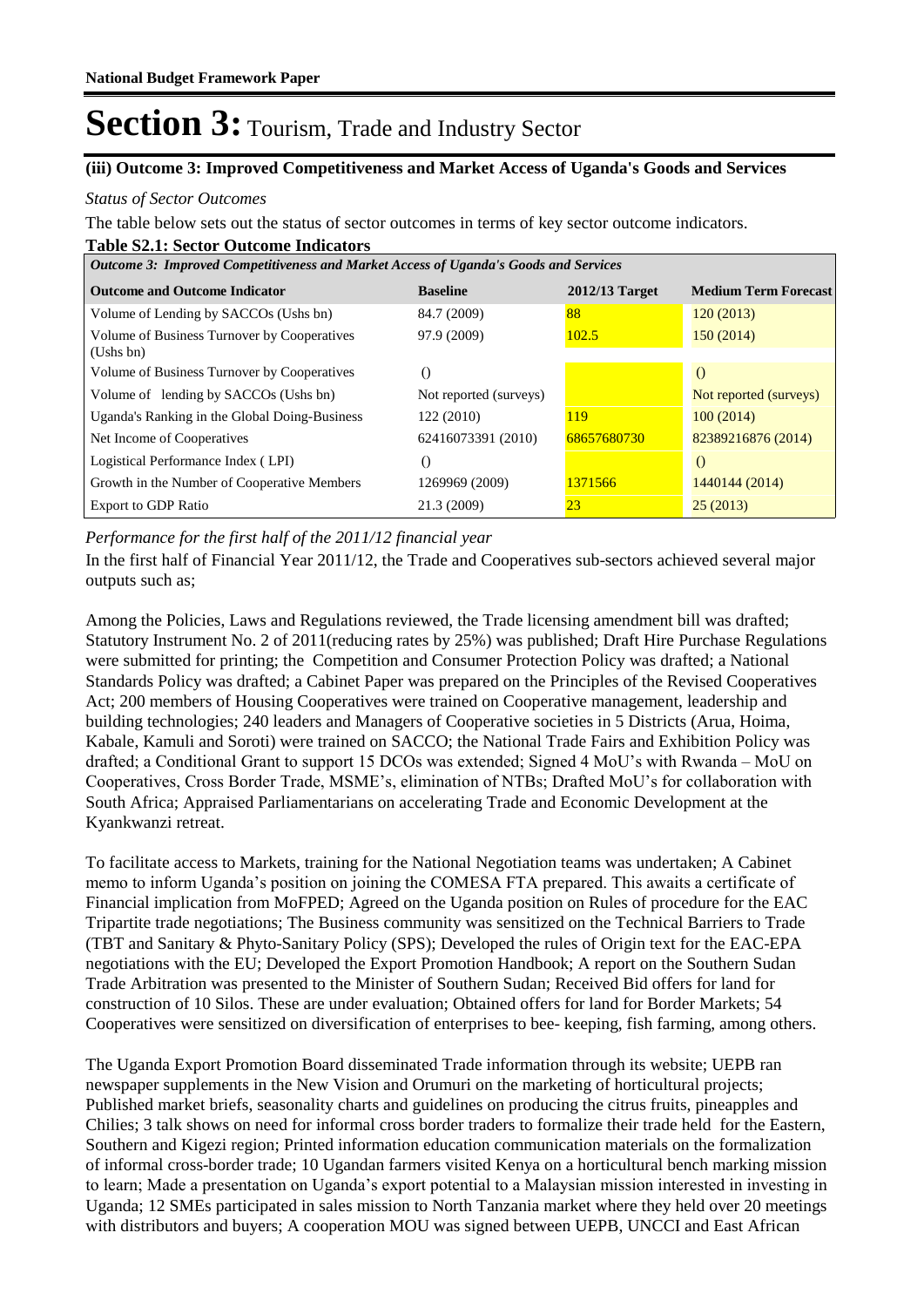# Section 3: Tourism, Trade and Industry Sector

### (iii) Outcome 3: Improved Competitiveness and Market Access of Uganda's Goods and Services

*Status of Sector Outcomes*

The table below sets out the status of sector outcomes in terms of key sector outcome indicators.

**Table S2.1: Sector Outcome Indicators**

| *Outcome 3: Improved Competitiveness and Market Access of Uganda's Goods and Services* | | | |
|---|---|---|---|
| **Outcome and Outcome Indicator** | **Baseline** | **2012/13 Target** | **Medium Term Forecast** |
| Volume of Lending by SACCOs (Ushs bn) | 84.7 (2009) | 88 | 120 (2013) |
| Volume of Business Turnover by Cooperatives (Ushs bn) | 97.9 (2009) | 102.5 | 150 (2014) |
| Volume of Business Turnover by Cooperatives | () | | () |
| Volume of lending by SACCOs (Ushs bn) | Not reported (surveys) | | Not reported (surveys) |
| Uganda's Ranking in the Global Doing-Business | 122 (2010) | 119 | 100 (2014) |
| Net Income of Cooperatives | 62416073391 (2010) | 68657680730 | 82389216876 (2014) |
| Logistical Performance Index ( LPI) | () | | () |
| Growth in the Number of Cooperative Members | 1269969 (2009) | 1371566 | 1440144 (2014) |
| Export to GDP Ratio | 21.3 (2009) | 23 | 25 (2013) |

*Performance for the first half of the 2011/12 financial year*

In the first half of Financial Year 2011/12, the Trade and Cooperatives sub-sectors achieved several major outputs such as;

Among the Policies, Laws and Regulations reviewed, the Trade licensing amendment bill was drafted; Statutory Instrument No. 2 of 2011(reducing rates by 25%) was published; Draft Hire Purchase Regulations were submitted for printing; the Competition and Consumer Protection Policy was drafted; a National Standards Policy was drafted; a Cabinet Paper was prepared on the Principles of the Revised Cooperatives Act; 200 members of Housing Cooperatives were trained on Cooperative management, leadership and building technologies; 240 leaders and Managers of Cooperative societies in 5 Districts (Arua, Hoima, Kabale, Kamuli and Soroti) were trained on SACCO; the National Trade Fairs and Exhibition Policy was drafted; a Conditional Grant to support 15 DCOs was extended; Signed 4 MoU's with Rwanda – MoU on Cooperatives, Cross Border Trade, MSME's, elimination of NTBs; Drafted MoU's for collaboration with South Africa; Appraised Parliamentarians on accelerating Trade and Economic Development at the Kyankwanzi retreat.

To facilitate access to Markets, training for the National Negotiation teams was undertaken; A Cabinet memo to inform Uganda's position on joining the COMESA FTA prepared. This awaits a certificate of Financial implication from MoFPED; Agreed on the Uganda position on Rules of procedure for the EAC Tripartite trade negotiations; The Business community was sensitized on the Technical Barriers to Trade (TBT and Sanitary & Phyto-Sanitary Policy (SPS); Developed the rules of Origin text for the EAC-EPA negotiations with the EU; Developed the Export Promotion Handbook; A report on the Southern Sudan Trade Arbitration was presented to the Minister of Southern Sudan; Received Bid offers for land for construction of 10 Silos. These are under evaluation; Obtained offers for land for Border Markets; 54 Cooperatives were sensitized on diversification of enterprises to bee- keeping, fish farming, among others.

The Uganda Export Promotion Board disseminated Trade information through its website; UEPB ran newspaper supplements in the New Vision and Orumuri on the marketing of horticultural projects; Published market briefs, seasonality charts and guidelines on producing the citrus fruits, pineapples and Chilies; 3 talk shows on need for informal cross border traders to formalize their trade held for the Eastern, Southern and Kigezi region; Printed information education communication materials on the formalization of informal cross-border trade; 10 Ugandan farmers visited Kenya on a horticultural bench marking mission to learn; Made a presentation on Uganda's export potential to a Malaysian mission interested in investing in Uganda; 12 SMEs participated in sales mission to North Tanzania market where they held over 20 meetings with distributors and buyers; A cooperation MOU was signed between UEPB, UNCCI and East African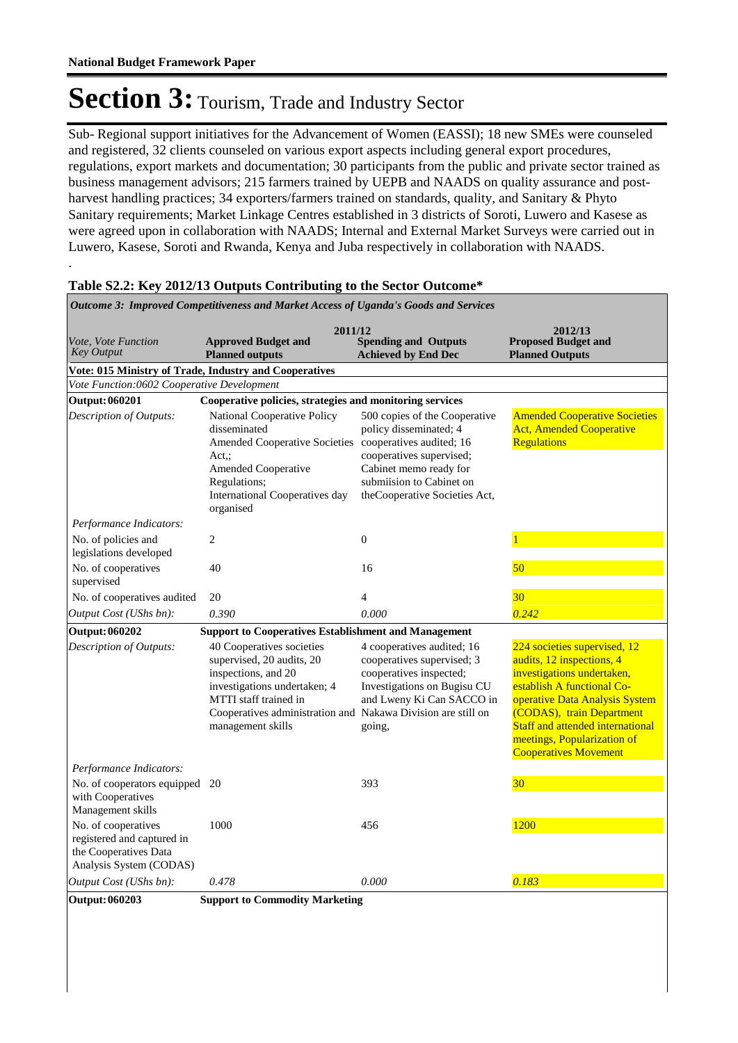# Section 3: Tourism, Trade and Industry Sector

Sub- Regional support initiatives for the Advancement of Women (EASSI); 18 new SMEs were counseled and registered, 32 clients counseled on various export aspects including general export procedures, regulations, export markets and documentation; 30 participants from the public and private sector trained as business management advisors; 215 farmers trained by UEPB and NAADS on quality assurance and post-harvest handling practices; 34 exporters/farmers trained on standards, quality, and Sanitary & Phyto Sanitary requirements; Market Linkage Centres established in 3 districts of Soroti, Luwero and Kasese as were agreed upon in collaboration with NAADS; Internal and External Market Surveys were carried out in Luwero, Kasese, Soroti and Rwanda, Kenya and Juba respectively in collaboration with NAADS.

.

**Table S2.2: Key 2012/13 Outputs Contributing to the Sector Outcome***

| *Outcome 3: Improved Competitiveness and Market Access of Uganda's Goods and Services* | | | |
|---|---|---|---|
| | 2011/12 | | 2012/13 |
| *Vote, Vote Function Key Output* | **Approved Budget and Planned outputs** | **Spending and Outputs Achieved by End Dec** | **Proposed Budget and Planned Outputs** |
| **Vote: 015 Ministry of Trade, Industry and Cooperatives** | | | |
| *Vote Function:0602 Cooperative Development* | | | |
| **Output: 060201** | **Cooperative policies, strategies and monitoring services** | | |
| *Description of Outputs:* | National Cooperative Policy disseminated Amended Cooperative Societies Act,; Amended Cooperative Regulations; International Cooperatives day organised | 500 copies of the Cooperative policy disseminated; 4 cooperatives audited; 16 cooperatives supervised; Cabinet memo ready for submiision to Cabinet on theCooperative Societies Act, | Amended Cooperative Societies Act, Amended Cooperative Regulations |
| *Performance Indicators:* | | | |
| No. of policies and legislations developed | 2 | 0 | 1 |
| No. of cooperatives supervised | 40 | 16 | 50 |
| No. of cooperatives audited | 20 | 4 | 30 |
| *Output Cost (UShs bn):* | *0.390* | *0.000* | *0.242* |
| **Output: 060202** | **Support to Cooperatives Establishment and Management** | | |
| *Description of Outputs:* | 40 Cooperatives societies supervised, 20 audits, 20 inspections, and 20 investigations undertaken; 4 MTTI staff trained in Cooperatives administration and management skills | 4 cooperatives audited; 16 cooperatives supervised; 3 cooperatives inspected; Investigations on Bugisu CU and Lweny Ki Can SACCO in Nakawa Division are still on going, | 224 societies supervised, 12 audits, 12 inspections, 4 investigations undertaken, establish A functional Co-operative Data Analysis System (CODAS), train Department Staff and attended international meetings, Popularization of Cooperatives Movement |
| *Performance Indicators:* | | | |
| No. of cooperators equipped with Cooperatives Management skills | 20 | 393 | 30 |
| No. of cooperatives registered and captured in the Cooperatives Data Analysis System (CODAS) | 1000 | 456 | 1200 |
| *Output Cost (UShs bn):* | *0.478* | *0.000* | *0.183* |
| **Output: 060203** | **Support to Commodity Marketing** | | |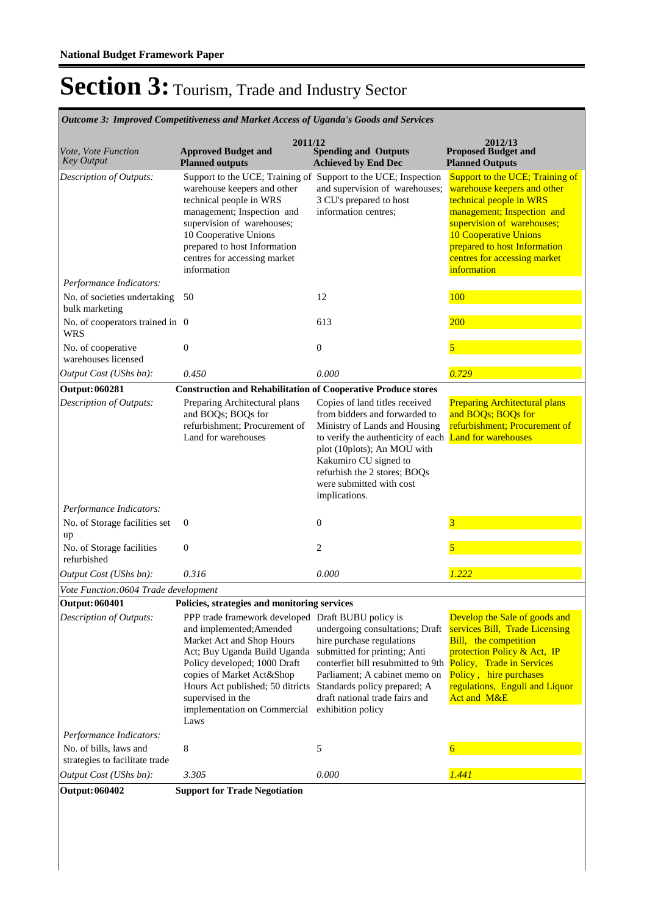## Section 3: Tourism, Trade and Industry Sector

*Outcome 3: Improved Competitiveness and Market Access of Uganda's Goods and Services*

| *Vote, Vote Function Key Output* | 2011/12 **Approved Budget and Planned outputs** | 2011/12 **Spending and Outputs Achieved by End Dec** | 2012/13 **Proposed Budget and Planned Outputs** |
|---|---|---|---|
| *Description of Outputs:* | Support to the UCE; Training of warehouse keepers and other technical people in WRS management; Inspection and supervision of warehouses; 10 Cooperative Unions prepared to host Information centres for accessing market information | Support to the UCE; Inspection and supervision of warehouses; 3 CU's prepared to host information centres; | Support to the UCE; Training of warehouse keepers and other technical people in WRS management; Inspection and supervision of warehouses; 10 Cooperative Unions prepared to host Information centres for accessing market information |
| *Performance Indicators:* | | | |
| No. of societies undertaking bulk marketing | 50 | 12 | 100 |
| No. of cooperators trained in WRS | 0 | 613 | 200 |
| No. of cooperative warehouses licensed | 0 | 0 | 5 |
| *Output Cost (UShs bn):* | *0.450* | *0.000* | *0.729* |
| **Output: 060281** | **Construction and Rehabilitation of Cooperative Produce stores** | | |
| *Description of Outputs:* | Preparing Architectural plans and BOQs; BOQs for refurbishment; Procurement of Land for warehouses | Copies of land titles received from bidders and forwarded to Ministry of Lands and Housing to verify the authenticity of each plot (10plots); An MOU with Kakumiro CU signed to refurbish the 2 stores; BOQs were submitted with cost implications. | Preparing Architectural plans and BOQs; BOQs for refurbishment; Procurement of Land for warehouses |
| *Performance Indicators:* | | | |
| No. of Storage facilities set up | 0 | 0 | 3 |
| No. of Storage facilities refurbished | 0 | 2 | 5 |
| *Output Cost (UShs bn):* | *0.316* | *0.000* | *1.222* |
| *Vote Function: 0604 Trade development* | | | |
| **Output: 060401** | **Policies, strategies and monitoring services** | | |
| *Description of Outputs:* | PPP trade framework developed and implemented;Amended Market Act and Shop Hours Act; Buy Uganda Build Uganda Policy developed; 1000 Draft copies of Market Act&Shop Hours Act published; 50 ditricts supervised in the implementation on Commercial Laws | Draft BUBU policy is undergoing consultations; Draft hire purchase regulations submitted for printing; Anti conterfiet bill resubmitted to 9th Parliament; A cabinet memo on Standards policy prepared; A draft national trade fairs and exhibition policy | Develop the Sale of goods and services Bill, Trade Licensing Bill, the competition protection Policy & Act, IP Policy, Trade in Services Policy , hire purchases regulations, Enguli and Liquor Act and M&E |
| *Performance Indicators:* | | | |
| No. of bills, laws and strategies to facilitate trade | 8 | 5 | 6 |
| *Output Cost (UShs bn):* | *3.305* | *0.000* | *1.441* |
| **Output: 060402** | **Support for Trade Negotiation** | | |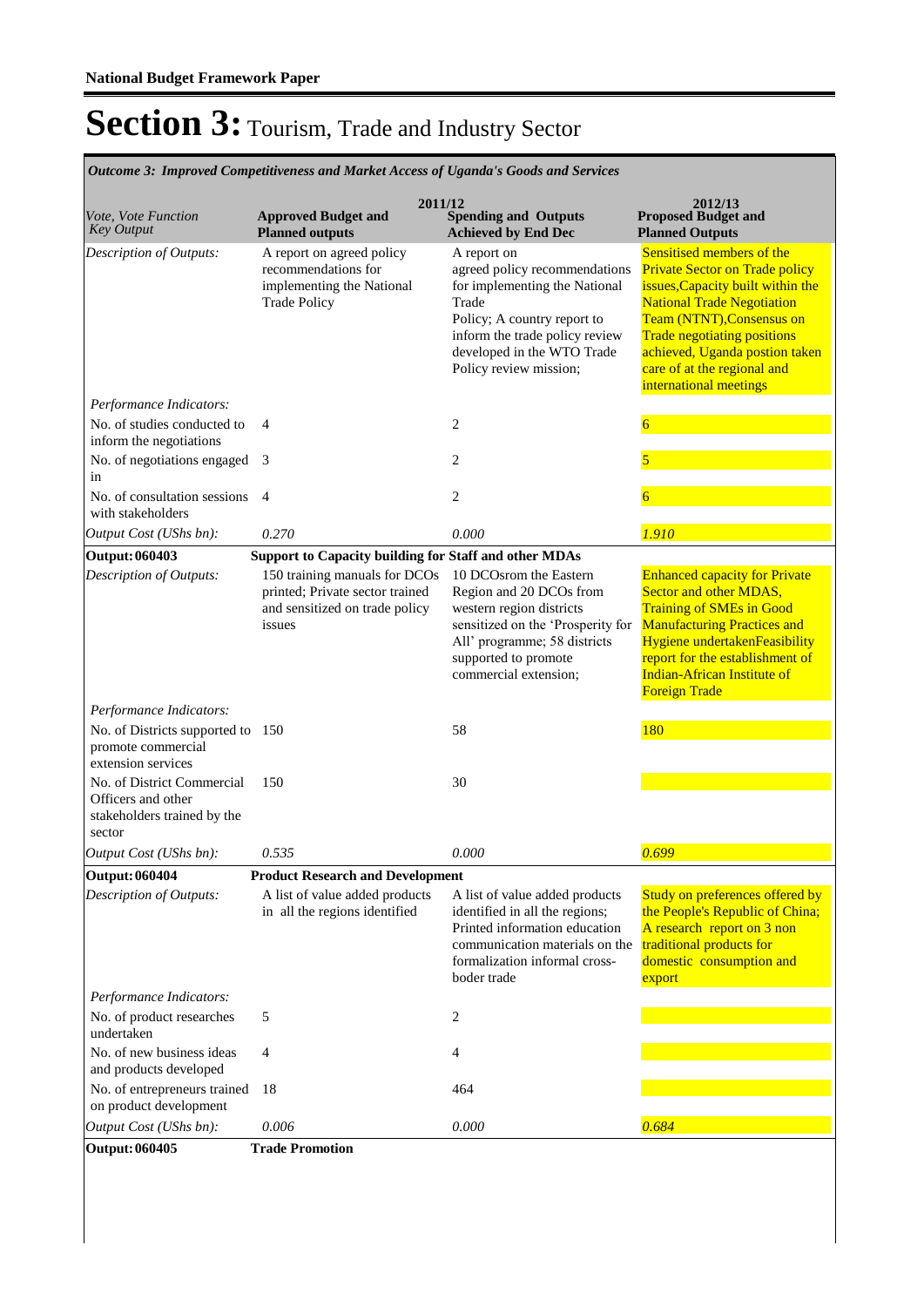**National Budget Framework Paper**

# Section 3: Tourism, Trade and Industry Sector

*Outcome 3: Improved Competitiveness and Market Access of Uganda's Goods and Services*

| *Vote, Vote Function Key Output* | 2011/12 **Approved Budget and Planned outputs** | **Spending and Outputs Achieved by End Dec** | 2012/13 **Proposed Budget and Planned Outputs** |
|---|---|---|---|
| *Description of Outputs:* | A report on agreed policy recommendations for implementing the National Trade Policy | A report on agreed policy recommendations for implementing the National Trade Policy; A country report to inform the trade policy review developed in the WTO Trade Policy review mission; | Sensitised members of the Private Sector on Trade policy issues,Capacity built within the National Trade Negotiation Team (NTNT),Consensus on Trade negotiating positions achieved, Uganda postion taken care of at the regional and international meetings |
| *Performance Indicators:* | | | |
| No. of studies conducted to inform the negotiations | 4 | 2 | 6 |
| No. of negotiations engaged in | 3 | 2 | 5 |
| No. of consultation sessions with stakeholders | 4 | 2 | 6 |
| *Output Cost (UShs bn):* | *0.270* | *0.000* | *1.910* |
| **Output: 060403** | **Support to Capacity building for Staff and other MDAs** | | |
| *Description of Outputs:* | 150 training manuals for DCOs printed; Private sector trained and sensitized on trade policy issues | 10 DCOsrom the Eastern Region and 20 DCOs from western region districts sensitized on the 'Prosperity for All' programme; 58 districts supported to promote commercial extension; | Enhanced capacity for Private Sector and other MDAS, Training of SMEs in Good Manufacturing Practices and Hygiene undertakenFeasibility report for the establishment of Indian-African Institute of Foreign Trade |
| *Performance Indicators:* | | | |
| No. of Districts supported to promote commercial extension services | 150 | 58 | 180 |
| No. of District Commercial Officers and other stakeholders trained by the sector | 150 | 30 | |
| *Output Cost (UShs bn):* | *0.535* | *0.000* | *0.699* |
| **Output: 060404** | **Product Research and Development** | | |
| *Description of Outputs:* | A list of value added products in all the regions identified | A list of value added products identified in all the regions; Printed information education communication materials on the formalization informal cross-boder trade | Study on preferences offered by the People's Republic of China; A research report on 3 non traditional products for domestic consumption and export |
| *Performance Indicators:* | | | |
| No. of product researches undertaken | 5 | 2 | |
| No. of new business ideas and products developed | 4 | 4 | |
| No. of entrepreneurs trained on product development | 18 | 464 | |
| *Output Cost (UShs bn):* | *0.006* | *0.000* | *0.684* |
| **Output: 060405** | **Trade Promotion** | | |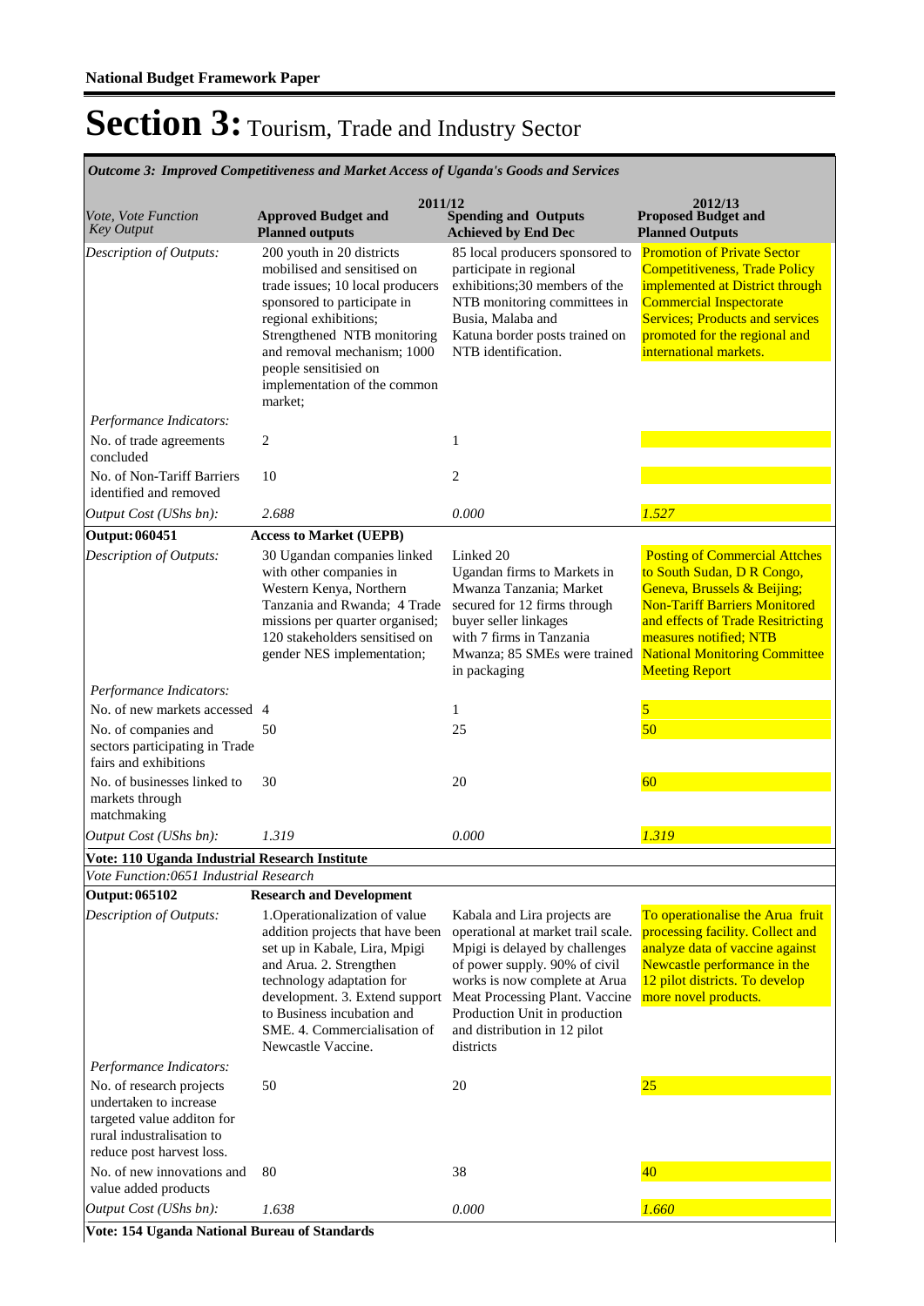**National Budget Framework Paper**

# Section 3: Tourism, Trade and Industry Sector

*Outcome 3: Improved Competitiveness and Market Access of Uganda's Goods and Services*

| *Vote, Vote Function Key Output* | 2011/12 **Approved Budget and Planned outputs** | **Spending and Outputs Achieved by End Dec** | 2012/13 **Proposed Budget and Planned Outputs** |
|---|---|---|---|
| *Description of Outputs:* | 200 youth in 20 districts mobilised and sensitised on trade issues; 10 local producers sponsored to participate in regional exhibitions; Strengthened NTB monitoring and removal mechanism; 1000 people sensitisied on implementation of the common market; | 85 local producers sponsored to participate in regional exhibitions;30 members of the NTB monitoring committees in Busia, Malaba and Katuna border posts trained on NTB identification. | Promotion of Private Sector Competitiveness, Trade Policy implemented at District through Commercial Inspectorate Services; Products and services promoted for the regional and international markets. |
| *Performance Indicators:* | | | |
| No. of trade agreements concluded | 2 | 1 | |
| No. of Non-Tariff Barriers identified and removed | 10 | 2 | |
| *Output Cost (UShs bn):* | *2.688* | *0.000* | *1.527* |
| **Output: 060451** | **Access to Market (UEPB)** | | |
| *Description of Outputs:* | 30 Ugandan companies linked with other companies in Western Kenya, Northern Tanzania and Rwanda; 4 Trade missions per quarter organised; 120 stakeholders sensitised on gender NES implementation; | Linked 20 Ugandan firms to Markets in Mwanza Tanzania; Market secured for 12 firms through buyer seller linkages with 7 firms in Tanzania Mwanza; 85 SMEs were trained in packaging | Posting of Commercial Attches to South Sudan, D R Congo, Geneva, Brussels & Beijing; Non-Tariff Barriers Monitored and effects of Trade Resitricting measures notified; NTB National Monitoring Committee Meeting Report |
| *Performance Indicators:* | | | |
| No. of new markets accessed | 4 | 1 | 5 |
| No. of companies and sectors participating in Trade fairs and exhibitions | 50 | 25 | 50 |
| No. of businesses linked to markets through matchmaking | 30 | 20 | 60 |
| *Output Cost (UShs bn):* | *1.319* | *0.000* | *1.319* |
| **Vote: 110 Uganda Industrial Research Institute** | | | |
| *Vote Function:0651 Industrial Research* | | | |
| **Output: 065102** | **Research and Development** | | |
| *Description of Outputs:* | 1.Operationalization of value addition projects that have been set up in Kabale, Lira, Mpigi and Arua. 2. Strengthen technology adaptation for development. 3. Extend support to Business incubation and SME. 4. Commercialisation of Newcastle Vaccine. | Kabala and Lira projects are operational at market trail scale. Mpigi is delayed by challenges of power supply. 90% of civil works is now complete at Arua Meat Processing Plant. Vaccine Production Unit in production and distribution in 12 pilot districts | To operationalise the Arua fruit processing facility. Collect and analyze data of vaccine against Newcastle performance in the 12 pilot districts. To develop more novel products. |
| *Performance Indicators:* | | | |
| No. of research projects undertaken to increase targeted value additon for rural industralisation to reduce post harvest loss. | 50 | 20 | 25 |
| No. of new innovations and value added products | 80 | 38 | 40 |
| *Output Cost (UShs bn):* | *1.638* | *0.000* | *1.660* |
| **Vote: 154 Uganda National Bureau of Standards** | | | |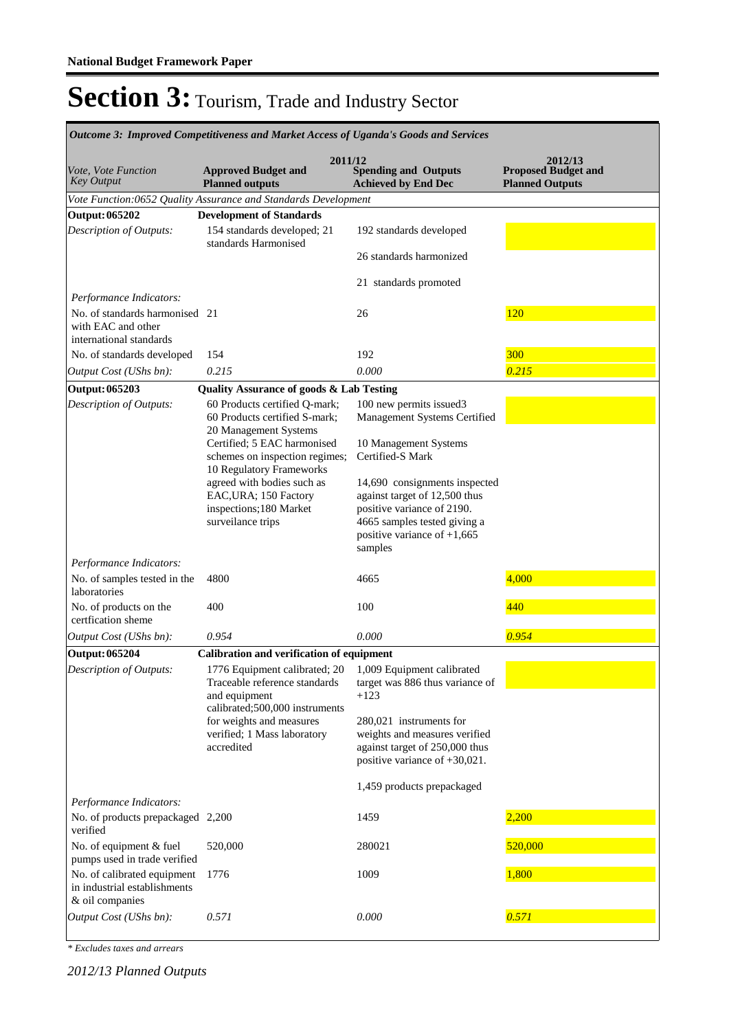# Section 3: Tourism, Trade and Industry Sector

| *Outcome 3: Improved Competitiveness and Market Access of Uganda's Goods and Services* | | | |
|---|---|---|---|
| | 2011/12 | | 2012/13 |
| *Vote, Vote Function Key Output* | **Approved Budget and Planned outputs** | **Spending and Outputs Achieved by End Dec** | **Proposed Budget and Planned Outputs** |
| *Vote Function:0652 Quality Assurance and Standards Development* | | | |
| **Output: 065202** | **Development of Standards** | | |
| *Description of Outputs:* | 154 standards developed; 21 standards Harmonised | 192 standards developed<br><br>26 standards harmonized<br><br>21 standards promoted | |
| *Performance Indicators:* | | | |
| No. of standards harmonised with EAC and other international standards | 21 | 26 | 120 |
| No. of standards developed | 154 | 192 | 300 |
| *Output Cost (UShs bn):* | *0.215* | *0.000* | *0.215* |
| **Output: 065203** | **Quality Assurance of goods & Lab Testing** | | |
| *Description of Outputs:* | 60 Products certified Q-mark; 60 Products certified S-mark; 20 Management Systems Certified; 5 EAC harmonised schemes on inspection regimes; 10 Regulatory Frameworks agreed with bodies such as EAC,URA; 150 Factory inspections;180 Market surveilance trips | 100 new permits issued3 Management Systems Certified<br><br>10 Management Systems Certified-S Mark<br><br>14,690 consignments inspected against target of 12,500 thus positive variance of 2190. 4665 samples tested giving a positive variance of +1,665 samples | |
| *Performance Indicators:* | | | |
| No. of samples tested in the laboratories | 4800 | 4665 | 4,000 |
| No. of products on the certfication sheme | 400 | 100 | 440 |
| *Output Cost (UShs bn):* | *0.954* | *0.000* | *0.954* |
| **Output: 065204** | **Calibration and verification of equipment** | | |
| *Description of Outputs:* | 1776 Equipment calibrated; 20 Traceable reference standards and equipment calibrated;500,000 instruments for weights and measures verified; 1 Mass laboratory accredited | 1,009 Equipment calibrated target was 886 thus variance of +123<br><br>280,021 instruments for weights and measures verified against target of 250,000 thus positive variance of +30,021.<br><br>1,459 products prepackaged | |
| *Performance Indicators:* | | | |
| No. of products prepackaged verified | 2,200 | 1459 | 2,200 |
| No. of equipment & fuel pumps used in trade verified | 520,000 | 280021 | 520,000 |
| No. of calibrated equipment in industrial establishments & oil companies | 1776 | 1009 | 1,800 |
| *Output Cost (UShs bn):* | *0.571* | *0.000* | *0.571* |

*\* Excludes taxes and arrears*

*2012/13 Planned Outputs*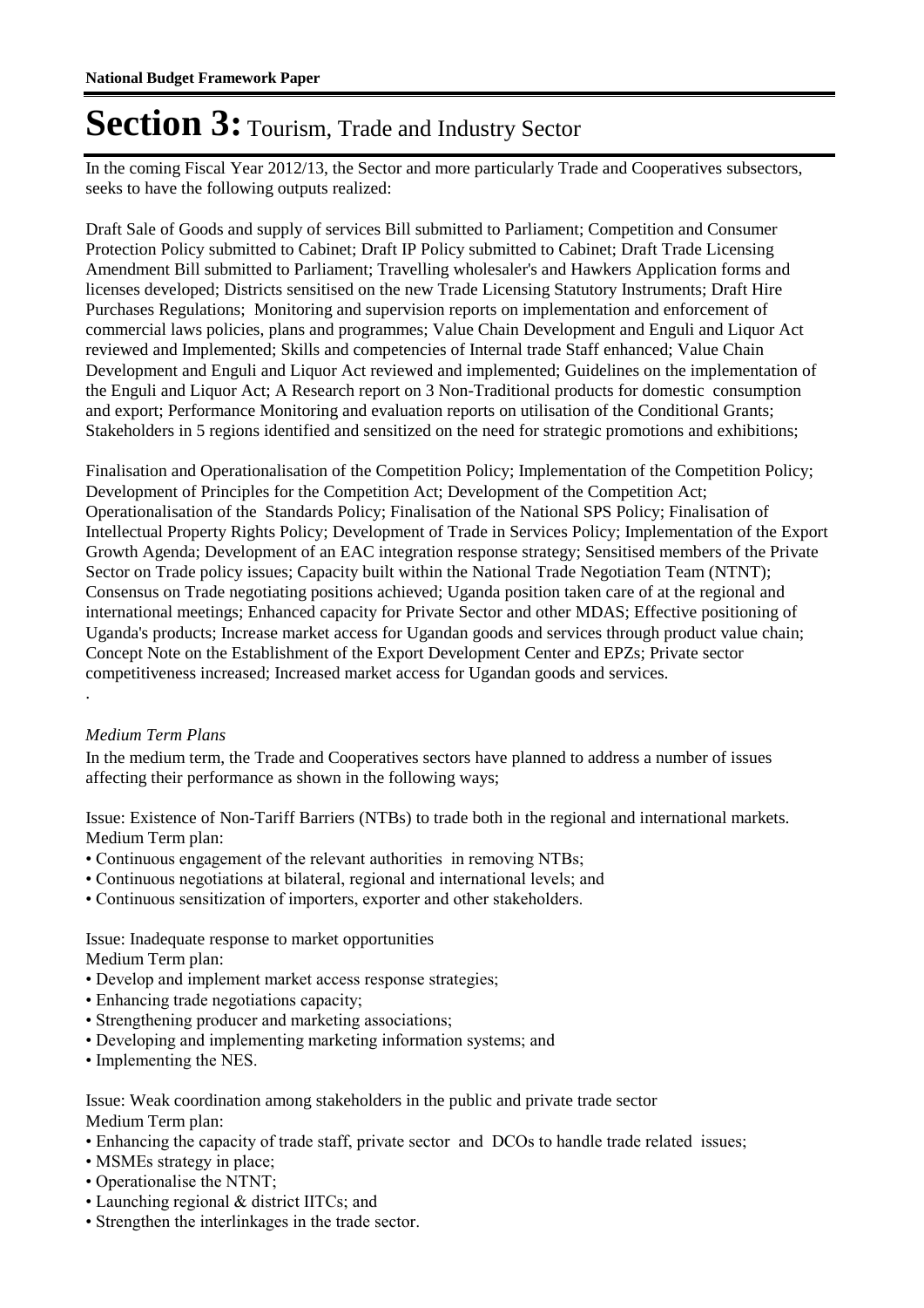# Section 3: Tourism, Trade and Industry Sector

In the coming Fiscal Year 2012/13, the Sector and more particularly Trade and Cooperatives subsectors, seeks to have the following outputs realized:

Draft Sale of Goods and supply of services Bill submitted to Parliament; Competition and Consumer Protection Policy submitted to Cabinet; Draft IP Policy submitted to Cabinet; Draft Trade Licensing Amendment Bill submitted to Parliament; Travelling wholesaler's and Hawkers Application forms and licenses developed; Districts sensitised on the new Trade Licensing Statutory Instruments; Draft Hire Purchases Regulations; Monitoring and supervision reports on implementation and enforcement of commercial laws policies, plans and programmes; Value Chain Development and Enguli and Liquor Act reviewed and Implemented; Skills and competencies of Internal trade Staff enhanced; Value Chain Development and Enguli and Liquor Act reviewed and implemented; Guidelines on the implementation of the Enguli and Liquor Act; A Research report on 3 Non-Traditional products for domestic consumption and export; Performance Monitoring and evaluation reports on utilisation of the Conditional Grants; Stakeholders in 5 regions identified and sensitized on the need for strategic promotions and exhibitions;

Finalisation and Operationalisation of the Competition Policy; Implementation of the Competition Policy; Development of Principles for the Competition Act; Development of the Competition Act; Operationalisation of the Standards Policy; Finalisation of the National SPS Policy; Finalisation of Intellectual Property Rights Policy; Development of Trade in Services Policy; Implementation of the Export Growth Agenda; Development of an EAC integration response strategy; Sensitised members of the Private Sector on Trade policy issues; Capacity built within the National Trade Negotiation Team (NTNT); Consensus on Trade negotiating positions achieved; Uganda position taken care of at the regional and international meetings; Enhanced capacity for Private Sector and other MDAS; Effective positioning of Uganda's products; Increase market access for Ugandan goods and services through product value chain; Concept Note on the Establishment of the Export Development Center and EPZs; Private sector competitiveness increased; Increased market access for Ugandan goods and services.

.

*Medium Term Plans*

In the medium term, the Trade and Cooperatives sectors have planned to address a number of issues affecting their performance as shown in the following ways;

Issue: Existence of Non-Tariff Barriers (NTBs) to trade both in the regional and international markets.
Medium Term plan:

- Continuous engagement of the relevant authorities in removing NTBs;
- Continuous negotiations at bilateral, regional and international levels; and
- Continuous sensitization of importers, exporter and other stakeholders.

Issue: Inadequate response to market opportunities
Medium Term plan:

- Develop and implement market access response strategies;
- Enhancing trade negotiations capacity;
- Strengthening producer and marketing associations;
- Developing and implementing marketing information systems; and
- Implementing the NES.

Issue: Weak coordination among stakeholders in the public and private trade sector
Medium Term plan:

- Enhancing the capacity of trade staff, private sector and DCOs to handle trade related issues;
- MSMEs strategy in place;
- Operationalise the NTNT;
- Launching regional & district IITCs; and
- Strengthen the interlinkages in the trade sector.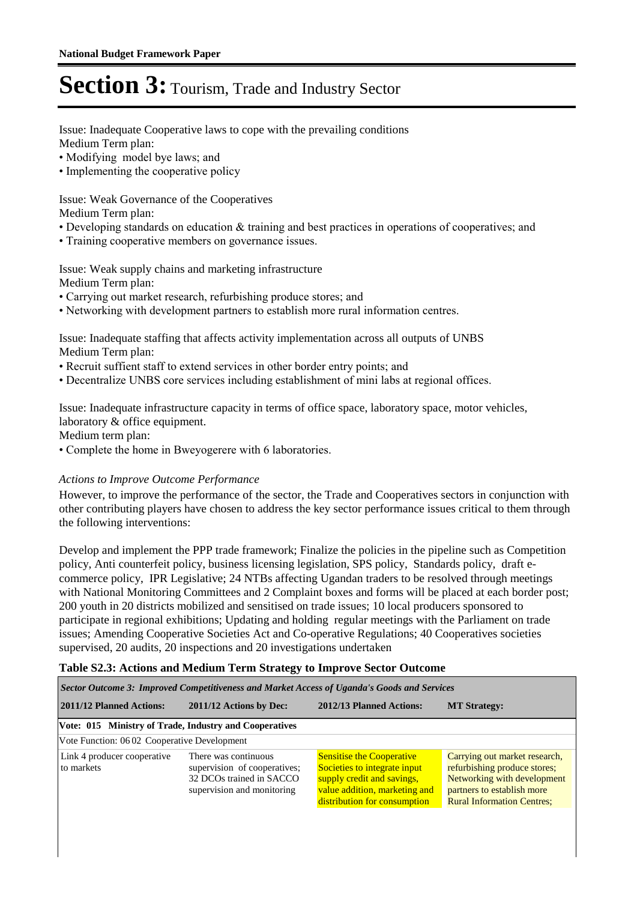# Section 3: Tourism, Trade and Industry Sector

Issue: Inadequate Cooperative laws to cope with the prevailing conditions
Medium Term plan:
- Modifying model bye laws; and
- Implementing the cooperative policy

Issue: Weak Governance of the Cooperatives
Medium Term plan:
- Developing standards on education & training and best practices in operations of cooperatives; and
- Training cooperative members on governance issues.

Issue: Weak supply chains and marketing infrastructure
Medium Term plan:
- Carrying out market research, refurbishing produce stores; and
- Networking with development partners to establish more rural information centres.

Issue: Inadequate staffing that affects activity implementation across all outputs of UNBS
Medium Term plan:
- Recruit suffient staff to extend services in other border entry points; and
- Decentralize UNBS core services including establishment of mini labs at regional offices.

Issue: Inadequate infrastructure capacity in terms of office space, laboratory space, motor vehicles, laboratory & office equipment.
Medium term plan:
- Complete the home in Bweyogerere with 6 laboratories.

*Actions to Improve Outcome Performance*

However, to improve the performance of the sector, the Trade and Cooperatives sectors in conjunction with other contributing players have chosen to address the key sector performance issues critical to them through the following interventions:

Develop and implement the PPP trade framework; Finalize the policies in the pipeline such as Competition policy, Anti counterfeit policy, business licensing legislation, SPS policy, Standards policy, draft e-commerce policy, IPR Legislative; 24 NTBs affecting Ugandan traders to be resolved through meetings with National Monitoring Committees and 2 Complaint boxes and forms will be placed at each border post; 200 youth in 20 districts mobilized and sensitised on trade issues; 10 local producers sponsored to participate in regional exhibitions; Updating and holding regular meetings with the Parliament on trade issues; Amending Cooperative Societies Act and Co-operative Regulations; 40 Cooperatives societies supervised, 20 audits, 20 inspections and 20 investigations undertaken

**Table S2.3: Actions and Medium Term Strategy to Improve Sector Outcome**

| *Sector Outcome 3: Improved Competitiveness and Market Access of Uganda's Goods and Services* | | | |
|---|---|---|---|
| **2011/12 Planned Actions:** | **2011/12 Actions by Dec:** | **2012/13 Planned Actions:** | **MT Strategy:** |
| **Vote: 015 Ministry of Trade, Industry and Cooperatives** | | | |
| Vote Function: 06 02 Cooperative Development | | | |
| Link 4 producer cooperative to markets | There was continuous supervision of cooperatives; 32 DCOs trained in SACCO supervision and monitoring | Sensitise the Cooperative Societies to integrate input supply credit and savings, value addition, marketing and distribution for consumption | Carrying out market research, refurbishing produce stores; Networking with development partners to establish more Rural Information Centres; |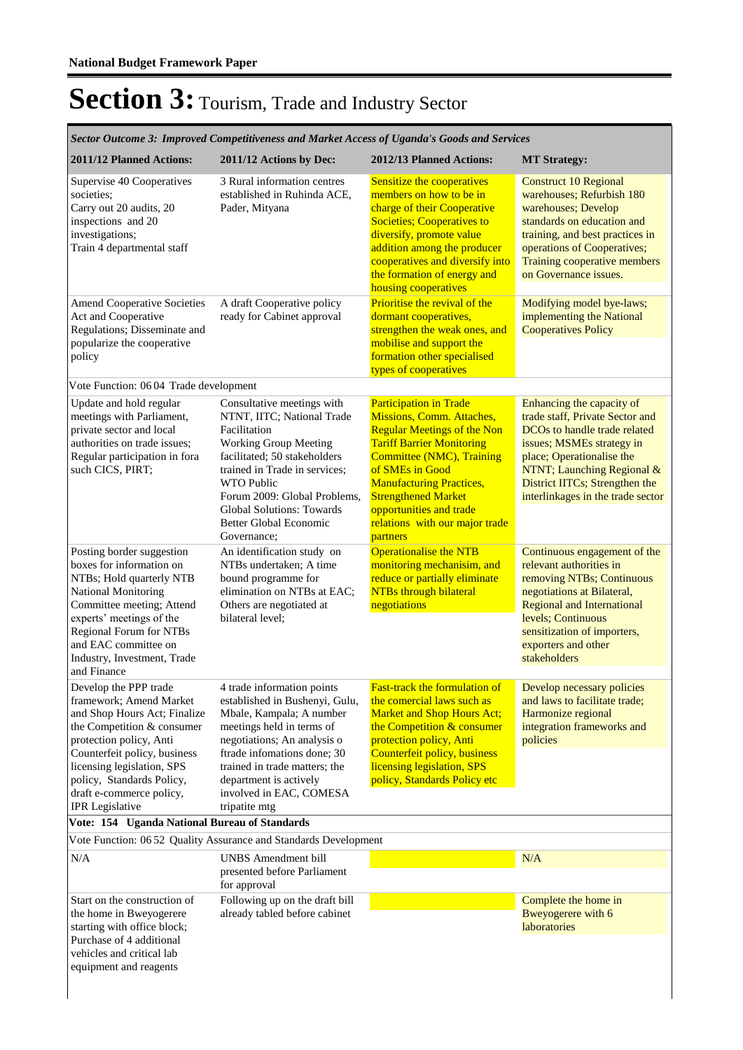**National Budget Framework Paper**

# Section 3: Tourism, Trade and Industry Sector

| *Sector Outcome 3: Improved Competitiveness and Market Access of Uganda's Goods and Services* | | | |
|---|---|---|---|
| **2011/12 Planned Actions:** | **2011/12 Actions by Dec:** | **2012/13 Planned Actions:** | **MT Strategy:** |
| Supervise 40 Cooperatives societies; Carry out 20 audits, 20 inspections and 20 investigations; Train 4 departmental staff | 3 Rural information centres established in Ruhinda ACE, Pader, Mityana | Sensitize the cooperatives members on how to be in charge of their Cooperative Societies; Cooperatives to diversify, promote value addition among the producer cooperatives and diversify into the formation of energy and housing cooperatives | Construct 10 Regional warehouses; Refurbish 180 warehouses; Develop standards on education and training, and best practices in operations of Cooperatives; Training cooperative members on Governance issues. |
| Amend Cooperative Societies Act and Cooperative Regulations; Disseminate and popularize the cooperative policy | A draft Cooperative policy ready for Cabinet approval | Prioritise the revival of the dormant cooperatives, strengthen the weak ones, and mobilise and support the formation other specialised types of cooperatives | Modifying model bye-laws; implementing the National Cooperatives Policy |
| Vote Function: 06 04 Trade development | | | |
| Update and hold regular meetings with Parliament, private sector and local authorities on trade issues; Regular participation in fora such CICS, PIRT; | Consultative meetings with NTNT, IITC; National Trade Facilitation Working Group Meeting facilitated; 50 stakeholders trained in Trade in services; WTO Public Forum 2009: Global Problems, Global Solutions: Towards Better Global Economic Governance; | Participation in Trade Missions, Comm. Attaches, Regular Meetings of the Non Tariff Barrier Monitoring Committee (NMC), Training of SMEs in Good Manufacturing Practices, Strengthened Market opportunities and trade relations with our major trade partners | Enhancing the capacity of trade staff, Private Sector and DCOs to handle trade related issues; MSMEs strategy in place; Operationalise the NTNT; Launching Regional & District IITCs; Strengthen the interlinkages in the trade sector |
| Posting border suggestion boxes for information on NTBs; Hold quarterly NTB National Monitoring Committee meeting; Attend experts' meetings of the Regional Forum for NTBs and EAC committee on Industry, Investment, Trade and Finance | An identification study on NTBs undertaken; A time bound programme for elimination on NTBs at EAC; Others are negotiated at bilateral level; | Operationalise the NTB monitoring mechanisim, and reduce or partially eliminate NTBs through bilateral negotiations | Continuous engagement of the relevant authorities in removing NTBs; Continuous negotiations at Bilateral, Regional and International levels; Continuous sensitization of importers, exporters and other stakeholders |
| Develop the PPP trade framework; Amend Market and Shop Hours Act; Finalize the Competition & consumer protection policy, Anti Counterfeit policy, business licensing legislation, SPS policy, Standards Policy, draft e-commerce policy, IPR Legislative | 4 trade information points established in Bushenyi, Gulu, Mbale, Kampala; A number meetings held in terms of negotiations; An analysis o ftrade infomations done; 30 trained in trade matters; the department is actively involved in EAC, COMESA tripatite mtg | Fast-track the formulation of the comercial laws such as Market and Shop Hours Act; the Competition & consumer protection policy, Anti Counterfeit policy, business licensing legislation, SPS policy, Standards Policy etc | Develop necessary policies and laws to facilitate trade; Harmonize regional integration frameworks and policies |
| **Vote: 154 Uganda National Bureau of Standards** | | | |
| Vote Function: 06 52 Quality Assurance and Standards Development | | | |
| N/A | UNBS Amendment bill presented before Parliament for approval | | N/A |
| Start on the construction of the home in Bweyogerere starting with office block; Purchase of 4 additional vehicles and critical lab equipment and reagents | Following up on the draft bill already tabled before cabinet | | Complete the home in Bweyogerere with 6 laboratories |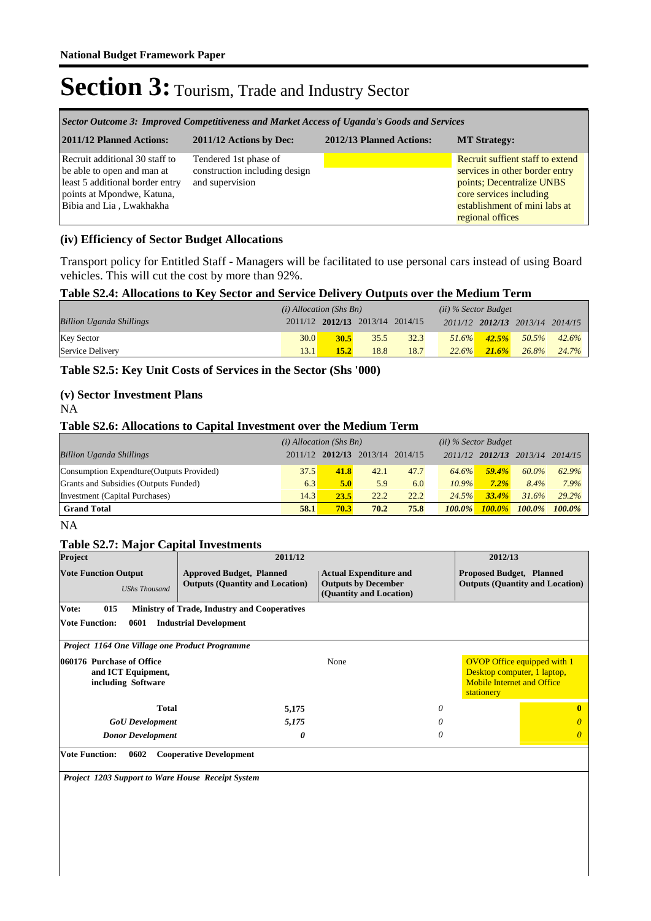**National Budget Framework Paper**

# Section 3: Tourism, Trade and Industry Sector

| *Sector Outcome 3: Improved Competitiveness and Market Access of Uganda's Goods and Services* | | | |
|---|---|---|---|
| **2011/12 Planned Actions:** | **2011/12 Actions by Dec:** | **2012/13 Planned Actions:** | **MT Strategy:** |
| Recruit additional 30 staff to be able to open and man at least 5 additional border entry points at Mpondwe, Katuna, Bibia and Lia , Lwakhakha | Tendered 1st phase of construction including design and supervision | | Recruit suffient staff to extend services in other border entry points; Decentralize UNBS core services including establishment of mini labs at regional offices |

### (iv) Efficiency of Sector Budget Allocations

Transport policy for Entitled Staff - Managers will be facilitated to use personal cars instead of using Board vehicles. This will cut the cost by more than 92%.

### Table S2.4: Allocations to Key Sector and Service Delivery Outputs over the Medium Term

| | *(i) Allocation (Shs Bn)* | | | | *(ii) % Sector Budget* | | | |
|---|---|---|---|---|---|---|---|---|
| *Billion Uganda Shillings* | 2011/12 | **2012/13** | 2013/14 | 2014/15 | *2011/12* | ***2012/13*** | *2013/14* | *2014/15* |
| Key Sector | 30.0 | **30.5** | 35.5 | 32.3 | *51.6%* | ***42.5%*** | *50.5%* | *42.6%* |
| Service Delivery | 13.1 | **15.2** | 18.8 | 18.7 | *22.6%* | ***21.6%*** | *26.8%* | *24.7%* |

### Table S2.5: Key Unit Costs of Services in the Sector (Shs '000)

### (v) Sector Investment Plans

NA

### Table S2.6: Allocations to Capital Investment over the Medium Term

| | *(i) Allocation (Shs Bn)* | | | | *(ii) % Sector Budget* | | | |
|---|---|---|---|---|---|---|---|---|
| *Billion Uganda Shillings* | 2011/12 | **2012/13** | 2013/14 | 2014/15 | *2011/12* | ***2012/13*** | *2013/14* | *2014/15* |
| Consumption Expendture(Outputs Provided) | 37.5 | **41.8** | 42.1 | 47.7 | *64.6%* | ***59.4%*** | *60.0%* | *62.9%* |
| Grants and Subsidies (Outputs Funded) | 6.3 | **5.0** | 5.9 | 6.0 | *10.9%* | ***7.2%*** | *8.4%* | *7.9%* |
| Investment (Capital Purchases) | 14.3 | **23.5** | 22.2 | 22.2 | *24.5%* | ***33.4%*** | *31.6%* | *29.2%* |
| **Grand Total** | **58.1** | **70.3** | **70.2** | **75.8** | ***100.0%*** | ***100.0%*** | ***100.0%*** | ***100.0%*** |

NA

### Table S2.7: Major Capital Investments

| **Project** | **2011/12** | | **2012/13** | |
|---|---|---|---|---|
| **Vote Function Output** *UShs Thousand* | **Approved Budget, Planned Outputs (Quantity and Location)** | **Actual Expenditure and Outputs by December (Quantity and Location)** | **Proposed Budget, Planned Outputs (Quantity and Location)** | |
| **Vote: 015 Ministry of Trade, Industry and Cooperatives** | | | | |
| **Vote Function: 0601 Industrial Development** | | | | |
| ***Project 1164 One Village one Product Programme*** | | | | |
| **060176 Purchase of Office and ICT Equipment, including Software** | | None | OVOP Office equipped with 1 Desktop computer, 1 laptop, Mobile Internet and Office stationery | |
| **Total** | 5,175 | *0* | | **0** |
| ***GoU Development*** | *5,175* | *0* | | *0* |
| ***Donor Development*** | ***0*** | *0* | | *0* |
| **Vote Function: 0602 Cooperative Development** | | | | |
| ***Project 1203 Support to Ware House Receipt System*** | | | | |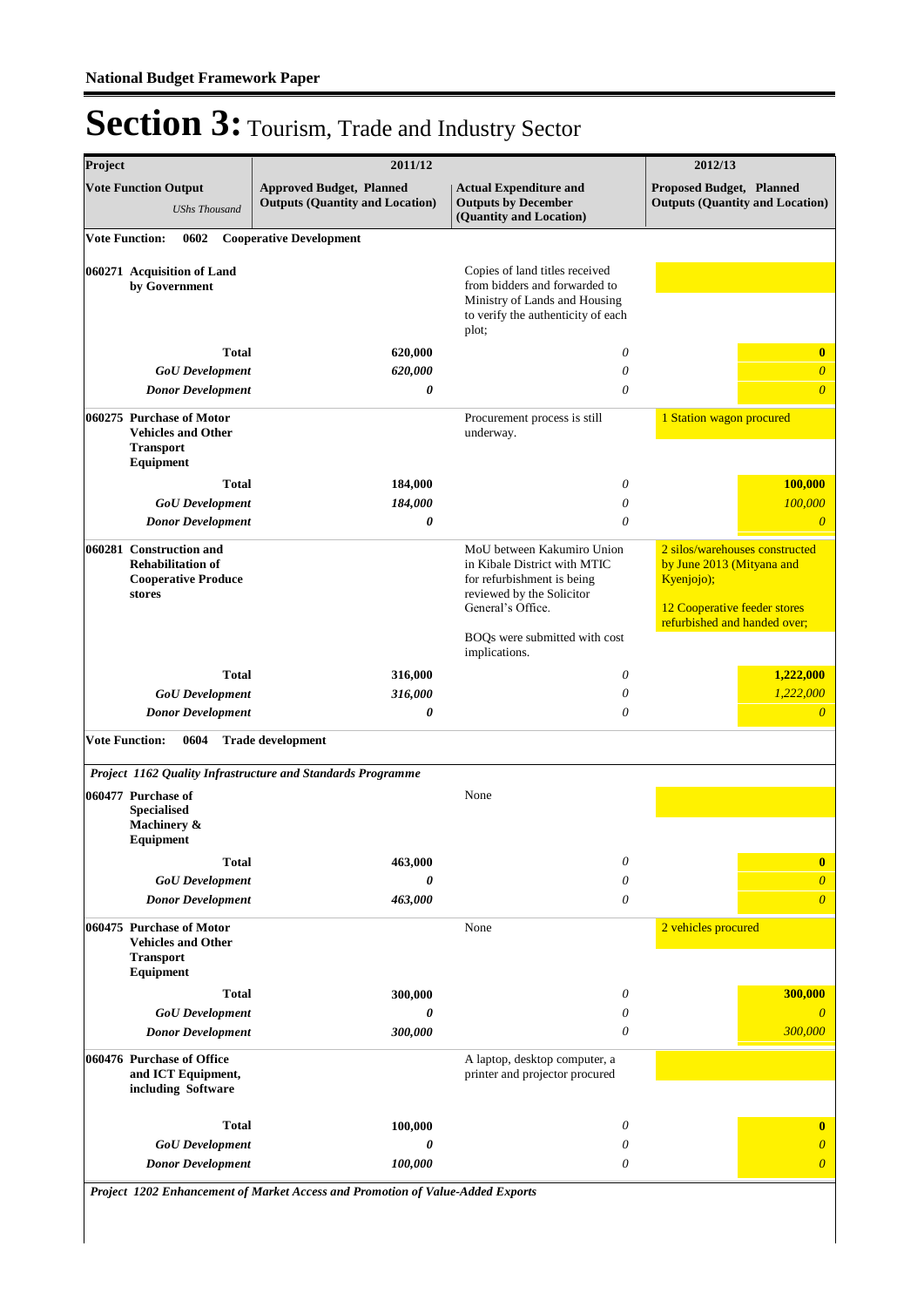# Section 3: Tourism, Trade and Industry Sector

| Project | 2011/12 | | 2012/13 |
|---|---|---|---|
| **Vote Function Output** *UShs Thousand* | **Approved Budget, Planned Outputs (Quantity and Location)** | **Actual Expenditure and Outputs by December (Quantity and Location)** | **Proposed Budget, Planned Outputs (Quantity and Location)** |
| **Vote Function: 0602 Cooperative Development** | | | |
| **060271 Acquisition of Land by Government** | | Copies of land titles received from bidders and forwarded to Ministry of Lands and Housing to verify the authenticity of each plot; | |
| **Total** | **620,000** | *0* | **0** |
| ***GoU Development*** | ***620,000*** | *0* | *0* |
| ***Donor Development*** | ***0*** | *0* | *0* |
| **060275 Purchase of Motor Vehicles and Other Transport Equipment** | | Procurement process is still underway. | 1 Station wagon procured |
| **Total** | **184,000** | *0* | **100,000** |
| ***GoU Development*** | ***184,000*** | *0* | *100,000* |
| ***Donor Development*** | ***0*** | *0* | *0* |
| **060281 Construction and Rehabilitation of Cooperative Produce stores** | | MoU between Kakumiro Union in Kibale District with MTIC for refurbishment is being reviewed by the Solicitor General's Office.<br><br>BOQs were submitted with cost implications. | 2 silos/warehouses constructed by June 2013 (Mityana and Kyenjojo);<br><br>12 Cooperative feeder stores refurbished and handed over; |
| **Total** | **316,000** | *0* | **1,222,000** |
| ***GoU Development*** | ***316,000*** | *0* | *1,222,000* |
| ***Donor Development*** | ***0*** | *0* | *0* |
| **Vote Function: 0604 Trade development** | | | |
| ***Project 1162 Quality Infrastructure and Standards Programme*** | | | |
| **060477 Purchase of Specialised Machinery & Equipment** | | None | |
| **Total** | **463,000** | *0* | **0** |
| ***GoU Development*** | ***0*** | *0* | *0* |
| ***Donor Development*** | ***463,000*** | *0* | *0* |
| **060475 Purchase of Motor Vehicles and Other Transport Equipment** | | None | 2 vehicles procured |
| **Total** | **300,000** | *0* | **300,000** |
| ***GoU Development*** | ***0*** | *0* | *0* |
| ***Donor Development*** | ***300,000*** | *0* | *300,000* |
| **060476 Purchase of Office and ICT Equipment, including Software** | | A laptop, desktop computer, a printer and projector procured | |
| **Total** | **100,000** | *0* | **0** |
| ***GoU Development*** | ***0*** | *0* | *0* |
| ***Donor Development*** | ***100,000*** | *0* | *0* |
| ***Project 1202 Enhancement of Market Access and Promotion of Value-Added Exports*** | | | |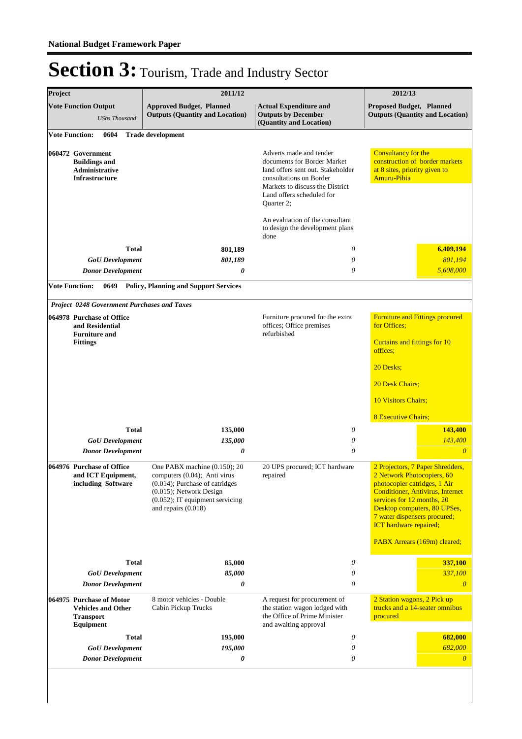# Section 3: Tourism, Trade and Industry Sector

| Project | 2011/12 | | 2012/13 |
|---|---|---|---|
| **Vote Function Output** *UShs Thousand* | **Approved Budget, Planned Outputs (Quantity and Location)** | **Actual Expenditure and Outputs by December (Quantity and Location)** | **Proposed Budget, Planned Outputs (Quantity and Location)** |
| **Vote Function: 0604 Trade development** | | | |
| **060472 Government Buildings and Administrative Infrastructure** | | Adverts made and tender documents for Border Market land offers sent out. Stakeholder consultations on Border Markets to discuss the District Land offers scheduled for Quarter 2;<br><br>An evaluation of the consultant to design the development plans done | Consultancy for the construction of border markets at 8 sites, priority given to Amuru-Pibia |
| **Total** | **801,189** | *0* | **6,409,194** |
| ***GoU Development*** | ***801,189*** | *0* | *801,194* |
| ***Donor Development*** | ***0*** | *0* | *5,608,000* |
| **Vote Function: 0649 Policy, Planning and Support Services** | | | |
| ***Project 0248 Government Purchases and Taxes*** | | | |
| **064978 Purchase of Office and Residential Furniture and Fittings** | | Furniture procured for the extra offices; Office premises refurbished | Furniture and Fittings procured for Offices;<br><br>Curtains and fittings for 10 offices;<br><br>20 Desks;<br><br>20 Desk Chairs;<br><br>10 Visitors Chairs;<br><br>8 Executive Chairs; |
| **Total** | **135,000** | *0* | **143,400** |
| ***GoU Development*** | ***135,000*** | *0* | *143,400* |
| ***Donor Development*** | ***0*** | *0* | *0* |
| **064976 Purchase of Office and ICT Equipment, including Software** | One PABX machine (0.150); 20 computers (0.04); Anti virus (0.014); Purchase of catridges (0.015); Network Design (0.052); IT equipment servicing and repairs (0.018) | 20 UPS procured; ICT hardware repaired | 2 Projectors, 7 Paper Shredders, 2 Network Photocopiers, 60 photocopier catridges, 1 Air Conditioner, Antivirus, Internet services for 12 months, 20 Desktop computers, 80 UPSes, 7 water dispensers procured; ICT hardware repaired;<br><br>PABX Arrears (169m) cleared; |
| **Total** | **85,000** | *0* | **337,100** |
| ***GoU Development*** | ***85,000*** | *0* | *337,100* |
| ***Donor Development*** | ***0*** | *0* | *0* |
| **064975 Purchase of Motor Vehicles and Other Transport Equipment** | 8 motor vehicles - Double Cabin Pickup Trucks | A request for procurement of the station wagon lodged with the Office of Prime Minister and awaiting approval | 2 Station wagons, 2 Pick up trucks and a 14-seater omnibus procured |
| **Total** | **195,000** | *0* | **682,000** |
| ***GoU Development*** | ***195,000*** | *0* | *682,000* |
| ***Donor Development*** | ***0*** | *0* | *0* |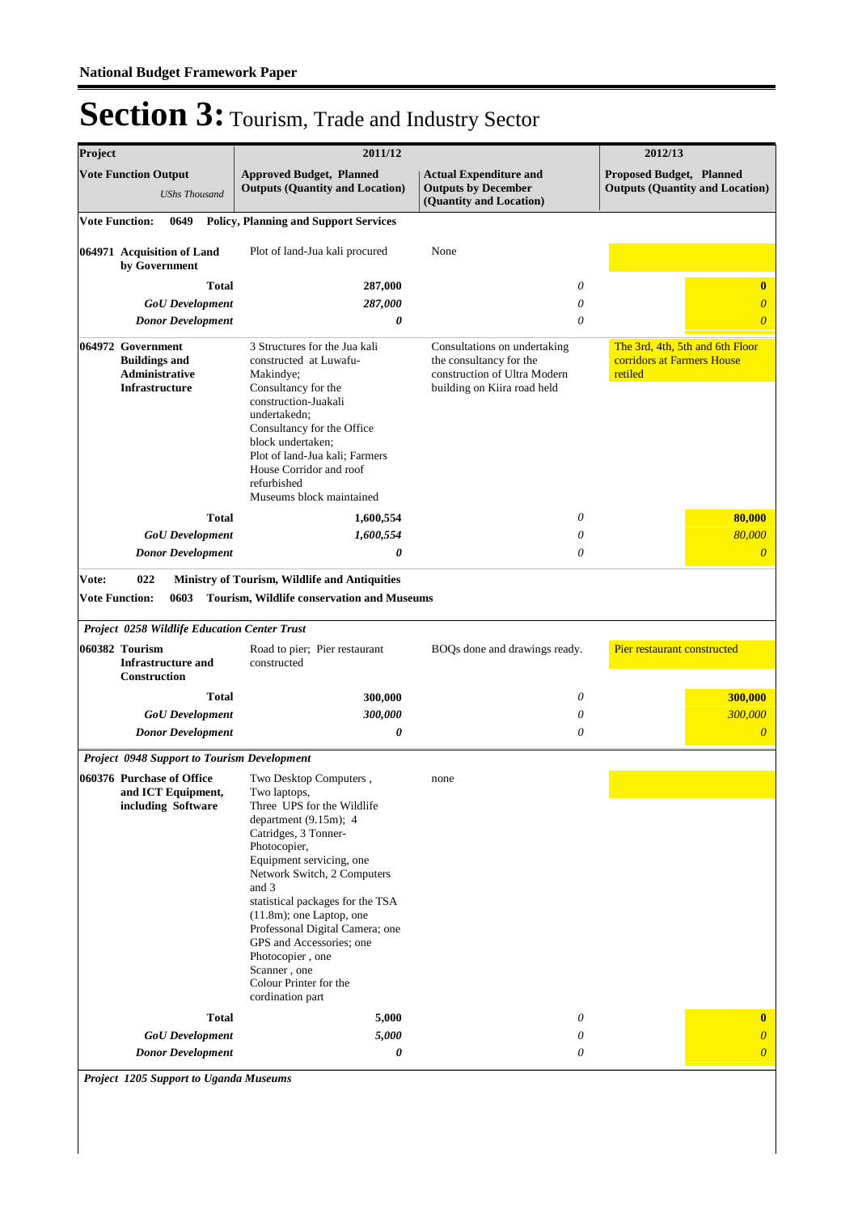**National Budget Framework Paper**

# Section 3: Tourism, Trade and Industry Sector

| Project | 2011/12 | | 2012/13 |
|---|---|---|---|
| **Vote Function Output** *UShs Thousand* | **Approved Budget, Planned Outputs (Quantity and Location)** | **Actual Expenditure and Outputs by December (Quantity and Location)** | **Proposed Budget, Planned Outputs (Quantity and Location)** |
| **Vote Function: 0649 Policy, Planning and Support Services** | | | |
| **064971 Acquisition of Land by Government** | Plot of land-Jua kali procured | None | |
| **Total** | **287,000** | *0* | **0** |
| ***GoU Development*** | ***287,000*** | *0* | *0* |
| ***Donor Development*** | ***0*** | *0* | *0* |
| **064972 Government Buildings and Administrative Infrastructure** | 3 Structures for the Jua kali constructed at Luwafu-Makindye; Consultancy for the construction-Juakali undertakedn; Consultancy for the Office block undertaken; Plot of land-Jua kali; Farmers House Corridor and roof refurbished Museums block maintained | Consultations on undertaking the consultancy for the construction of Ultra Modern building on Kiira road held | The 3rd, 4th, 5th and 6th Floor corridors at Farmers House retiled |
| **Total** | **1,600,554** | *0* | **80,000** |
| ***GoU Development*** | ***1,600,554*** | *0* | *80,000* |
| ***Donor Development*** | ***0*** | *0* | *0* |
| **Vote: 022 Ministry of Tourism, Wildlife and Antiquities** | | | |
| **Vote Function: 0603 Tourism, Wildlife conservation and Museums** | | | |
| ***Project 0258 Wildlife Education Center Trust*** | | | |
| **060382 Tourism Infrastructure and Construction** | Road to pier; Pier restaurant constructed | BOQs done and drawings ready. | Pier restaurant constructed |
| **Total** | **300,000** | *0* | **300,000** |
| ***GoU Development*** | ***300,000*** | *0* | *300,000* |
| ***Donor Development*** | ***0*** | *0* | *0* |
| ***Project 0948 Support to Tourism Development*** | | | |
| **060376 Purchase of Office and ICT Equipment, including Software** | Two Desktop Computers , Two laptops, Three UPS for the Wildlife department (9.15m); 4 Catridges, 3 Tonner-Photocopier, Equipment servicing, one Network Switch, 2 Computers and 3 statistical packages for the TSA (11.8m); one Laptop, one Professional Digital Camera; one GPS and Accessories; one Photocopier , one Scanner , one Colour Printer for the cordination part | none | |
| **Total** | **5,000** | *0* | **0** |
| ***GoU Development*** | ***5,000*** | *0* | *0* |
| ***Donor Development*** | ***0*** | *0* | *0* |
| ***Project 1205 Support to Uganda Museums*** | | | |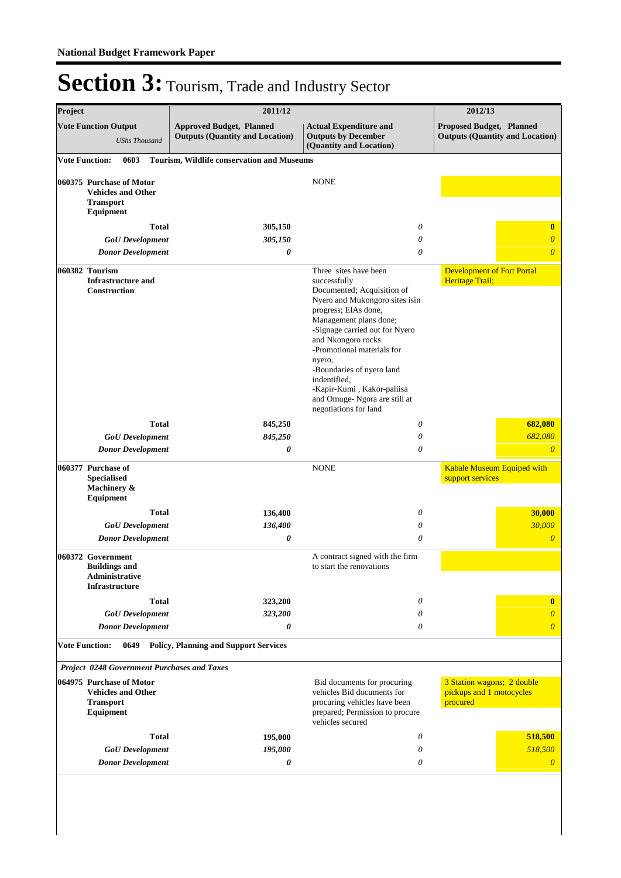**National Budget Framework Paper**

# Section 3: Tourism, Trade and Industry Sector

| Project | | 2011/12 | | 2012/13 | |
|---|---|---|---|---|---|
| **Vote Function Output** *UShs Thousand* | **Approved Budget, Planned Outputs (Quantity and Location)** | | **Actual Expenditure and Outputs by December (Quantity and Location)** | **Proposed Budget, Planned Outputs (Quantity and Location)** | |
| **Vote Function: 0603 Tourism, Wildlife conservation and Museums** | | | | | |
| **060375 Purchase of Motor Vehicles and Other Transport Equipment** | | | NONE | | |
| **Total** | | **305,150** | *0* | | **0** |
| ***GoU Development*** | | ***305,150*** | *0* | | *0* |
| ***Donor Development*** | | ***0*** | *0* | | *0* |
| **060382 Tourism Infrastructure and Construction** | | | Three sites have been successfully Documented; Acquisition of Nyero and Mukongoro sites isin progress; EIAs done, Management plans done; -Signage carried out for Nyero and Nkongoro rocks -Promotional materials for nyero, -Boundaries of nyero land indentified, -Kapir-Kumi , Kakor-paliisa and Omuge- Ngora are still at negotiations for land | Development of Fort Portal Heritage Trail; | |
| **Total** | | **845,250** | *0* | | **682,080** |
| ***GoU Development*** | | ***845,250*** | *0* | | *682,080* |
| ***Donor Development*** | | ***0*** | *0* | | *0* |
| **060377 Purchase of Specialised Machinery & Equipment** | | | NONE | Kabale Museum Equiped with support services | |
| **Total** | | **136,400** | *0* | | **30,000** |
| ***GoU Development*** | | ***136,400*** | *0* | | *30,000* |
| ***Donor Development*** | | ***0*** | *0* | | *0* |
| **060372 Government Buildings and Administrative Infrastructure** | | | A contract signed with the firm to start the renovations | | |
| **Total** | | **323,200** | *0* | | **0** |
| ***GoU Development*** | | ***323,200*** | *0* | | *0* |
| ***Donor Development*** | | ***0*** | *0* | | *0* |
| **Vote Function: 0649 Policy, Planning and Support Services** | | | | | |
| ***Project 0248 Government Purchases and Taxes*** | | | | | |
| **064975 Purchase of Motor Vehicles and Other Transport Equipment** | | | Bid documents for procuring vehicles Bid documents for procuring vehicles have been prepared; Permission to procure vehicles secured | 3 Station wagons; 2 double pickups and 1 motocycles procured | |
| **Total** | | **195,000** | *0* | | **518,500** |
| ***GoU Development*** | | ***195,000*** | *0* | | *518,500* |
| ***Donor Development*** | | ***0*** | *0* | | *0* |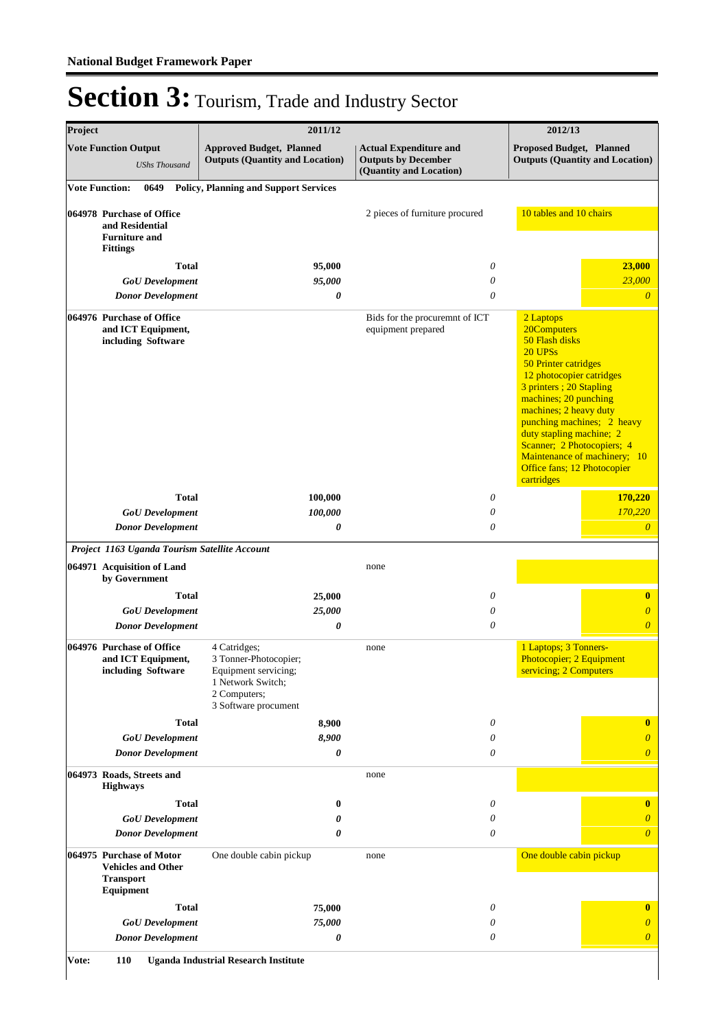# Section 3: Tourism, Trade and Industry Sector

| Project | 2011/12 | | 2012/13 |
|---|---|---|---|
| **Vote Function Output** *UShs Thousand* | **Approved Budget, Planned Outputs (Quantity and Location)** | **Actual Expenditure and Outputs by December (Quantity and Location)** | **Proposed Budget, Planned Outputs (Quantity and Location)** |
| **Vote Function: 0649 Policy, Planning and Support Services** | | | |
| **064978 Purchase of Office and Residential Furniture and Fittings** | | 2 pieces of furniture procured | 10 tables and 10 chairs |
| **Total** | 95,000 | *0* | **23,000** |
| ***GoU Development*** | *95,000* | *0* | *23,000* |
| ***Donor Development*** | *0* | *0* | *0* |
| **064976 Purchase of Office and ICT Equipment, including Software** | | Bids for the procuremnt of ICT equipment prepared | 2 Laptops<br>20Computers<br>50 Flash disks<br>20 UPSs<br>50 Printer catridges<br>12 photocopier catridges<br>3 printers ; 20 Stapling machines; 20 punching machines; 2 heavy duty punching machines; 2 heavy duty stapling machine; 2 Scanner; 2 Photocopiers; 4 Maintenance of machinery; 10 Office fans; 12 Photocopier cartridges |
| **Total** | 100,000 | *0* | **170,220** |
| ***GoU Development*** | *100,000* | *0* | *170,220* |
| ***Donor Development*** | *0* | *0* | *0* |
| ***Project 1163 Uganda Tourism Satellite Account*** | | | |
| **064971 Acquisition of Land by Government** | | none | |
| **Total** | 25,000 | *0* | **0** |
| ***GoU Development*** | *25,000* | *0* | *0* |
| ***Donor Development*** | *0* | *0* | *0* |
| **064976 Purchase of Office and ICT Equipment, including Software** | 4 Catridges;<br>3 Tonner-Photocopier;<br>Equipment servicing;<br>1 Network Switch;<br>2 Computers;<br>3 Software procument | none | 1 Laptops; 3 Tonners-Photocopier; 2 Equipment servicing; 2 Computers |
| **Total** | 8,900 | *0* | **0** |
| ***GoU Development*** | *8,900* | *0* | *0* |
| ***Donor Development*** | *0* | *0* | *0* |
| **064973 Roads, Streets and Highways** | | none | |
| **Total** | 0 | *0* | **0** |
| ***GoU Development*** | *0* | *0* | *0* |
| ***Donor Development*** | *0* | *0* | *0* |
| **064975 Purchase of Motor Vehicles and Other Transport Equipment** | One double cabin pickup | none | One double cabin pickup |
| **Total** | 75,000 | *0* | **0** |
| ***GoU Development*** | *75,000* | *0* | *0* |
| ***Donor Development*** | *0* | *0* | *0* |

**Vote: 110 Uganda Industrial Research Institute**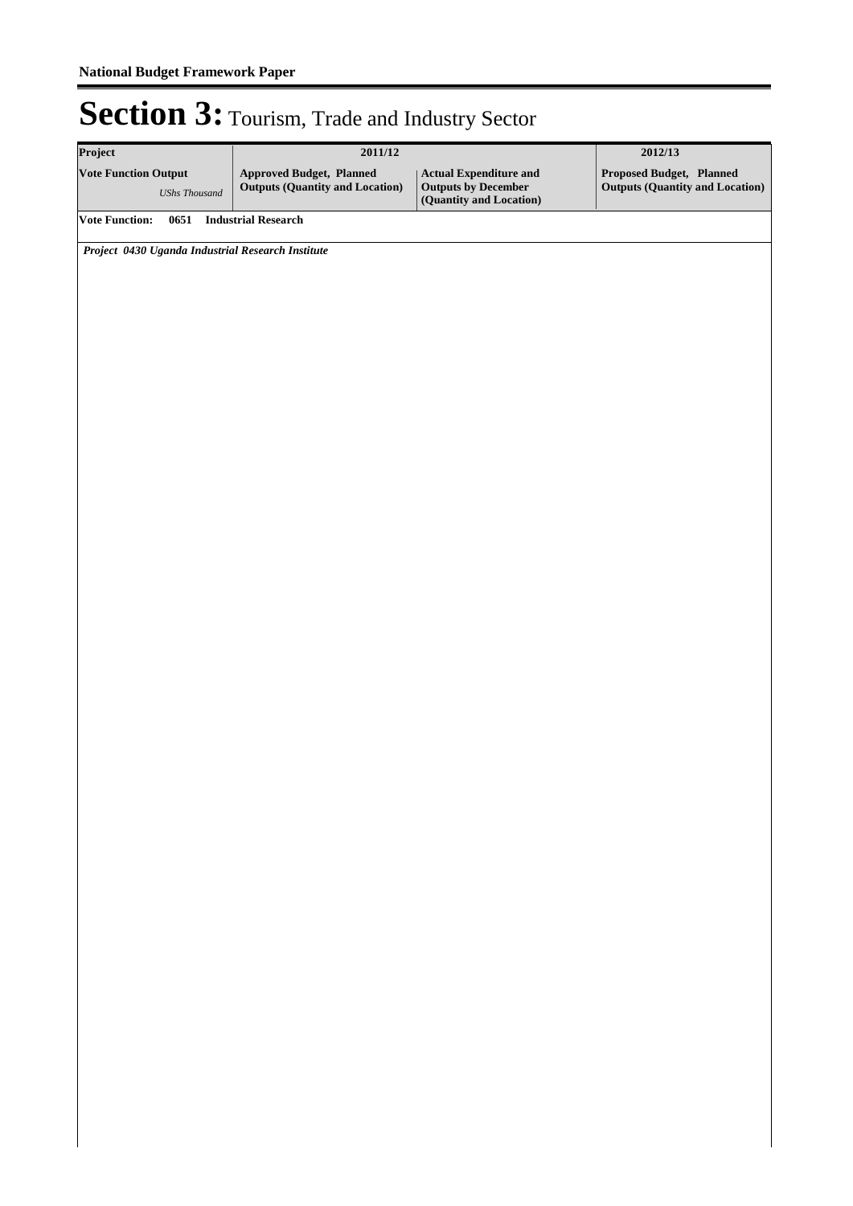# Section 3: Tourism, Trade and Industry Sector

| Project | 2011/12 | | 2012/13 |
|---|---|---|---|
| **Vote Function Output** *UShs Thousand* | **Approved Budget, Planned Outputs (Quantity and Location)** | **Actual Expenditure and Outputs by December (Quantity and Location)** | **Proposed Budget, Planned Outputs (Quantity and Location)** |
| **Vote Function: 0651 Industrial Research** | | | |
| ***Project 0430 Uganda Industrial Research Institute*** | | | |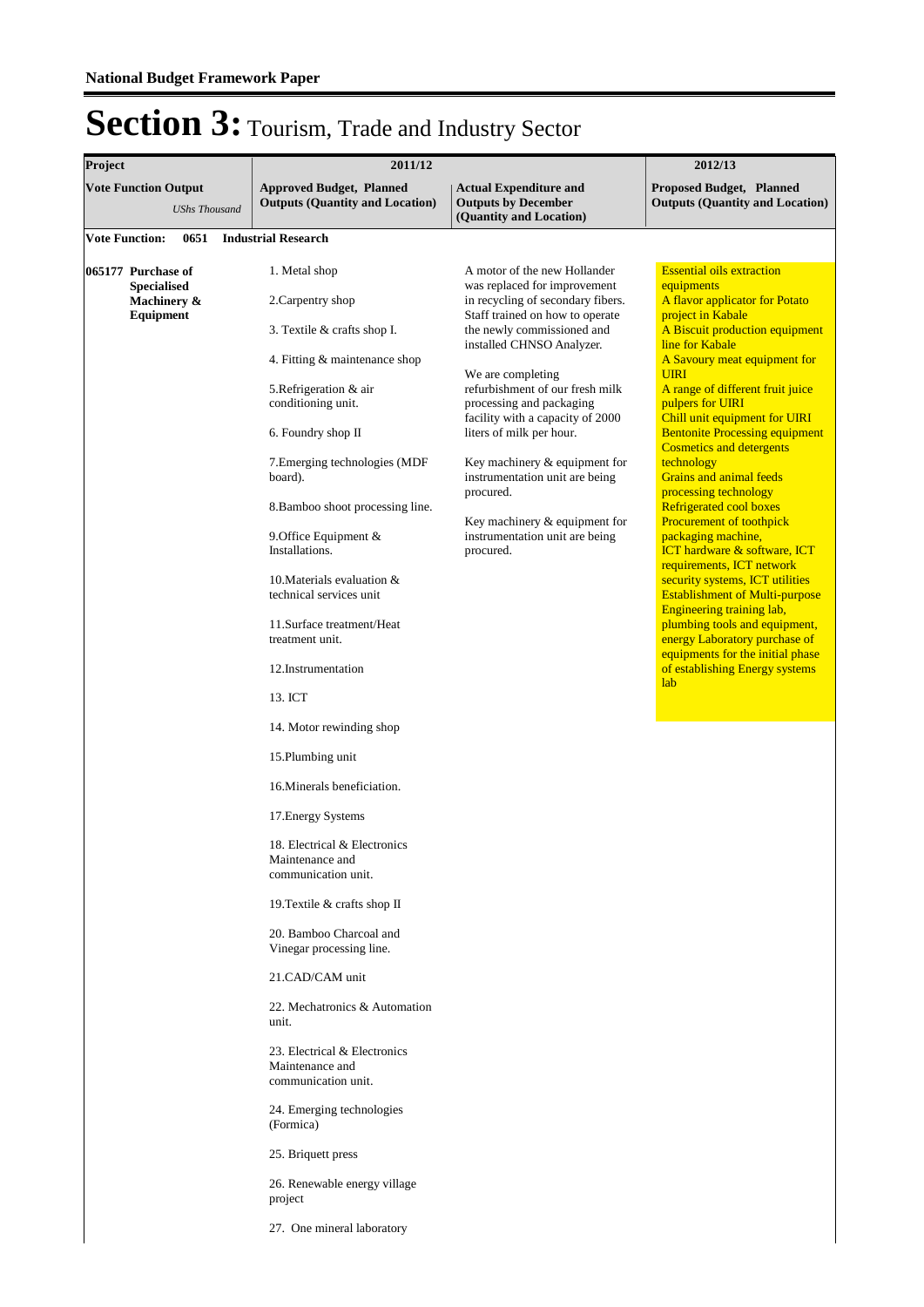**National Budget Framework Paper**

# Section 3: Tourism, Trade and Industry Sector

| Project | 2011/12 | | 2012/13 |
|---|---|---|---|
| **Vote Function Output** *UShs Thousand* | **Approved Budget, Planned Outputs (Quantity and Location)** | **Actual Expenditure and Outputs by December (Quantity and Location)** | **Proposed Budget, Planned Outputs (Quantity and Location)** |
| **Vote Function: 0651 Industrial Research** | | | |
| **065177 Purchase of Specialised Machinery & Equipment** | 1. Metal shop<br><br>2.Carpentry shop<br><br>3. Textile & crafts shop I.<br><br>4. Fitting & maintenance shop<br><br>5.Refrigeration & air conditioning unit.<br><br>6. Foundry shop II<br><br>7.Emerging technologies (MDF board).<br><br>8.Bamboo shoot processing line.<br><br>9.Office Equipment & Installations.<br><br>10.Materials evaluation & technical services unit<br><br>11.Surface treatment/Heat treatment unit.<br><br>12.Instrumentation<br><br>13. ICT<br><br>14. Motor rewinding shop<br><br>15.Plumbing unit<br><br>16.Minerals beneficiation.<br><br>17.Energy Systems<br><br>18. Electrical & Electronics Maintenance and communication unit.<br><br>19.Textile & crafts shop II<br><br>20. Bamboo Charcoal and Vinegar processing line.<br><br>21.CAD/CAM unit<br><br>22. Mechatronics & Automation unit.<br><br>23. Electrical & Electronics Maintenance and communication unit.<br><br>24. Emerging technologies (Formica)<br><br>25. Briquett press<br><br>26. Renewable energy village project<br><br>27. One mineral laboratory | A motor of the new Hollander was replaced for improvement in recycling of secondary fibers. Staff trained on how to operate the newly commissioned and installed CHNSO Analyzer.<br><br>We are completing refurbishment of our fresh milk processing and packaging facility with a capacity of 2000 liters of milk per hour.<br><br>Key machinery & equipment for instrumentation unit are being procured.<br><br>Key machinery & equipment for instrumentation unit are being procured. | Essential oils extraction equipments<br>A flavor applicator for Potato project in Kabale<br>A Biscuit production equipment line for Kabale<br>A Savoury meat equipment for UIRI<br>A range of different fruit juice pulpers for UIRI<br>Chill unit equipment for UIRI<br>Bentonite Processing equipment<br>Cosmetics and detergents technology<br>Grains and animal feeds processing technology<br>Refrigerated cool boxes<br>Procurement of toothpick packaging machine,<br>ICT hardware & software, ICT requirements, ICT network security systems, ICT utilities<br>Establishment of Multi-purpose Engineering training lab,<br>plumbing tools and equipment, energy Laboratory purchase of equipments for the initial phase of establishing Energy systems lab |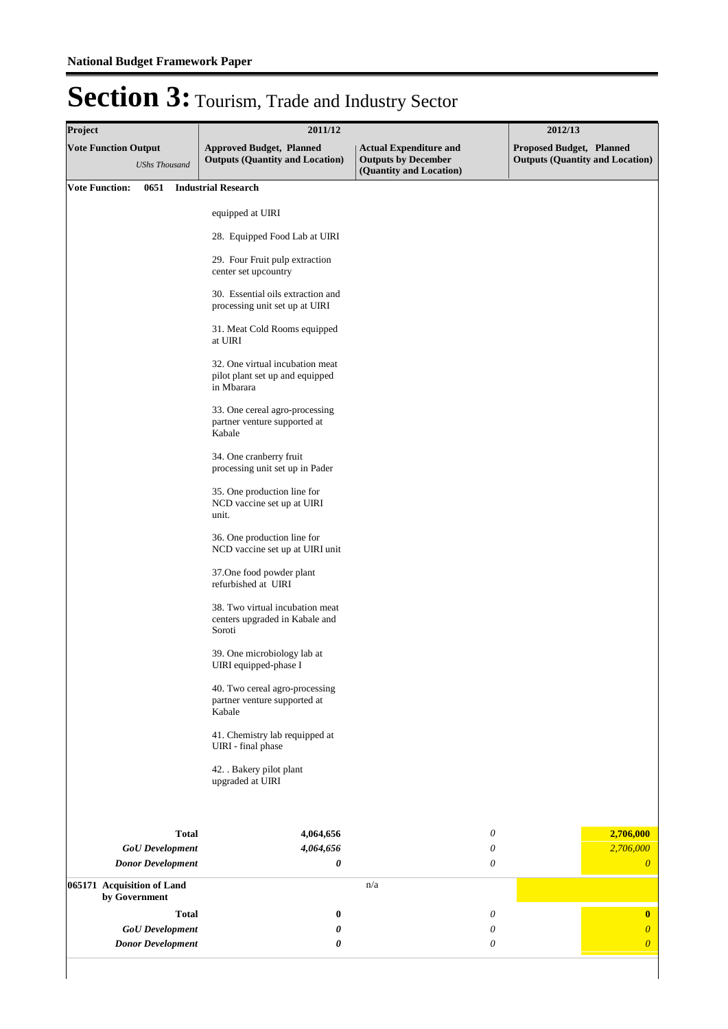# Section 3: Tourism, Trade and Industry Sector

| Project | 2011/12 | | 2012/13 |
|---|---|---|---|
| **Vote Function Output** *UShs Thousand* | **Approved Budget, Planned Outputs (Quantity and Location)** | **Actual Expenditure and Outputs by December (Quantity and Location)** | **Proposed Budget, Planned Outputs (Quantity and Location)** |
| **Vote Function: 0651 Industrial Research** | | | |
| | equipped at UIRI<br><br>28. Equipped Food Lab at UIRI<br><br>29. Four Fruit pulp extraction center set upcountry<br><br>30. Essential oils extraction and processing unit set up at UIRI<br><br>31. Meat Cold Rooms equipped at UIRI<br><br>32. One virtual incubation meat pilot plant set up and equipped in Mbarara<br><br>33. One cereal agro-processing partner venture supported at Kabale<br><br>34. One cranberry fruit processing unit set up in Pader<br><br>35. One production line for NCD vaccine set up at UIRI unit.<br><br>36. One production line for NCD vaccine set up at UIRI unit<br><br>37.One food powder plant refurbished at UIRI<br><br>38. Two virtual incubation meat centers upgraded in Kabale and Soroti<br><br>39. One microbiology lab at UIRI equipped-phase I<br><br>40. Two cereal agro-processing partner venture supported at Kabale<br><br>41. Chemistry lab requipped at UIRI - final phase<br><br>42. . Bakery pilot plant upgraded at UIRI | | |
| **Total** | **4,064,656** | *0* | **2,706,000** |
| ***GoU Development*** | ***4,064,656*** | *0* | *2,706,000* |
| ***Donor Development*** | ***0*** | *0* | *0* |
| **065171 Acquisition of Land by Government** | | n/a | |
| **Total** | **0** | *0* | **0** |
| ***GoU Development*** | ***0*** | *0* | *0* |
| ***Donor Development*** | ***0*** | *0* | *0* |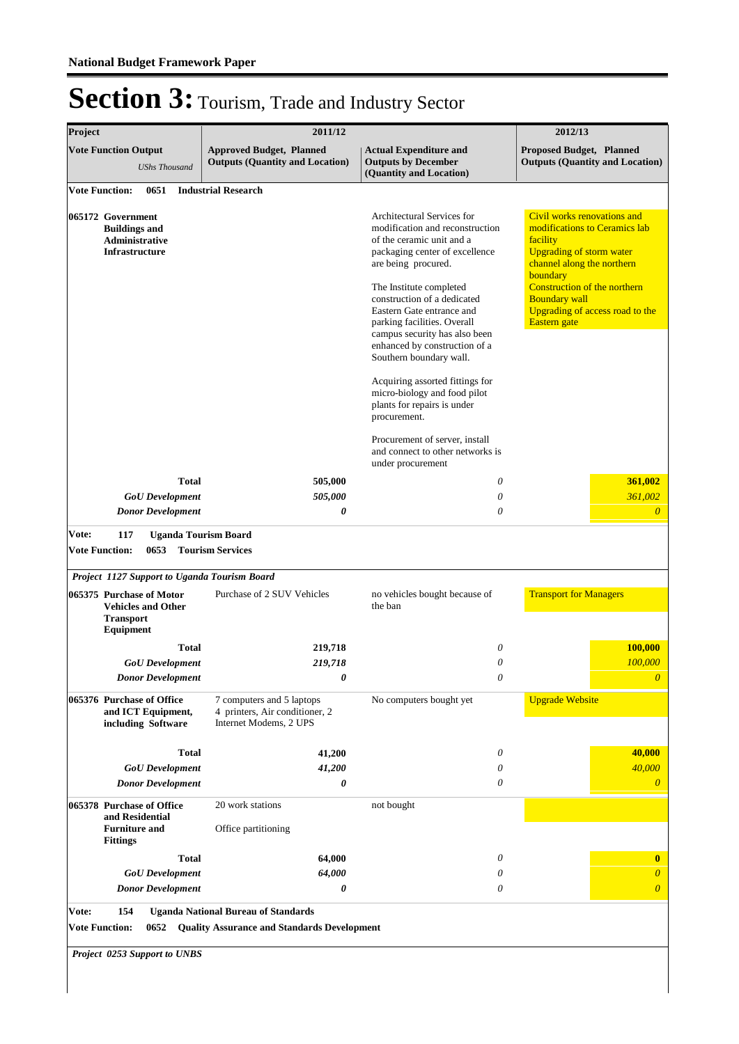**National Budget Framework Paper**

# Section 3: Tourism, Trade and Industry Sector

| Project | 2011/12 | | 2012/13 |
|---|---|---|---|
| **Vote Function Output** *UShs Thousand* | **Approved Budget, Planned Outputs (Quantity and Location)** | **Actual Expenditure and Outputs by December (Quantity and Location)** | **Proposed Budget, Planned Outputs (Quantity and Location)** |
| **Vote Function: 0651 Industrial Research** | | | |
| **065172 Government Buildings and Administrative Infrastructure** | | Architectural Services for modification and reconstruction of the ceramic unit and a packaging center of excellence are being procured.<br><br>The Institute completed construction of a dedicated Eastern Gate entrance and parking facilities. Overall campus security has also been enhanced by construction of a Southern boundary wall.<br><br>Acquiring assorted fittings for micro-biology and food pilot plants for repairs is under procurement.<br><br>Procurement of server, install and connect to other networks is under procurement | Civil works renovations and modifications to Ceramics lab facility<br>Upgrading of storm water channel along the northern boundary<br>Construction of the northern Boundary wall<br>Upgrading of access road to the Eastern gate |
| **Total** | **505,000** | *0* | **361,002** |
| ***GoU Development*** | ***505,000*** | *0* | *361,002* |
| ***Donor Development*** | ***0*** | *0* | *0* |
| **Vote: 117 Uganda Tourism Board** | | | |
| **Vote Function: 0653 Tourism Services** | | | |
| ***Project 1127 Support to Uganda Tourism Board*** | | | |
| **065375 Purchase of Motor Vehicles and Other Transport Equipment** | Purchase of 2 SUV Vehicles | no vehicles bought because of the ban | Transport for Managers |
| **Total** | **219,718** | *0* | **100,000** |
| ***GoU Development*** | ***219,718*** | *0* | *100,000* |
| ***Donor Development*** | ***0*** | *0* | *0* |
| **065376 Purchase of Office and ICT Equipment, including Software** | 7 computers and 5 laptops<br>4 printers, Air conditioner, 2 Internet Modems, 2 UPS | No computers bought yet | Upgrade Website |
| **Total** | **41,200** | *0* | **40,000** |
| ***GoU Development*** | ***41,200*** | *0* | *40,000* |
| ***Donor Development*** | ***0*** | *0* | *0* |
| **065378 Purchase of Office and Residential Furniture and Fittings** | 20 work stations<br><br>Office partitioning | not bought | |
| **Total** | **64,000** | *0* | **0** |
| ***GoU Development*** | ***64,000*** | *0* | *0* |
| ***Donor Development*** | ***0*** | *0* | *0* |
| **Vote: 154 Uganda National Bureau of Standards** | | | |
| **Vote Function: 0652 Quality Assurance and Standards Development** | | | |
| ***Project 0253 Support to UNBS*** | | | |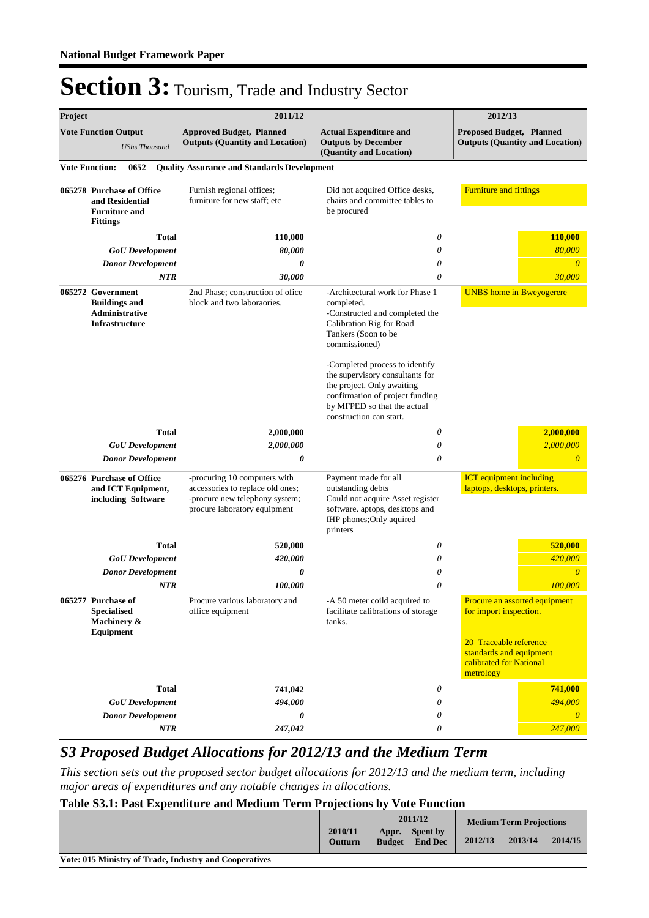## Section 3: Tourism, Trade and Industry Sector

| Project | 2011/12 | | 2012/13 |
|---|---|---|---|
| **Vote Function Output** *UShs Thousand* | **Approved Budget, Planned Outputs (Quantity and Location)** | **Actual Expenditure and Outputs by December (Quantity and Location)** | **Proposed Budget, Planned Outputs (Quantity and Location)** |
| **Vote Function: 0652 Quality Assurance and Standards Development** | | | |
| **065278 Purchase of Office and Residential Furniture and Fittings** | Furnish regional offices; furniture for new staff; etc | Did not acquired Office desks, chairs and committee tables to be procured | Furniture and fittings |
| **Total** | **110,000** | *0* | **110,000** |
| ***GoU Development*** | ***80,000*** | *0* | *80,000* |
| ***Donor Development*** | ***0*** | *0* | *0* |
| ***NTR*** | ***30,000*** | *0* | *30,000* |
| **065272 Government Buildings and Administrative Infrastructure** | 2nd Phase; construction of ofice block and two laboraories. | -Architectural work for Phase 1 completed.<br>-Constructed and completed the Calibration Rig for Road Tankers (Soon to be commissioned)<br><br>-Completed process to identify the supervisory consultants for the project. Only awaiting confirmation of project funding by MFPED so that the actual construction can start. | UNBS home in Bweyogerere |
| **Total** | **2,000,000** | *0* | **2,000,000** |
| ***GoU Development*** | ***2,000,000*** | *0* | *2,000,000* |
| ***Donor Development*** | ***0*** | *0* | *0* |
| **065276 Purchase of Office and ICT Equipment, including Software** | -procuring 10 computers with accessories to replace old ones;<br>-procure new telephony system;<br>procure laboratory equipment | Payment made for all outstanding debts<br>Could not acquire Asset register software. aptops, desktops and IHP phones;Only aquired printers | ICT equipment including laptops, desktops, printers. |
| **Total** | **520,000** | *0* | **520,000** |
| ***GoU Development*** | ***420,000*** | *0* | *420,000* |
| ***Donor Development*** | ***0*** | *0* | *0* |
| ***NTR*** | ***100,000*** | *0* | *100,000* |
| **065277 Purchase of Specialised Machinery & Equipment** | Procure various laboratory and office equipment | -A 50 meter coild acquired to facilitate calibrations of storage tanks. | Procure an assorted equipment for import inspection.<br><br>20 Traceable reference standards and equipment calibrated for National metrology |
| **Total** | **741,042** | *0* | **741,000** |
| ***GoU Development*** | ***494,000*** | *0* | *494,000* |
| ***Donor Development*** | ***0*** | *0* | *0* |
| ***NTR*** | ***247,042*** | *0* | *247,000* |

## *S3 Proposed Budget Allocations for 2012/13 and the Medium Term*

*This section sets out the proposed sector budget allocations for 2012/13 and the medium term, including major areas of expenditures and any notable changes in allocations.*

### Table S3.1: Past Expenditure and Medium Term Projections by Vote Function

| | 2010/11 Outturn | 2011/12 Appr. Budget | 2011/12 Spent by End Dec | Medium Term Projections 2012/13 | 2013/14 | 2014/15 |
|---|---|---|---|---|---|---|
| **Vote: 015 Ministry of Trade, Industry and Cooperatives** | | | | | | |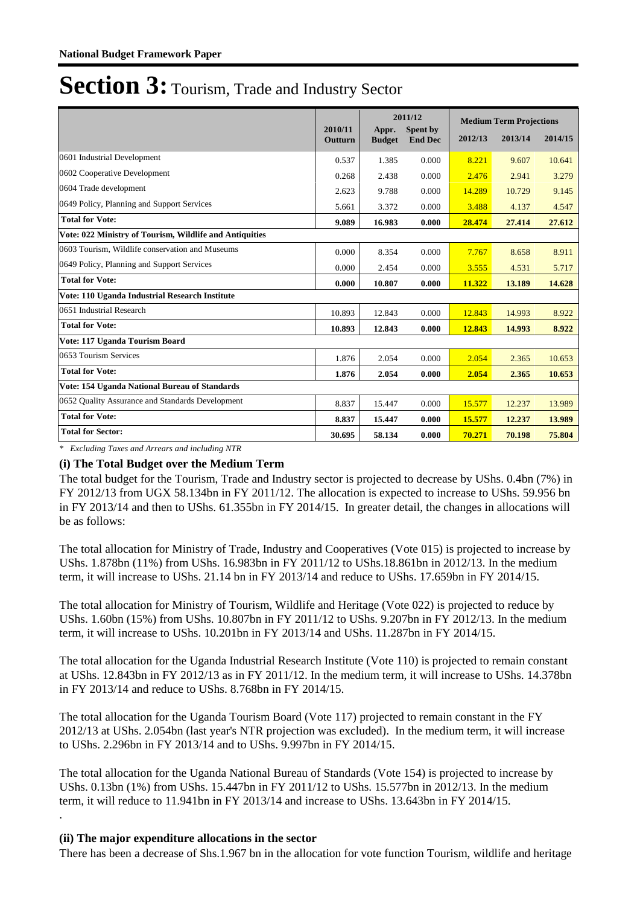**National Budget Framework Paper**

# Section 3: Tourism, Trade and Industry Sector

| | 2010/11 Outturn | 2011/12 Appr. Budget | 2011/12 Spent by End Dec | Medium Term Projections 2012/13 | 2013/14 | 2014/15 |
|---|---|---|---|---|---|---|
| 0601 Industrial Development | 0.537 | 1.385 | 0.000 | 8.221 | 9.607 | 10.641 |
| 0602 Cooperative Development | 0.268 | 2.438 | 0.000 | 2.476 | 2.941 | 3.279 |
| 0604 Trade development | 2.623 | 9.788 | 0.000 | 14.289 | 10.729 | 9.145 |
| 0649 Policy, Planning and Support Services | 5.661 | 3.372 | 0.000 | 3.488 | 4.137 | 4.547 |
| **Total for Vote:** | **9.089** | **16.983** | **0.000** | **28.474** | **27.414** | **27.612** |
| **Vote: 022 Ministry of Tourism, Wildlife and Antiquities** | | | | | | |
| 0603 Tourism, Wildlife conservation and Museums | 0.000 | 8.354 | 0.000 | 7.767 | 8.658 | 8.911 |
| 0649 Policy, Planning and Support Services | 0.000 | 2.454 | 0.000 | 3.555 | 4.531 | 5.717 |
| **Total for Vote:** | **0.000** | **10.807** | **0.000** | **11.322** | **13.189** | **14.628** |
| **Vote: 110 Uganda Industrial Research Institute** | | | | | | |
| 0651 Industrial Research | 10.893 | 12.843 | 0.000 | 12.843 | 14.993 | 8.922 |
| **Total for Vote:** | **10.893** | **12.843** | **0.000** | **12.843** | **14.993** | **8.922** |
| **Vote: 117 Uganda Tourism Board** | | | | | | |
| 0653 Tourism Services | 1.876 | 2.054 | 0.000 | 2.054 | 2.365 | 10.653 |
| **Total for Vote:** | **1.876** | **2.054** | **0.000** | **2.054** | **2.365** | **10.653** |
| **Vote: 154 Uganda National Bureau of Standards** | | | | | | |
| 0652 Quality Assurance and Standards Development | 8.837 | 15.447 | 0.000 | 15.577 | 12.237 | 13.989 |
| **Total for Vote:** | **8.837** | **15.447** | **0.000** | **15.577** | **12.237** | **13.989** |
| **Total for Sector:** | **30.695** | **58.134** | **0.000** | **70.271** | **70.198** | **75.804** |

*\* Excluding Taxes and Arrears and including NTR*

**(i) The Total Budget over the Medium Term**

The total budget for the Tourism, Trade and Industry sector is projected to decrease by UShs. 0.4bn (7%) in FY 2012/13 from UGX 58.134bn in FY 2011/12. The allocation is expected to increase to UShs. 59.956 bn in FY 2013/14 and then to UShs. 61.355bn in FY 2014/15. In greater detail, the changes in allocations will be as follows:

The total allocation for Ministry of Trade, Industry and Cooperatives (Vote 015) is projected to increase by UShs. 1.878bn (11%) from UShs. 16.983bn in FY 2011/12 to UShs.18.861bn in 2012/13. In the medium term, it will increase to UShs. 21.14 bn in FY 2013/14 and reduce to UShs. 17.659bn in FY 2014/15.

The total allocation for Ministry of Tourism, Wildlife and Heritage (Vote 022) is projected to reduce by UShs. 1.60bn (15%) from UShs. 10.807bn in FY 2011/12 to UShs. 9.207bn in FY 2012/13. In the medium term, it will increase to UShs. 10.201bn in FY 2013/14 and UShs. 11.287bn in FY 2014/15.

The total allocation for the Uganda Industrial Research Institute (Vote 110) is projected to remain constant at UShs. 12.843bn in FY 2012/13 as in FY 2011/12. In the medium term, it will increase to UShs. 14.378bn in FY 2013/14 and reduce to UShs. 8.768bn in FY 2014/15.

The total allocation for the Uganda Tourism Board (Vote 117) projected to remain constant in the FY 2012/13 at UShs. 2.054bn (last year's NTR projection was excluded). In the medium term, it will increase to UShs. 2.296bn in FY 2013/14 and to UShs. 9.997bn in FY 2014/15.

The total allocation for the Uganda National Bureau of Standards (Vote 154) is projected to increase by UShs. 0.13bn (1%) from UShs. 15.447bn in FY 2011/12 to UShs. 15.577bn in 2012/13. In the medium term, it will reduce to 11.941bn in FY 2013/14 and increase to UShs. 13.643bn in FY 2014/15.

.

**(ii) The major expenditure allocations in the sector**

There has been a decrease of Shs.1.967 bn in the allocation for vote function Tourism, wildlife and heritage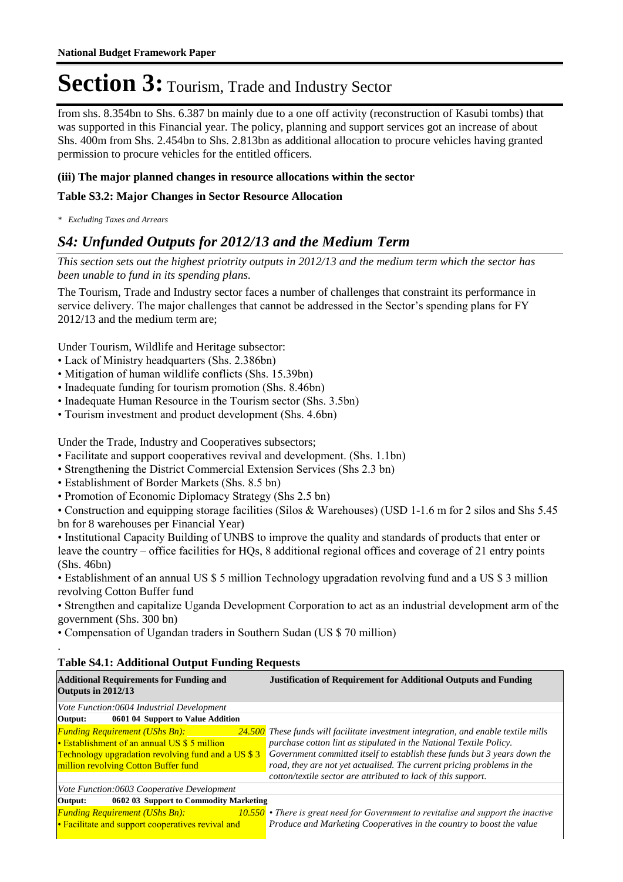# Section 3: Tourism, Trade and Industry Sector

from shs. 8.354bn to Shs. 6.387 bn mainly due to a one off activity (reconstruction of Kasubi tombs) that was supported in this Financial year. The policy, planning and support services got an increase of about Shs. 400m from Shs. 2.454bn to Shs. 2.813bn as additional allocation to procure vehicles having granted permission to procure vehicles for the entitled officers.

**(iii) The major planned changes in resource allocations within the sector**

**Table S3.2: Major Changes in Sector Resource Allocation**

*\* Excluding Taxes and Arrears*

## *S4: Unfunded Outputs for 2012/13 and the Medium Term*

*This section sets out the highest priotrity outputs in 2012/13 and the medium term which the sector has been unable to fund in its spending plans.*

The Tourism, Trade and Industry sector faces a number of challenges that constraint its performance in service delivery. The major challenges that cannot be addressed in the Sector's spending plans for FY 2012/13 and the medium term are;

Under Tourism, Wildlife and Heritage subsector:
- Lack of Ministry headquarters (Shs. 2.386bn)
- Mitigation of human wildlife conflicts (Shs. 15.39bn)
- Inadequate funding for tourism promotion (Shs. 8.46bn)
- Inadequate Human Resource in the Tourism sector (Shs. 3.5bn)
- Tourism investment and product development (Shs. 4.6bn)

Under the Trade, Industry and Cooperatives subsectors;
- Facilitate and support cooperatives revival and development. (Shs. 1.1bn)
- Strengthening the District Commercial Extension Services (Shs 2.3 bn)
- Establishment of Border Markets (Shs. 8.5 bn)
- Promotion of Economic Diplomacy Strategy (Shs 2.5 bn)
- Construction and equipping storage facilities (Silos & Warehouses) (USD 1-1.6 m for 2 silos and Shs 5.45 bn for 8 warehouses per Financial Year)
- Institutional Capacity Building of UNBS to improve the quality and standards of products that enter or leave the country – office facilities for HQs, 8 additional regional offices and coverage of 21 entry points (Shs. 46bn)
- Establishment of an annual US $ 5 million Technology upgradation revolving fund and a US $ 3 million revolving Cotton Buffer fund
- Strengthen and capitalize Uganda Development Corporation to act as an industrial development arm of the government (Shs. 300 bn)
- Compensation of Ugandan traders in Southern Sudan (US $ 70 million)

.

**Table S4.1: Additional Output Funding Requests**

| Additional Requirements for Funding and Outputs in 2012/13 | | Justification of Requirement for Additional Outputs and Funding |
|---|---|---|
| *Vote Function:0604 Industrial Development* | | |
| **Output: 0601 04 Support to Value Addition** | | |
| *Funding Requirement (UShs Bn):* • Establishment of an annual US $ 5 million Technology upgradation revolving fund and a US $ 3 million revolving Cotton Buffer fund | *24.500* | *These funds will facilitate investment integration, and enable textile mills purchase cotton lint as stipulated in the National Textile Policy. Government committed itself to establish these funds but 3 years down the road, they are not yet actualised. The current pricing problems in the cotton/textile sector are attributed to lack of this support.* |
| *Vote Function:0603 Cooperative Development* | | |
| **Output: 0602 03 Support to Commodity Marketing** | | |
| *Funding Requirement (UShs Bn):* • Facilitate and support cooperatives revival and | *10.550* | *• There is great need for Government to revitalise and support the inactive Produce and Marketing Cooperatives in the country to boost the value* |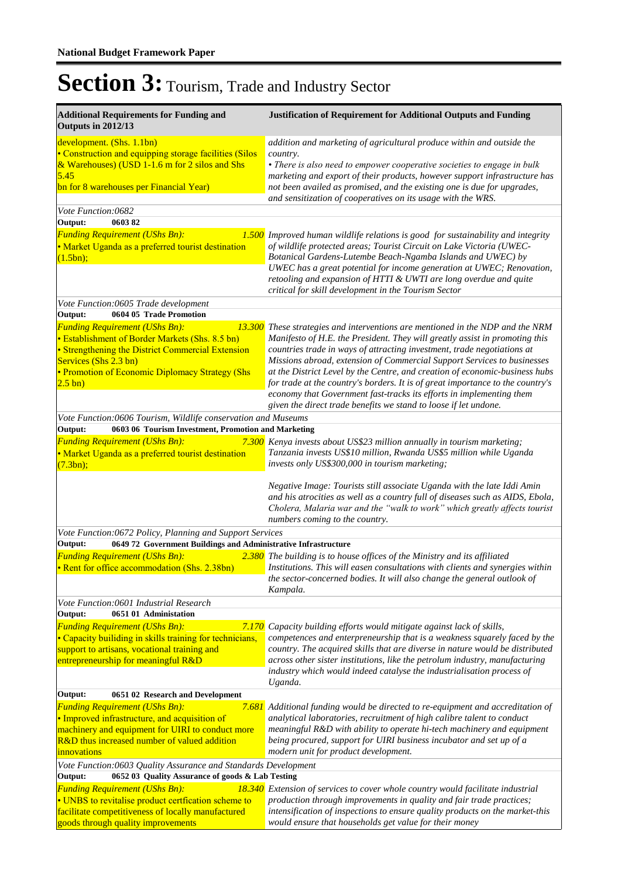# Section 3: Tourism, Trade and Industry Sector

| Additional Requirements for Funding and Outputs in 2012/13 | Justification of Requirement for Additional Outputs and Funding |
|---|---|
| development. (Shs. 1.1bn)<br>• Construction and equipping storage facilities (Silos & Warehouses) (USD 1-1.6 m for 2 silos and Shs 5.45 bn for 8 warehouses per Financial Year) | *addition and marketing of agricultural produce within and outside the country.*<br>*• There is also need to empower cooperative societies to engage in bulk marketing and export of their products, however support infrastructure has not been availed as promised, and the existing one is due for upgrades, and sensitization of cooperatives on its usage with the WRS.* |
| *Vote Function:0682* | |
| **Output: 0603 82** | |
| *Funding Requirement (UShs Bn):* *1.500*<br>• Market Uganda as a preferred tourist destination (1.5bn); | *Improved human wildlife relations is good for sustainability and integrity of wildlife protected areas; Tourist Circuit on Lake Victoria (UWEC-Botanical Gardens-Lutembe Beach-Ngamba Islands and UWEC) by UWEC has a great potential for income generation at UWEC; Renovation, retooling and expansion of HTTI & UWTI are long overdue and quite critical for skill development in the Tourism Sector* |
| *Vote Function:0605 Trade development* | |
| **Output: 0604 05 Trade Promotion** | |
| *Funding Requirement (UShs Bn):* *13.300*<br>• Establishment of Border Markets (Shs. 8.5 bn)<br>• Strengthening the District Commercial Extension Services (Shs 2.3 bn)<br>• Promotion of Economic Diplomacy Strategy (Shs 2.5 bn) | *These strategies and interventions are mentioned in the NDP and the NRM Manifesto of H.E. the President. They will greatly assist in promoting this countries trade in ways of attracting investment, trade negotiations at Missions abroad, extension of Commercial Support Services to businesses at the District Level by the Centre, and creation of economic-business hubs for trade at the country's borders. It is of great importance to the country's economy that Government fast-tracks its efforts in implementing them given the direct trade benefits we stand to loose if let undone.* |
| *Vote Function:0606 Tourism, Wildlife conservation and Museums* | |
| **Output: 0603 06 Tourism Investment, Promotion and Marketing** | |
| *Funding Requirement (UShs Bn):* *7.300*<br>• Market Uganda as a preferred tourist destination (7.3bn); | *Kenya invests about US$23 million annually in tourism marketing; Tanzania invests US$10 million, Rwanda US$5 million while Uganda invests only US$300,000 in tourism marketing;*<br><br>*Negative Image: Tourists still associate Uganda with the late Iddi Amin and his atrocities as well as a country full of diseases such as AIDS, Ebola, Cholera, Malaria war and the "walk to work" which greatly affects tourist numbers coming to the country.* |
| *Vote Function:0672 Policy, Planning and Support Services* | |
| **Output: 0649 72 Government Buildings and Administrative Infrastructure** | |
| *Funding Requirement (UShs Bn):* *2.380*<br>• Rent for office accommodation (Shs. 2.38bn) | *The building is to house offices of the Ministry and its affiliated Institutions. This will easen consultations with clients and synergies within the sector-concerned bodies. It will also change the general outlook of Kampala.* |
| *Vote Function:0601 Industrial Research* | |
| **Output: 0651 01 Administation** | |
| *Funding Requirement (UShs Bn):* *7.170*<br>• Capacity builiding in skills training for technicians, support to artisans, vocational training and entrepreneurship for meaningful R&D | *Capacity building efforts would mitigate against lack of skills, competences and enterpreneurship that is a weakness squarely faced by the country. The acquired skills that are diverse in nature would be distributed across other sister institutions, like the petrolum industry, manufacturing industry which would indeed catalyse the industrialisation process of Uganda.* |
| **Output: 0651 02 Research and Development** | |
| *Funding Requirement (UShs Bn):* *7.681*<br>• Improved infrastructure, and acquisition of machinery and equipment for UIRI to conduct more R&D thus increased number of valued addition innovations | *Additional funding would be directed to re-equipment and accreditation of analytical laboratories, recruitment of high calibre talent to conduct meaningful R&D with ability to operate hi-tech machinery and equipment being procured, support for UIRI business incubator and set up of a modern unit for product development.* |
| *Vote Function:0603 Quality Assurance and Standards Development* | |
| **Output: 0652 03 Quality Assurance of goods & Lab Testing** | |
| *Funding Requirement (UShs Bn):* *18.340*<br>• UNBS to revitalise product certfication scheme to facilitate competitiveness of locally manufactured goods through quality improvements | *Extension of services to cover whole country would facilitate industrial production through improvements in quality and fair trade practices; intensification of inspections to ensure quality products on the market-this would ensure that households get value for their money* |